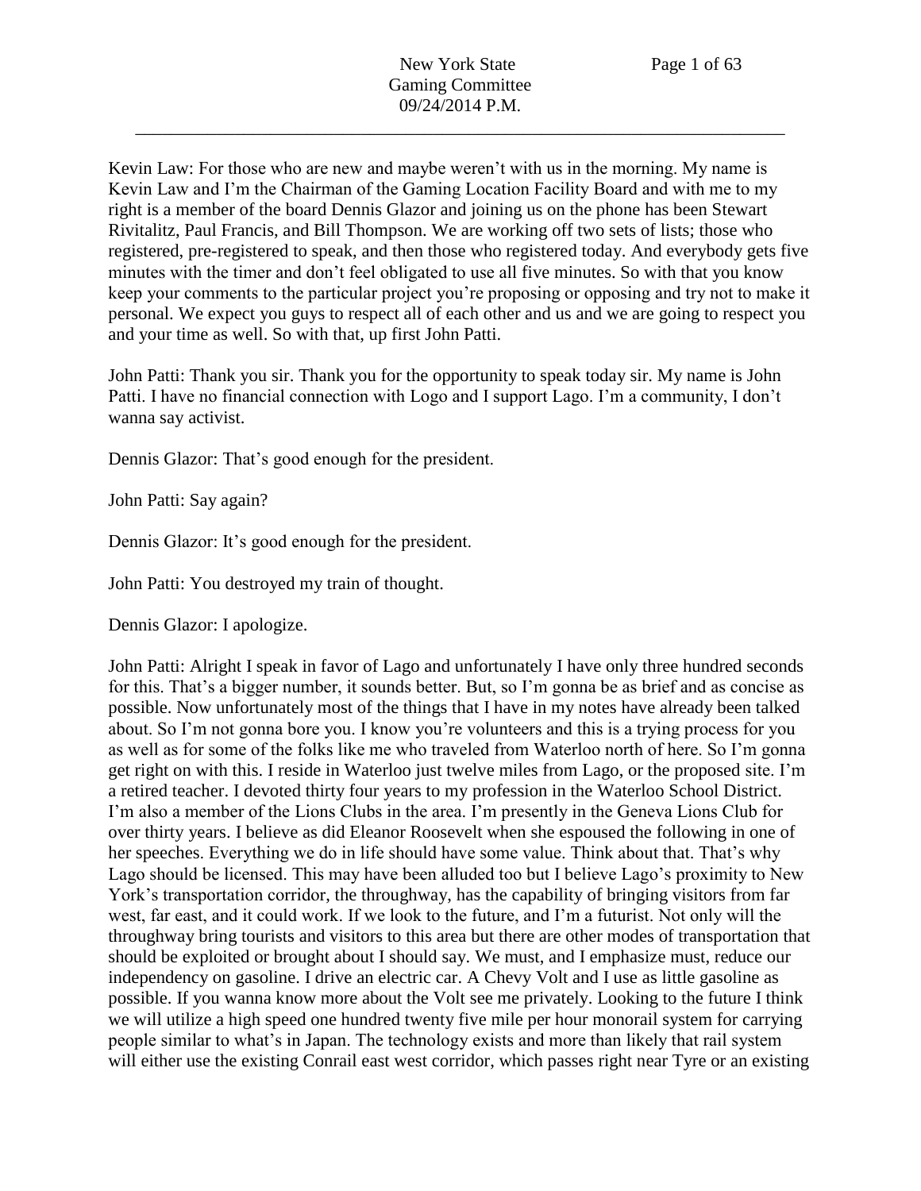Kevin Law: For those who are new and maybe weren't with us in the morning. My name is Kevin Law and I'm the Chairman of the Gaming Location Facility Board and with me to my right is a member of the board Dennis Glazor and joining us on the phone has been Stewart Rivitalitz, Paul Francis, and Bill Thompson. We are working off two sets of lists; those who registered, pre-registered to speak, and then those who registered today. And everybody gets five minutes with the timer and don't feel obligated to use all five minutes. So with that you know keep your comments to the particular project you're proposing or opposing and try not to make it personal. We expect you guys to respect all of each other and us and we are going to respect you and your time as well. So with that, up first John Patti.

John Patti: Thank you sir. Thank you for the opportunity to speak today sir. My name is John Patti. I have no financial connection with Logo and I support Lago. I'm a community, I don't wanna say activist.

Dennis Glazor: That's good enough for the president.

John Patti: Say again?

Dennis Glazor: It's good enough for the president.

John Patti: You destroyed my train of thought.

Dennis Glazor: I apologize.

John Patti: Alright I speak in favor of Lago and unfortunately I have only three hundred seconds for this. That's a bigger number, it sounds better. But, so I'm gonna be as brief and as concise as possible. Now unfortunately most of the things that I have in my notes have already been talked about. So I'm not gonna bore you. I know you're volunteers and this is a trying process for you as well as for some of the folks like me who traveled from Waterloo north of here. So I'm gonna get right on with this. I reside in Waterloo just twelve miles from Lago, or the proposed site. I'm a retired teacher. I devoted thirty four years to my profession in the Waterloo School District. I'm also a member of the Lions Clubs in the area. I'm presently in the Geneva Lions Club for over thirty years. I believe as did Eleanor Roosevelt when she espoused the following in one of her speeches. Everything we do in life should have some value. Think about that. That's why Lago should be licensed. This may have been alluded too but I believe Lago's proximity to New York's transportation corridor, the throughway, has the capability of bringing visitors from far west, far east, and it could work. If we look to the future, and I'm a futurist. Not only will the throughway bring tourists and visitors to this area but there are other modes of transportation that should be exploited or brought about I should say. We must, and I emphasize must, reduce our independency on gasoline. I drive an electric car. A Chevy Volt and I use as little gasoline as possible. If you wanna know more about the Volt see me privately. Looking to the future I think we will utilize a high speed one hundred twenty five mile per hour monorail system for carrying people similar to what's in Japan. The technology exists and more than likely that rail system will either use the existing Conrail east west corridor, which passes right near Tyre or an existing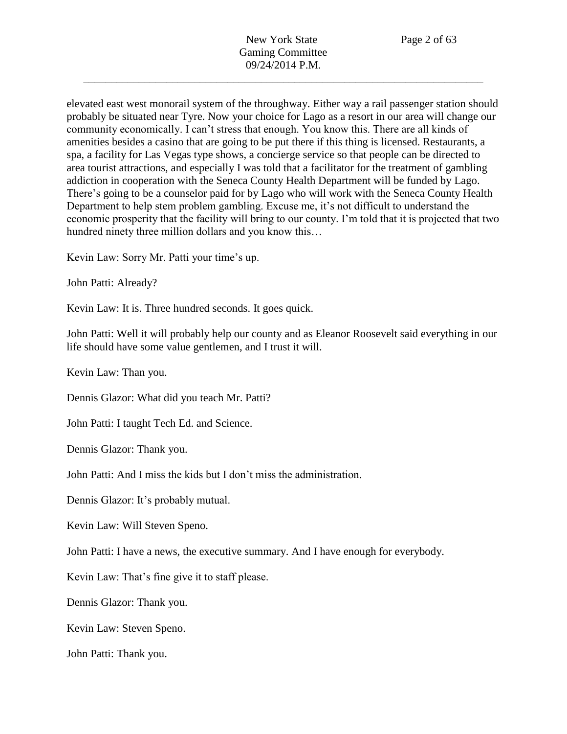elevated east west monorail system of the throughway. Either way a rail passenger station should probably be situated near Tyre. Now your choice for Lago as a resort in our area will change our community economically. I can't stress that enough. You know this. There are all kinds of amenities besides a casino that are going to be put there if this thing is licensed. Restaurants, a spa, a facility for Las Vegas type shows, a concierge service so that people can be directed to area tourist attractions, and especially I was told that a facilitator for the treatment of gambling addiction in cooperation with the Seneca County Health Department will be funded by Lago. There's going to be a counselor paid for by Lago who will work with the Seneca County Health Department to help stem problem gambling. Excuse me, it's not difficult to understand the economic prosperity that the facility will bring to our county. I'm told that it is projected that two hundred ninety three million dollars and you know this…

Kevin Law: Sorry Mr. Patti your time's up.

John Patti: Already?

Kevin Law: It is. Three hundred seconds. It goes quick.

John Patti: Well it will probably help our county and as Eleanor Roosevelt said everything in our life should have some value gentlemen, and I trust it will.

Kevin Law: Than you.

Dennis Glazor: What did you teach Mr. Patti?

John Patti: I taught Tech Ed. and Science.

Dennis Glazor: Thank you.

John Patti: And I miss the kids but I don't miss the administration.

Dennis Glazor: It's probably mutual.

Kevin Law: Will Steven Speno.

John Patti: I have a news, the executive summary. And I have enough for everybody.

Kevin Law: That's fine give it to staff please.

Dennis Glazor: Thank you.

Kevin Law: Steven Speno.

John Patti: Thank you.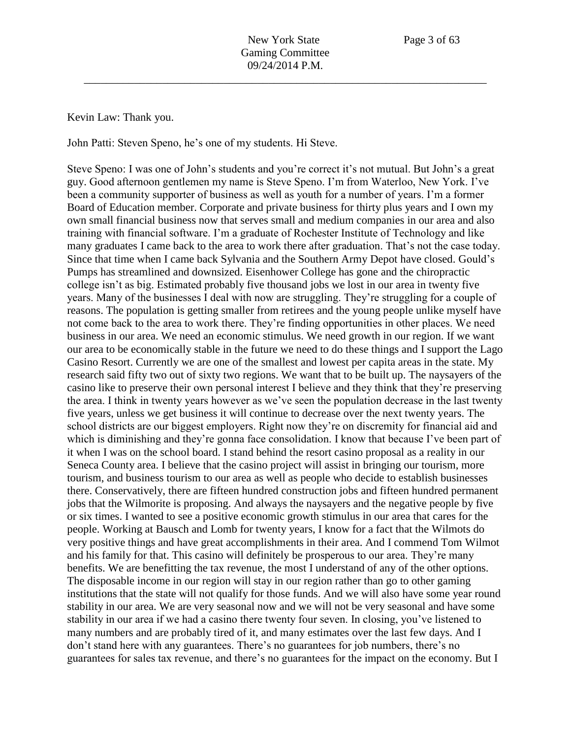Kevin Law: Thank you.

John Patti: Steven Speno, he's one of my students. Hi Steve.

Steve Speno: I was one of John's students and you're correct it's not mutual. But John's a great guy. Good afternoon gentlemen my name is Steve Speno. I'm from Waterloo, New York. I've been a community supporter of business as well as youth for a number of years. I'm a former Board of Education member. Corporate and private business for thirty plus years and I own my own small financial business now that serves small and medium companies in our area and also training with financial software. I'm a graduate of Rochester Institute of Technology and like many graduates I came back to the area to work there after graduation. That's not the case today. Since that time when I came back Sylvania and the Southern Army Depot have closed. Gould's Pumps has streamlined and downsized. Eisenhower College has gone and the chiropractic college isn't as big. Estimated probably five thousand jobs we lost in our area in twenty five years. Many of the businesses I deal with now are struggling. They're struggling for a couple of reasons. The population is getting smaller from retirees and the young people unlike myself have not come back to the area to work there. They're finding opportunities in other places. We need business in our area. We need an economic stimulus. We need growth in our region. If we want our area to be economically stable in the future we need to do these things and I support the Lago Casino Resort. Currently we are one of the smallest and lowest per capita areas in the state. My research said fifty two out of sixty two regions. We want that to be built up. The naysayers of the casino like to preserve their own personal interest I believe and they think that they're preserving the area. I think in twenty years however as we've seen the population decrease in the last twenty five years, unless we get business it will continue to decrease over the next twenty years. The school districts are our biggest employers. Right now they're on discremity for financial aid and which is diminishing and they're gonna face consolidation. I know that because I've been part of it when I was on the school board. I stand behind the resort casino proposal as a reality in our Seneca County area. I believe that the casino project will assist in bringing our tourism, more tourism, and business tourism to our area as well as people who decide to establish businesses there. Conservatively, there are fifteen hundred construction jobs and fifteen hundred permanent jobs that the Wilmorite is proposing. And always the naysayers and the negative people by five or six times. I wanted to see a positive economic growth stimulus in our area that cares for the people. Working at Bausch and Lomb for twenty years, I know for a fact that the Wilmots do very positive things and have great accomplishments in their area. And I commend Tom Wilmot and his family for that. This casino will definitely be prosperous to our area. They're many benefits. We are benefitting the tax revenue, the most I understand of any of the other options. The disposable income in our region will stay in our region rather than go to other gaming institutions that the state will not qualify for those funds. And we will also have some year round stability in our area. We are very seasonal now and we will not be very seasonal and have some stability in our area if we had a casino there twenty four seven. In closing, you've listened to many numbers and are probably tired of it, and many estimates over the last few days. And I don't stand here with any guarantees. There's no guarantees for job numbers, there's no guarantees for sales tax revenue, and there's no guarantees for the impact on the economy. But I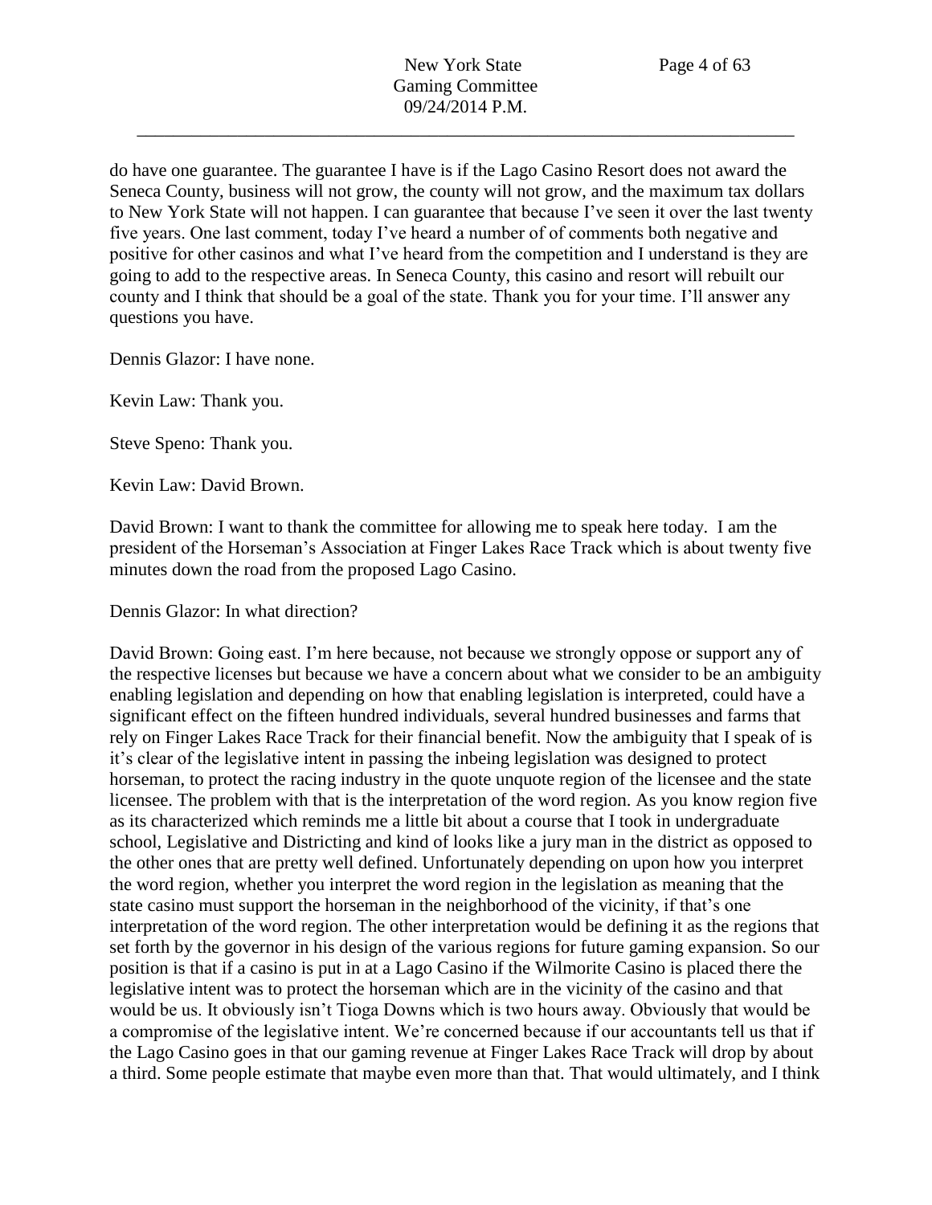do have one guarantee. The guarantee I have is if the Lago Casino Resort does not award the Seneca County, business will not grow, the county will not grow, and the maximum tax dollars to New York State will not happen. I can guarantee that because I've seen it over the last twenty five years. One last comment, today I've heard a number of of comments both negative and positive for other casinos and what I've heard from the competition and I understand is they are going to add to the respective areas. In Seneca County, this casino and resort will rebuild our county and I think that should be a goal of the state. Thank you for your time. I'll answer any questions you have.

Dennis Glazor: I have none.

Kevin Law: Thank you.

Steve Speno: Thank you.

Kevin Law: David Brown.

David Brown: I want to thank the committee for allowing me to speak here today. I am the president of the Horseman's Association at Finger Lakes Race Track which is about twenty five minutes down the road from the proposed Lago Casino.

Dennis Glazor: In what direction?

David Brown: Going east. I'm here because, not because we strongly oppose or support any of the respective licenses but because we have a concern about what we consider to be an ambiguity enabling legislation and depending on how that enabling legislation is interpreted, could have a significant effect on the fifteen hundred individuals, several hundred businesses and farms that rely on Finger Lakes Race Track for their financial benefit. Now the ambiguity that I speak of is it's clear of the legislative intent in passing the inbeing legislation was designed to protect horseman, to protect the racing industry in the quote unquote region of the licensee and the state licensee. The problem with that is the interpretation of the word region. As you know region five as its characterized which reminds me a little bit about a course that I took in undergraduate school, Legislative and Districting and kind of looks like a jury man in the district as opposed to the other ones that are pretty well defined. Unfortunately depending on upon how you interpret the word region, whether you interpret the word region in the legislation as meaning that the state casino must support the horseman in the neighborhood of the vicinity, if that's one interpretation of the word region. The other interpretation would be defining it as the regions that set forth by the governor in his design of the various regions for future gaming expansion. So our position is that if a casino is put in at a Lago Casino if the Wilmorite Casino is placed there the legislative intent was to protect the horseman which are in the vicinity of the casino and that would be us. It obviously isn't Tioga Downs which is two hours away. Obviously that would be a compromise of the legislative intent. We're concerned because if our accountants tell us that if the Lago Casino goes in that our gaming revenue at Finger Lakes Race Track will drop by about a third. Some people estimate that maybe even more than that. That would ultimately, and I think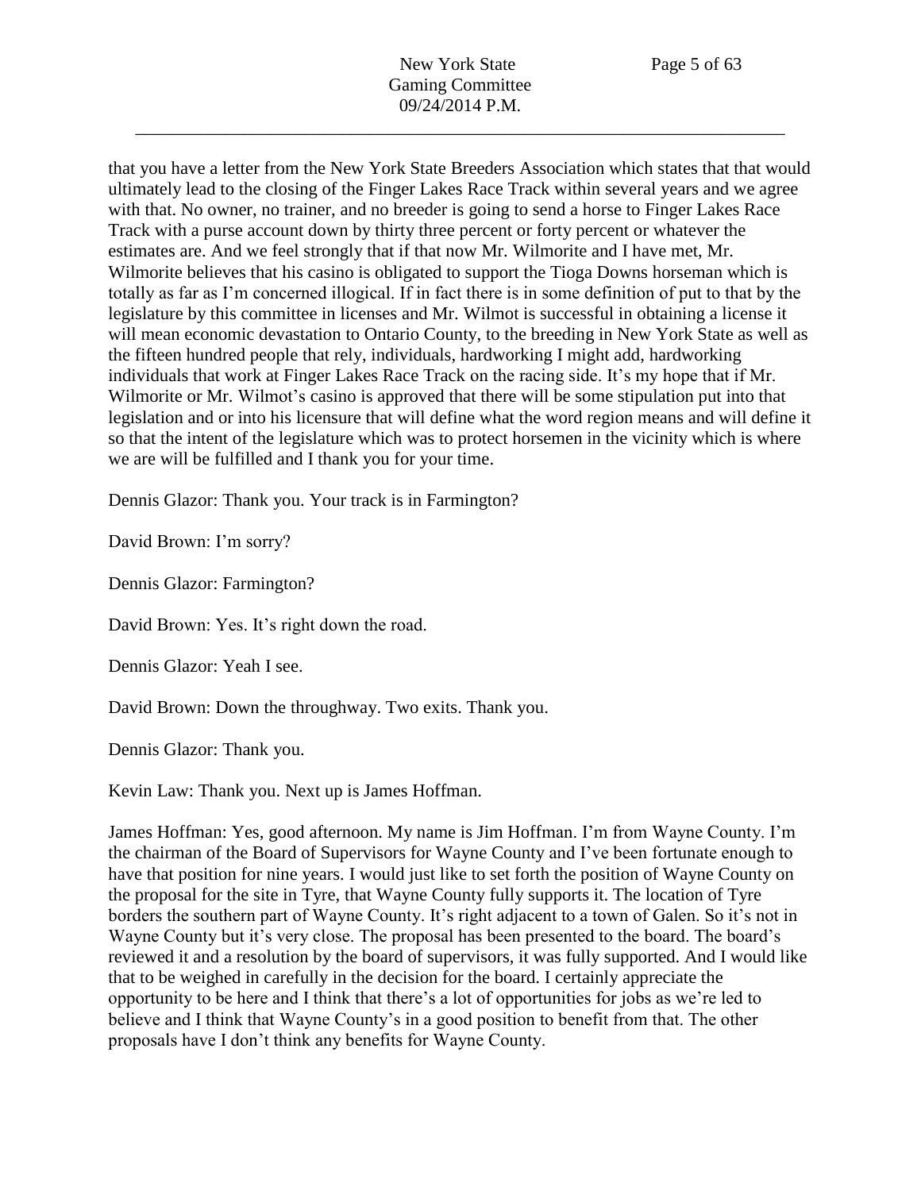that you have a letter from the New York State Breeders Association which states that that would ultimately lead to the closing of the Finger Lakes Race Track within several years and we agree with that. No owner, no trainer, and no breeder is going to send a horse to Finger Lakes Race Track with a purse account down by thirty three percent or forty percent or whatever the estimates are. And we feel strongly that if that now Mr. Wilmorite and I have met, Mr. Wilmorite believes that his casino is obligated to support the Tioga Downs horseman which is totally as far as I'm concerned illogical. If in fact there is in some definition of put to that by the legislature by this committee in licenses and Mr. Wilmot is successful in obtaining a license it will mean economic devastation to Ontario County, to the breeding in New York State as well as the fifteen hundred people that rely, individuals, hardworking I might add, hardworking individuals that work at Finger Lakes Race Track on the racing side. It's my hope that if Mr. Wilmorite or Mr. Wilmot's casino is approved that there will be some stipulation put into that legislation and or into his licensure that will define what the word region means and will define it so that the intent of the legislature which was to protect horsemen in the vicinity which is where we are will be fulfilled and I thank you for your time.

Dennis Glazor: Thank you. Your track is in Farmington?

David Brown: I'm sorry?

Dennis Glazor: Farmington?

David Brown: Yes. It's right down the road.

Dennis Glazor: Yeah I see.

David Brown: Down the throughway. Two exits. Thank you.

Dennis Glazor: Thank you.

Kevin Law: Thank you. Next up is James Hoffman.

James Hoffman: Yes, good afternoon. My name is Jim Hoffman. I'm from Wayne County. I'm the chairman of the Board of Supervisors for Wayne County and I've been fortunate enough to have that position for nine years. I would just like to set forth the position of Wayne County on the proposal for the site in Tyre, that Wayne County fully supports it. The location of Tyre borders the southern part of Wayne County. It's right adjacent to a town of Galen. So it's not in Wayne County but it's very close. The proposal has been presented to the board. The board's reviewed it and a resolution by the board of supervisors, it was fully supported. And I would like that to be weighed in carefully in the decision for the board. I certainly appreciate the opportunity to be here and I think that there's a lot of opportunities for jobs as we're led to believe and I think that Wayne County's in a good position to benefit from that. The other proposals have I don't think any benefits for Wayne County.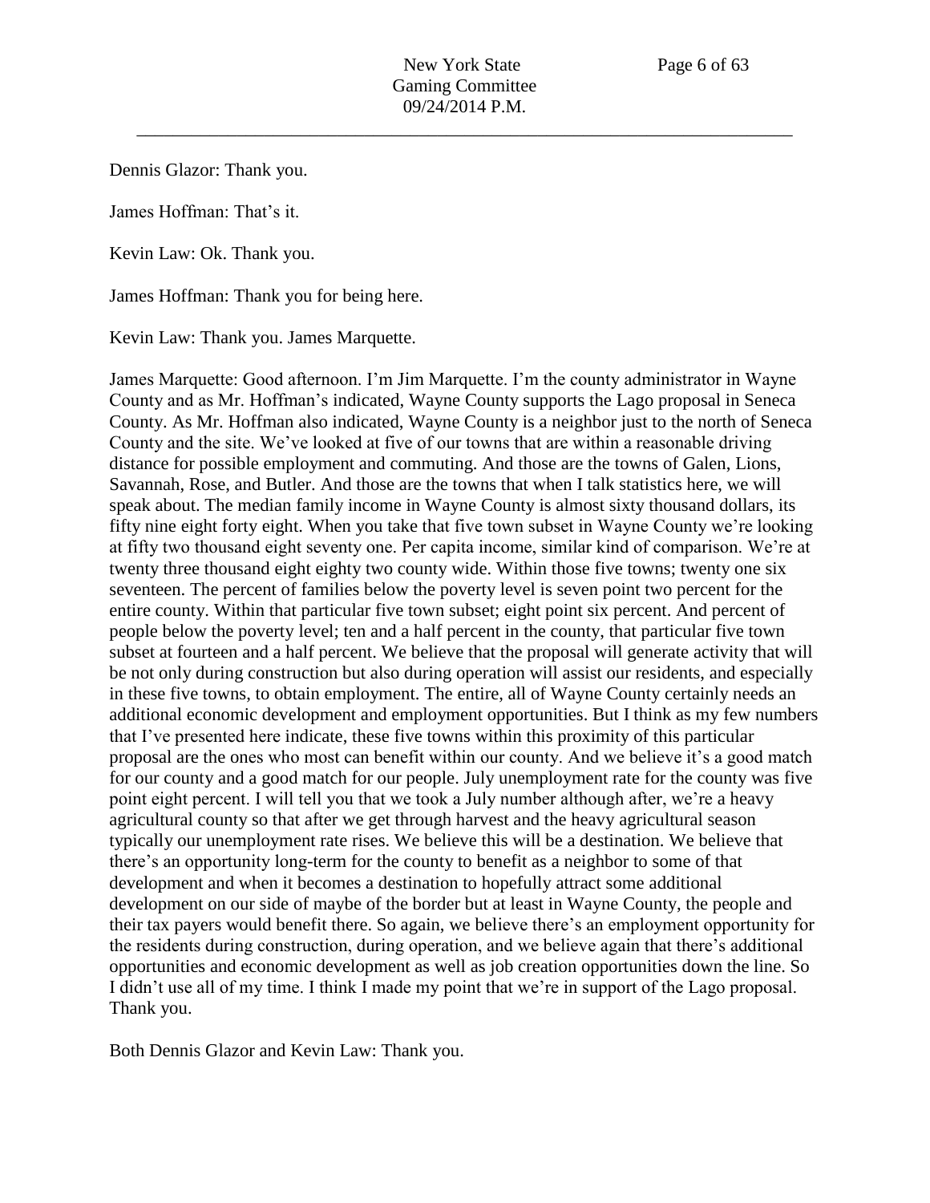Dennis Glazor: Thank you.

James Hoffman: That's it.

Kevin Law: Ok. Thank you.

James Hoffman: Thank you for being here.

Kevin Law: Thank you. James Marquette.

James Marquette: Good afternoon. I'm Jim Marquette. I'm the county administrator in Wayne County and as Mr. Hoffman's indicated, Wayne County supports the Lago proposal in Seneca County. As Mr. Hoffman also indicated, Wayne County is a neighbor just to the north of Seneca County and the site. We've looked at five of our towns that are within a reasonable driving distance for possible employment and commuting. And those are the towns of Galen, Lions, Savannah, Rose, and Butler. And those are the towns that when I talk statistics here, we will speak about. The median family income in Wayne County is almost sixty thousand dollars, its fifty nine eight forty eight. When you take that five town subset in Wayne County we're looking at fifty two thousand eight seventy one. Per capita income, similar kind of comparison. We're at twenty three thousand eight eighty two county wide. Within those five towns; twenty one six seventeen. The percent of families below the poverty level is seven point two percent for the entire county. Within that particular five town subset; eight point six percent. And percent of people below the poverty level; ten and a half percent in the county, that particular five town subset at fourteen and a half percent. We believe that the proposal will generate activity that will be not only during construction but also during operation will assist our residents, and especially in these five towns, to obtain employment. The entire, all of Wayne County certainly needs an additional economic development and employment opportunities. But I think as my few numbers that I've presented here indicate, these five towns within this proximity of this particular proposal are the ones who most can benefit within our county. And we believe it's a good match for our county and a good match for our people. July unemployment rate for the county was five point eight percent. I will tell you that we took a July number although after, we're a heavy agricultural county so that after we get through harvest and the heavy agricultural season typically our unemployment rate rises. We believe this will be a destination. We believe that there's an opportunity long-term for the county to benefit as a neighbor to some of that development and when it becomes a destination to hopefully attract some additional development on our side of maybe of the border but at least in Wayne County, the people and their tax payers would benefit there. So again, we believe there's an employment opportunity for the residents during construction, during operation, and we believe again that there's additional opportunities and economic development as well as job creation opportunities down the line. So I didn't use all of my time. I think I made my point that we're in support of the Lago proposal. Thank you.

Both Dennis Glazor and Kevin Law: Thank you.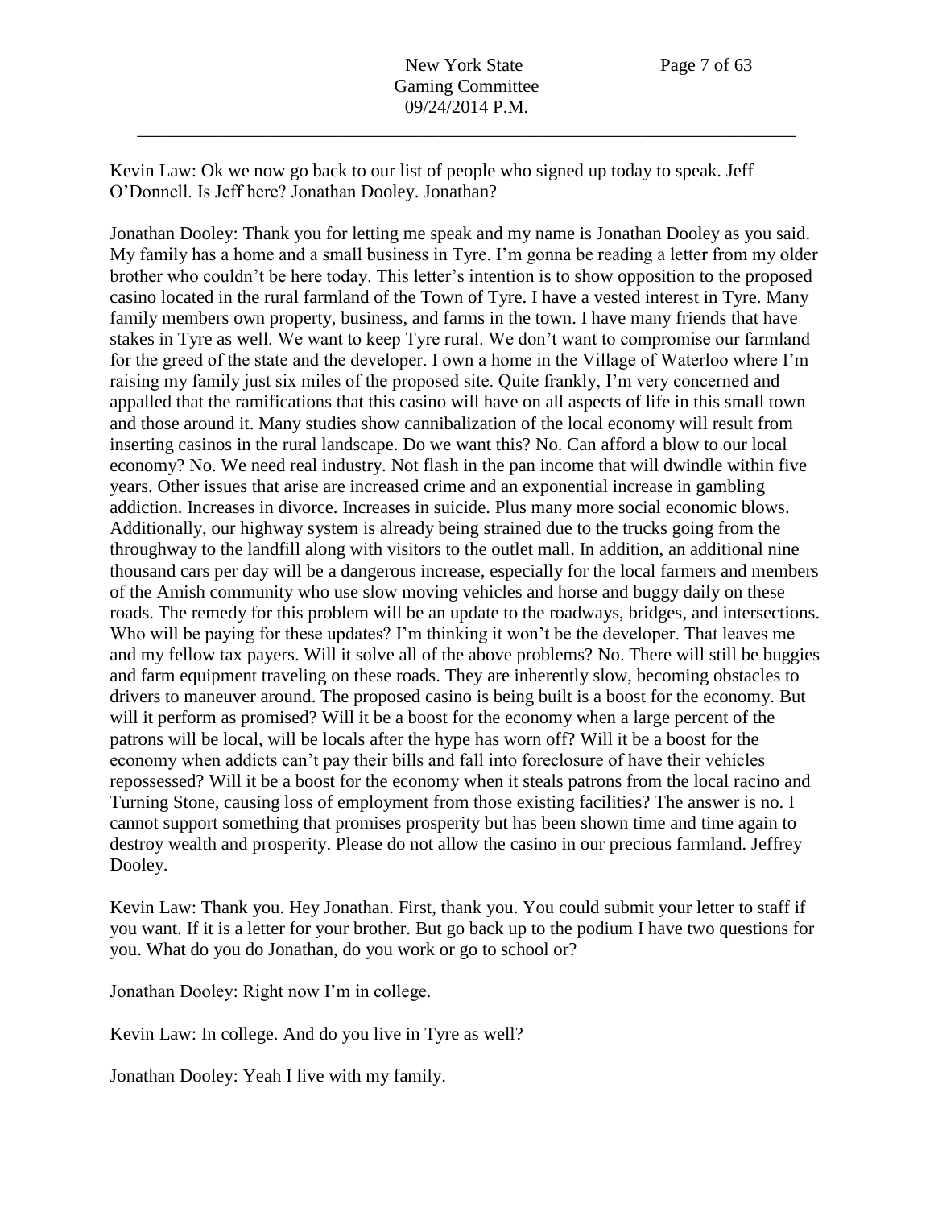Kevin Law: Ok we now go back to our list of people who signed up today to speak. Jeff O'Donnell. Is Jeff here? Jonathan Dooley. Jonathan?

Jonathan Dooley: Thank you for letting me speak and my name is Jonathan Dooley as you said. My family has a home and a small business in Tyre. I'm gonna be reading a letter from my older brother who couldn't be here today. This letter's intention is to show opposition to the proposed casino located in the rural farmland of the Town of Tyre. I have a vested interest in Tyre. Many family members own property, business, and farms in the town. I have many friends that have stakes in Tyre as well. We want to keep Tyre rural. We don't want to compromise our farmland for the greed of the state and the developer. I own a home in the Village of Waterloo where I'm raising my family just six miles of the proposed site. Quite frankly, I'm very concerned and appalled that the ramifications that this casino will have on all aspects of life in this small town and those around it. Many studies show cannibalization of the local economy will result from inserting casinos in the rural landscape. Do we want this? No. Can afford a blow to our local economy? No. We need real industry. Not flash in the pan income that will dwindle within five years. Other issues that arise are increased crime and an exponential increase in gambling addiction. Increases in divorce. Increases in suicide. Plus many more social economic blows. Additionally, our highway system is already being strained due to the trucks going from the throughway to the landfill along with visitors to the outlet mall. In addition, an additional nine thousand cars per day will be a dangerous increase, especially for the local farmers and members of the Amish community who use slow moving vehicles and horse and buggy daily on these roads. The remedy for this problem will be an update to the roadways, bridges, and intersections. Who will be paying for these updates? I'm thinking it won't be the developer. That leaves me and my fellow tax payers. Will it solve all of the above problems? No. There will still be buggies and farm equipment traveling on these roads. They are inherently slow, becoming obstacles to drivers to maneuver around. The proposed casino is being built is a boost for the economy. But will it perform as promised? Will it be a boost for the economy when a large percent of the patrons will be local, will be locals after the hype has worn off? Will it be a boost for the economy when addicts can't pay their bills and fall into foreclosure of have their vehicles repossessed? Will it be a boost for the economy when it steals patrons from the local racino and Turning Stone, causing loss of employment from those existing facilities? The answer is no. I cannot support something that promises prosperity but has been shown time and time again to destroy wealth and prosperity. Please do not allow the casino in our precious farmland. Jeffrey Dooley.

Kevin Law: Thank you. Hey Jonathan. First, thank you. You could submit your letter to staff if you want. If it is a letter for your brother. But go back up to the podium I have two questions for you. What do you do Jonathan, do you work or go to school or?

Jonathan Dooley: Right now I'm in college.

Kevin Law: In college. And do you live in Tyre as well?

Jonathan Dooley: Yeah I live with my family.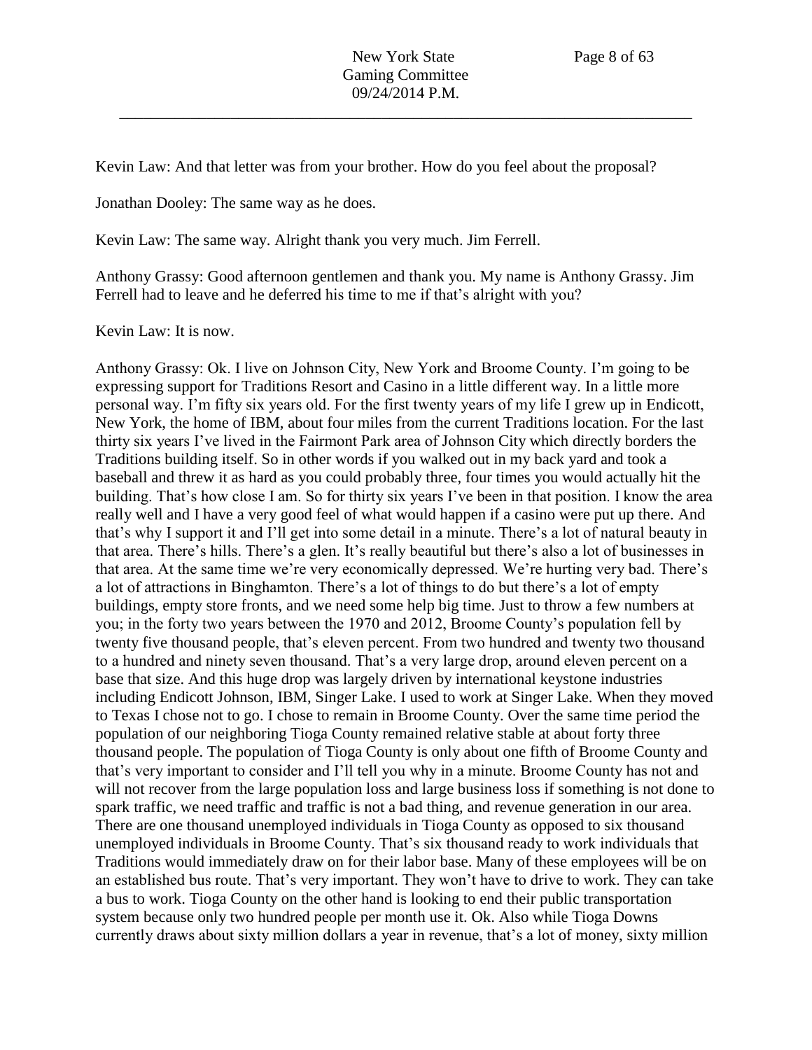Kevin Law: And that letter was from your brother. How do you feel about the proposal?

Jonathan Dooley: The same way as he does.

Kevin Law: The same way. Alright thank you very much. Jim Ferrell.

Anthony Grassy: Good afternoon gentlemen and thank you. My name is Anthony Grassy. Jim Ferrell had to leave and he deferred his time to me if that's alright with you?

Kevin Law: It is now.

Anthony Grassy: Ok. I live on Johnson City, New York and Broome County. I'm going to be expressing support for Traditions Resort and Casino in a little different way. In a little more personal way. I'm fifty six years old. For the first twenty years of my life I grew up in Endicott, New York, the home of IBM, about four miles from the current Traditions location. For the last thirty six years I've lived in the Fairmont Park area of Johnson City which directly borders the Traditions building itself. So in other words if you walked out in my back yard and took a baseball and threw it as hard as you could probably three, four times you would actually hit the building. That's how close I am. So for thirty six years I've been in that position. I know the area really well and I have a very good feel of what would happen if a casino were put up there. And that's why I support it and I'll get into some detail in a minute. There's a lot of natural beauty in that area. There's hills. There's a glen. It's really beautiful but there's also a lot of businesses in that area. At the same time we're very economically depressed. We're hurting very bad. There's a lot of attractions in Binghamton. There's a lot of things to do but there's a lot of empty buildings, empty store fronts, and we need some help big time. Just to throw a few numbers at you; in the forty two years between the 1970 and 2012, Broome County's population fell by twenty five thousand people, that's eleven percent. From two hundred and twenty two thousand to a hundred and ninety seven thousand. That's a very large drop, around eleven percent on a base that size. And this huge drop was largely driven by international keystone industries including Endicott Johnson, IBM, Singer Lake. I used to work at Singer Lake. When they moved to Texas I chose not to go. I chose to remain in Broome County. Over the same time period the population of our neighboring Tioga County remained relative stable at about forty three thousand people. The population of Tioga County is only about one fifth of Broome County and that's very important to consider and I'll tell you why in a minute. Broome County has not and will not recover from the large population loss and large business loss if something is not done to spark traffic, we need traffic and traffic is not a bad thing, and revenue generation in our area. There are one thousand unemployed individuals in Tioga County as opposed to six thousand unemployed individuals in Broome County. That's six thousand ready to work individuals that Traditions would immediately draw on for their labor base. Many of these employees will be on an established bus route. That's very important. They won't have to drive to work. They can take a bus to work. Tioga County on the other hand is looking to end their public transportation system because only two hundred people per month use it. Ok. Also while Tioga Downs currently draws about sixty million dollars a year in revenue, that's a lot of money, sixty million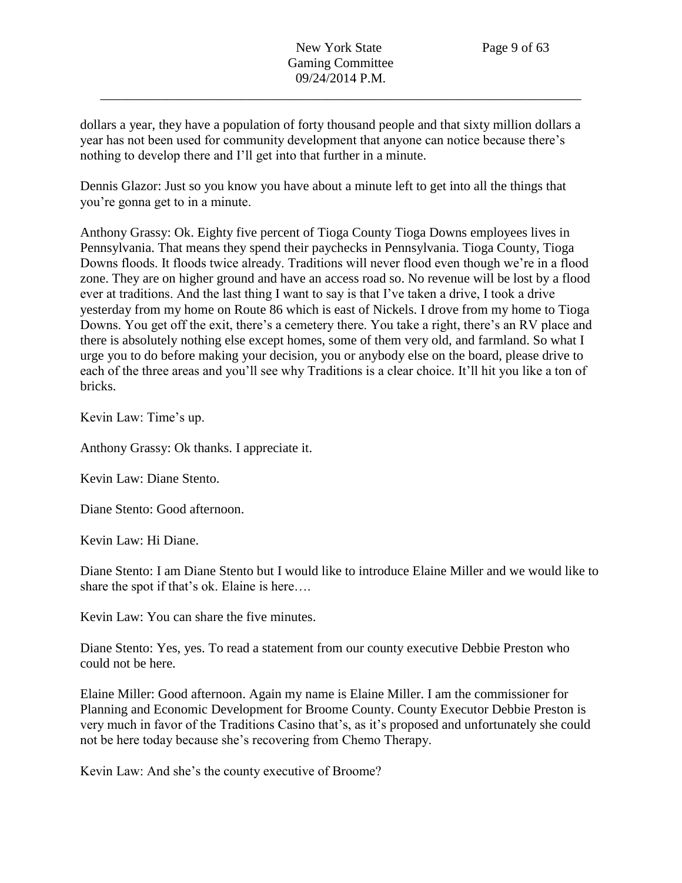dollars a year, they have a population of forty thousand people and that sixty million dollars a year has not been used for community development that anyone can notice because there's nothing to develop there and I'll get into that further in a minute.

Dennis Glazor: Just so you know you have about a minute left to get into all the things that you're gonna get to in a minute.

Anthony Grassy: Ok. Eighty five percent of Tioga County Tioga Downs employees lives in Pennsylvania. That means they spend their paychecks in Pennsylvania. Tioga County, Tioga Downs floods. It floods twice already. Traditions will never flood even though we're in a flood zone. They are on higher ground and have an access road so. No revenue will be lost by a flood ever at traditions. And the last thing I want to say is that I've taken a drive, I took a drive yesterday from my home on Route 86 which is east of Nickels. I drove from my home to Tioga Downs. You get off the exit, there's a cemetery there. You take a right, there's an RV place and there is absolutely nothing else except homes, some of them very old, and farmland. So what I urge you to do before making your decision, you or anybody else on the board, please drive to each of the three areas and you'll see why Traditions is a clear choice. It'll hit you like a ton of bricks.

Kevin Law: Time's up.

Anthony Grassy: Ok thanks. I appreciate it.

Kevin Law: Diane Stento.

Diane Stento: Good afternoon.

Kevin Law: Hi Diane.

Diane Stento: I am Diane Stento but I would like to introduce Elaine Miller and we would like to share the spot if that's ok. Elaine is here….

Kevin Law: You can share the five minutes.

Diane Stento: Yes, yes. To read a statement from our county executive Debbie Preston who could not be here.

Elaine Miller: Good afternoon. Again my name is Elaine Miller. I am the commissioner for Planning and Economic Development for Broome County. County Executor Debbie Preston is very much in favor of the Traditions Casino that's, as it's proposed and unfortunately she could not be here today because she's recovering from Chemo Therapy.

Kevin Law: And she's the county executive of Broome?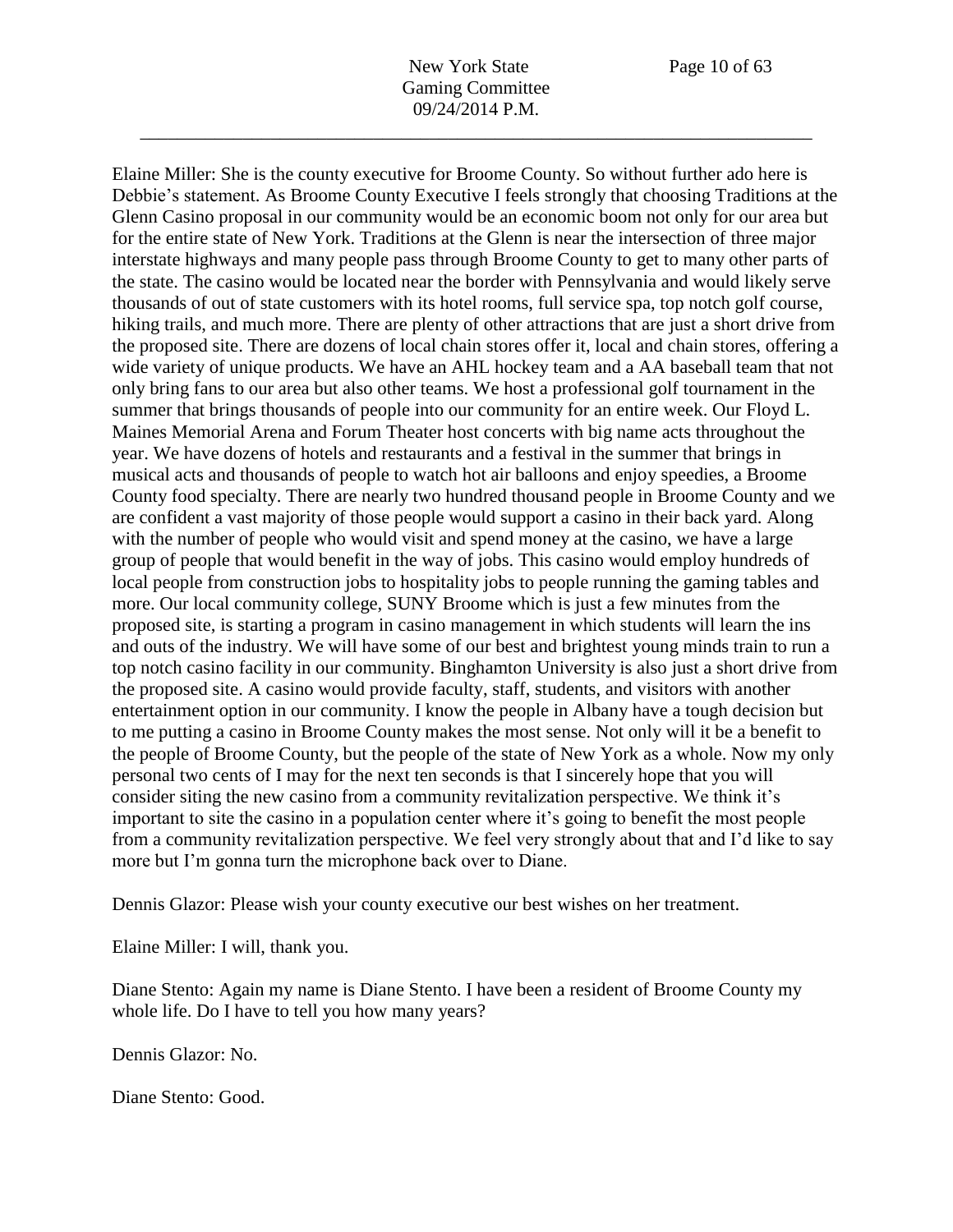Elaine Miller: She is the county executive for Broome County. So without further ado here is Debbie's statement. As Broome County Executive I feels strongly that choosing Traditions at the Glenn Casino proposal in our community would be an economic boom not only for our area but for the entire state of New York. Traditions at the Glenn is near the intersection of three major interstate highways and many people pass through Broome County to get to many other parts of the state. The casino would be located near the border with Pennsylvania and would likely serve thousands of out of state customers with its hotel rooms, full service spa, top notch golf course, hiking trails, and much more. There are plenty of other attractions that are just a short drive from the proposed site. There are dozens of local chain stores offer it, local and chain stores, offering a wide variety of unique products. We have an AHL hockey team and a AA baseball team that not only bring fans to our area but also other teams. We host a professional golf tournament in the summer that brings thousands of people into our community for an entire week. Our Floyd L. Maines Memorial Arena and Forum Theater host concerts with big name acts throughout the year. We have dozens of hotels and restaurants and a festival in the summer that brings in musical acts and thousands of people to watch hot air balloons and enjoy speedies, a Broome County food specialty. There are nearly two hundred thousand people in Broome County and we are confident a vast majority of those people would support a casino in their back yard. Along with the number of people who would visit and spend money at the casino, we have a large group of people that would benefit in the way of jobs. This casino would employ hundreds of local people from construction jobs to hospitality jobs to people running the gaming tables and more. Our local community college, SUNY Broome which is just a few minutes from the proposed site, is starting a program in casino management in which students will learn the ins and outs of the industry. We will have some of our best and brightest young minds train to run a top notch casino facility in our community. Binghamton University is also just a short drive from the proposed site. A casino would provide faculty, staff, students, and visitors with another entertainment option in our community. I know the people in Albany have a tough decision but to me putting a casino in Broome County makes the most sense. Not only will it be a benefit to the people of Broome County, but the people of the state of New York as a whole. Now my only personal two cents of I may for the next ten seconds is that I sincerely hope that you will consider siting the new casino from a community revitalization perspective. We think it's important to site the casino in a population center where it's going to benefit the most people from a community revitalization perspective. We feel very strongly about that and I'd like to say more but I'm gonna turn the microphone back over to Diane.

Dennis Glazor: Please wish your county executive our best wishes on her treatment.

Elaine Miller: I will, thank you.

Diane Stento: Again my name is Diane Stento. I have been a resident of Broome County my whole life. Do I have to tell you how many years?

Dennis Glazor: No.

Diane Stento: Good.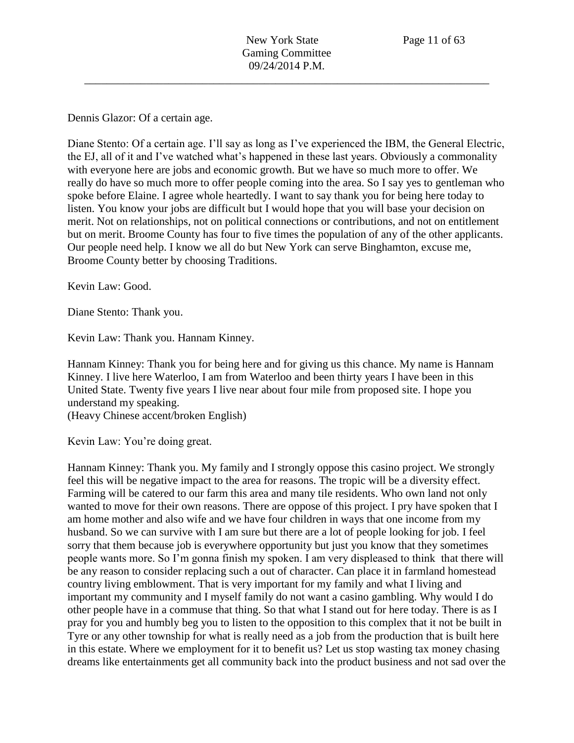Dennis Glazor: Of a certain age.

Diane Stento: Of a certain age. I'll say as long as I've experienced the IBM, the General Electric, the EJ, all of it and I've watched what's happened in these last years. Obviously a commonality with everyone here are jobs and economic growth. But we have so much more to offer. We really do have so much more to offer people coming into the area. So I say yes to gentleman who spoke before Elaine. I agree whole heartedly. I want to say thank you for being here today to listen. You know your jobs are difficult but I would hope that you will base your decision on merit. Not on relationships, not on political connections or contributions, and not on entitlement but on merit. Broome County has four to five times the population of any of the other applicants. Our people need help. I know we all do but New York can serve Binghamton, excuse me, Broome County better by choosing Traditions.

Kevin Law: Good.

Diane Stento: Thank you.

Kevin Law: Thank you. Hannam Kinney.

Hannam Kinney: Thank you for being here and for giving us this chance. My name is Hannam Kinney. I live here Waterloo, I am from Waterloo and been thirty years I have been in this United State. Twenty five years I live near about four mile from proposed site. I hope you understand my speaking.
(Heavy Chinese accent/broken English)

Kevin Law: You're doing great.

Hannam Kinney: Thank you. My family and I strongly oppose this casino project. We strongly feel this will be negative impact to the area for reasons. The tropic will be a diversity effect. Farming will be catered to our farm this area and many tile residents. Who own land not only wanted to move for their own reasons. There are oppose of this project. I pry have spoken that I am home mother and also wife and we have four children in ways that one income from my husband. So we can survive with I am sure but there are a lot of people looking for job. I feel sorry that them because job is everywhere opportunity but just you know that they sometimes people wants more. So I'm gonna finish my spoken. I am very displeased to think that there will be any reason to consider replacing such a out of character. Can place it in farmland homestead country living emblowment. That is very important for my family and what I living and important my community and I myself family do not want a casino gambling. Why would I do other people have in a commuse that thing. So that what I stand out for here today. There is as I pray for you and humbly beg you to listen to the opposition to this complex that it not be built in Tyre or any other township for what is really need as a job from the production that is built here in this estate. Where we employment for it to benefit us? Let us stop wasting tax money chasing dreams like entertainments get all community back into the product business and not sad over the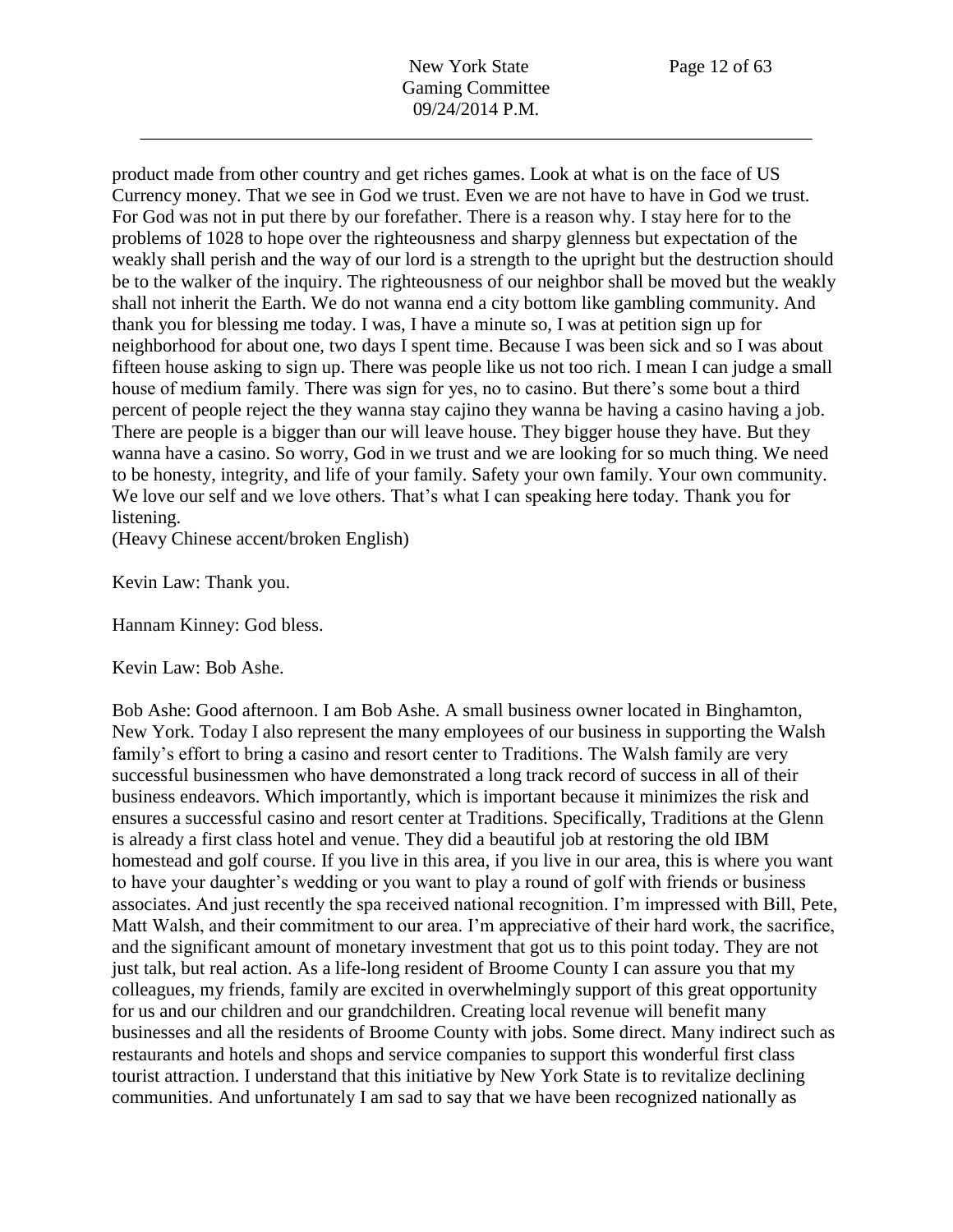product made from other country and get riches games. Look at what is on the face of US Currency money. That we see in God we trust. Even we are not have to have in God we trust. For God was not in put there by our forefather. There is a reason why. I stay here for to the problems of 1028 to hope over the righteousness and sharpy glenness but expectation of the weakly shall perish and the way of our lord is a strength to the upright but the destruction should be to the walker of the inquiry. The righteousness of our neighbor shall be moved but the weakly shall not inherit the Earth. We do not wanna end a city bottom like gambling community. And thank you for blessing me today. I was, I have a minute so, I was at petition sign up for neighborhood for about one, two days I spent time. Because I was been sick and so I was about fifteen house asking to sign up. There was people like us not too rich. I mean I can judge a small house of medium family. There was sign for yes, no to casino. But there's some bout a third percent of people reject the they wanna stay cajino they wanna be having a casino having a job. There are people is a bigger than our will leave house. They bigger house they have. But they wanna have a casino. So worry, God in we trust and we are looking for so much thing. We need to be honesty, integrity, and life of your family. Safety your own family. Your own community. We love our self and we love others. That's what I can speaking here today. Thank you for listening.
(Heavy Chinese accent/broken English)

Kevin Law: Thank you.

Hannam Kinney: God bless.

Kevin Law: Bob Ashe.

Bob Ashe: Good afternoon. I am Bob Ashe. A small business owner located in Binghamton, New York. Today I also represent the many employees of our business in supporting the Walsh family's effort to bring a casino and resort center to Traditions. The Walsh family are very successful businessmen who have demonstrated a long track record of success in all of their business endeavors. Which importantly, which is important because it minimizes the risk and ensures a successful casino and resort center at Traditions. Specifically, Traditions at the Glenn is already a first class hotel and venue. They did a beautiful job at restoring the old IBM homestead and golf course. If you live in this area, if you live in our area, this is where you want to have your daughter's wedding or you want to play a round of golf with friends or business associates. And just recently the spa received national recognition. I'm impressed with Bill, Pete, Matt Walsh, and their commitment to our area. I'm appreciative of their hard work, the sacrifice, and the significant amount of monetary investment that got us to this point today. They are not just talk, but real action. As a life-long resident of Broome County I can assure you that my colleagues, my friends, family are excited in overwhelmingly support of this great opportunity for us and our children and our grandchildren. Creating local revenue will benefit many businesses and all the residents of Broome County with jobs. Some direct. Many indirect such as restaurants and hotels and shops and service companies to support this wonderful first class tourist attraction. I understand that this initiative by New York State is to revitalize declining communities. And unfortunately I am sad to say that we have been recognized nationally as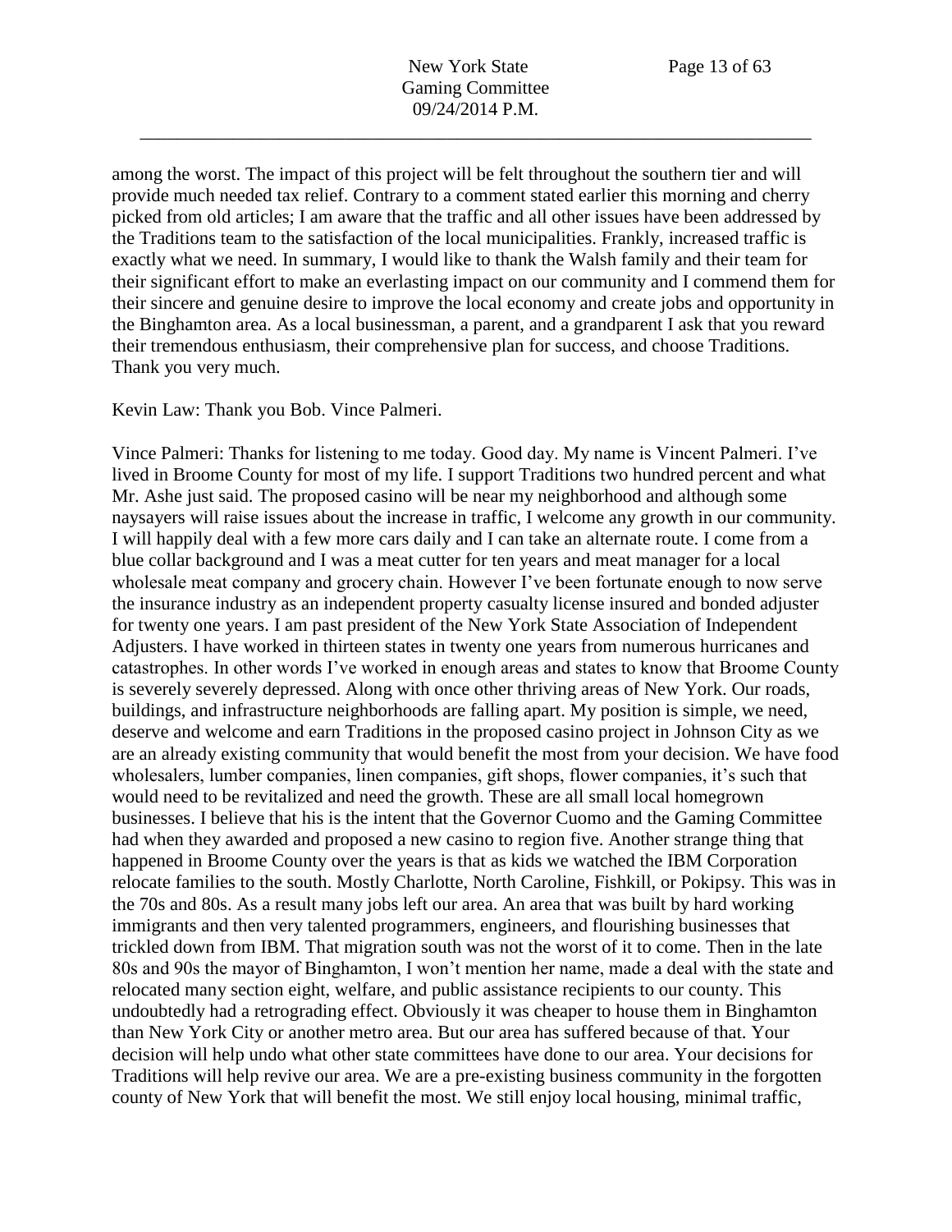among the worst. The impact of this project will be felt throughout the southern tier and will provide much needed tax relief. Contrary to a comment stated earlier this morning and cherry picked from old articles; I am aware that the traffic and all other issues have been addressed by the Traditions team to the satisfaction of the local municipalities. Frankly, increased traffic is exactly what we need. In summary, I would like to thank the Walsh family and their team for their significant effort to make an everlasting impact on our community and I commend them for their sincere and genuine desire to improve the local economy and create jobs and opportunity in the Binghamton area. As a local businessman, a parent, and a grandparent I ask that you reward their tremendous enthusiasm, their comprehensive plan for success, and choose Traditions. Thank you very much.

Kevin Law: Thank you Bob. Vince Palmeri.

Vince Palmeri: Thanks for listening to me today. Good day. My name is Vincent Palmeri. I've lived in Broome County for most of my life. I support Traditions two hundred percent and what Mr. Ashe just said. The proposed casino will be near my neighborhood and although some naysayers will raise issues about the increase in traffic, I welcome any growth in our community. I will happily deal with a few more cars daily and I can take an alternate route. I come from a blue collar background and I was a meat cutter for ten years and meat manager for a local wholesale meat company and grocery chain. However I've been fortunate enough to now serve the insurance industry as an independent property casualty license insured and bonded adjuster for twenty one years. I am past president of the New York State Association of Independent Adjusters. I have worked in thirteen states in twenty one years from numerous hurricanes and catastrophes. In other words I've worked in enough areas and states to know that Broome County is severely severely depressed. Along with once other thriving areas of New York. Our roads, buildings, and infrastructure neighborhoods are falling apart. My position is simple, we need, deserve and welcome and earn Traditions in the proposed casino project in Johnson City as we are an already existing community that would benefit the most from your decision. We have food wholesalers, lumber companies, linen companies, gift shops, flower companies, it's such that would need to be revitalized and need the growth. These are all small local homegrown businesses. I believe that his is the intent that the Governor Cuomo and the Gaming Committee had when they awarded and proposed a new casino to region five. Another strange thing that happened in Broome County over the years is that as kids we watched the IBM Corporation relocate families to the south. Mostly Charlotte, North Caroline, Fishkill, or Pokipsy. This was in the 70s and 80s. As a result many jobs left our area. An area that was built by hard working immigrants and then very talented programmers, engineers, and flourishing businesses that trickled down from IBM. That migration south was not the worst of it to come. Then in the late 80s and 90s the mayor of Binghamton, I won't mention her name, made a deal with the state and relocated many section eight, welfare, and public assistance recipients to our county. This undoubtedly had a retrograding effect. Obviously it was cheaper to house them in Binghamton than New York City or another metro area. But our area has suffered because of that. Your decision will help undo what other state committees have done to our area. Your decisions for Traditions will help revive our area. We are a pre-existing business community in the forgotten county of New York that will benefit the most. We still enjoy local housing, minimal traffic,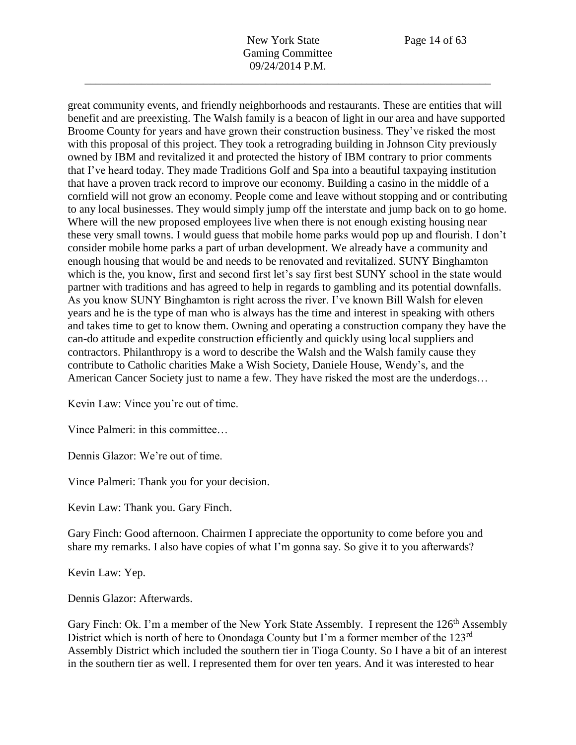great community events, and friendly neighborhoods and restaurants. These are entities that will benefit and are preexisting. The Walsh family is a beacon of light in our area and have supported Broome County for years and have grown their construction business. They've risked the most with this proposal of this project. They took a retrograding building in Johnson City previously owned by IBM and revitalized it and protected the history of IBM contrary to prior comments that I've heard today. They made Traditions Golf and Spa into a beautiful taxpaying institution that have a proven track record to improve our economy. Building a casino in the middle of a cornfield will not grow an economy. People come and leave without stopping and or contributing to any local businesses. They would simply jump off the interstate and jump back on to go home. Where will the new proposed employees live when there is not enough existing housing near these very small towns. I would guess that mobile home parks would pop up and flourish. I don't consider mobile home parks a part of urban development. We already have a community and enough housing that would be and needs to be renovated and revitalized. SUNY Binghamton which is the, you know, first and second first let's say first best SUNY school in the state would partner with traditions and has agreed to help in regards to gambling and its potential downfalls. As you know SUNY Binghamton is right across the river. I've known Bill Walsh for eleven years and he is the type of man who is always has the time and interest in speaking with others and takes time to get to know them. Owning and operating a construction company they have the can-do attitude and expedite construction efficiently and quickly using local suppliers and contractors. Philanthropy is a word to describe the Walsh and the Walsh family cause they contribute to Catholic charities Make a Wish Society, Daniele House, Wendy's, and the American Cancer Society just to name a few. They have risked the most are the underdogs…

Kevin Law: Vince you're out of time.

Vince Palmeri: in this committee…

Dennis Glazor: We're out of time.

Vince Palmeri: Thank you for your decision.

Kevin Law: Thank you. Gary Finch.

Gary Finch: Good afternoon. Chairmen I appreciate the opportunity to come before you and share my remarks. I also have copies of what I'm gonna say. So give it to you afterwards?

Kevin Law: Yep.

Dennis Glazor: Afterwards.

Gary Finch: Ok. I'm a member of the New York State Assembly. I represent the 126th Assembly District which is north of here to Onondaga County but I'm a former member of the 123rd Assembly District which included the southern tier in Tioga County. So I have a bit of an interest in the southern tier as well. I represented them for over ten years. And it was interested to hear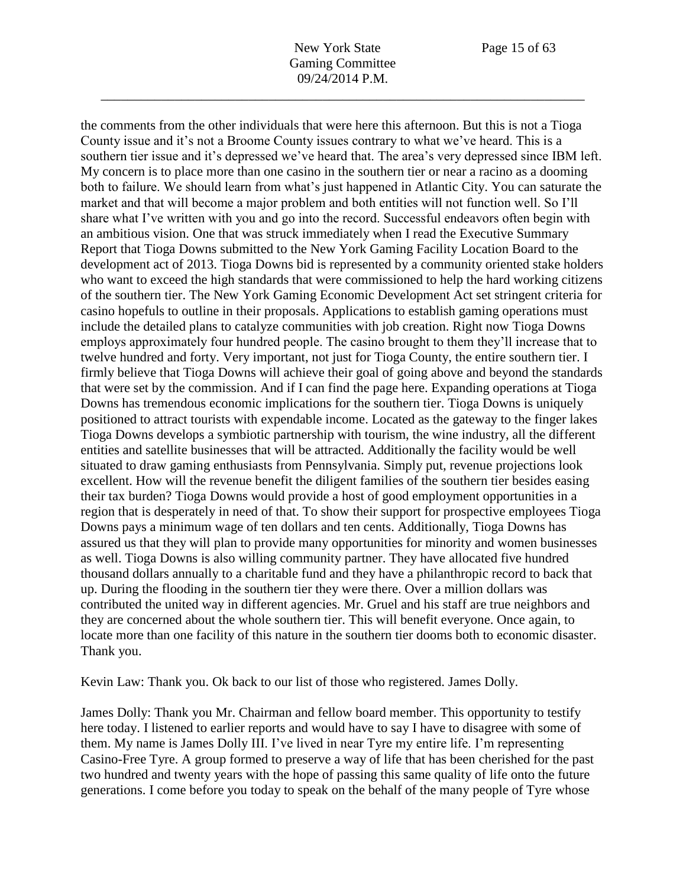the comments from the other individuals that were here this afternoon. But this is not a Tioga County issue and it's not a Broome County issues contrary to what we've heard. This is a southern tier issue and it's depressed we've heard that. The area's very depressed since IBM left. My concern is to place more than one casino in the southern tier or near a racino as a dooming both to failure. We should learn from what's just happened in Atlantic City. You can saturate the market and that will become a major problem and both entities will not function well. So I'll share what I've written with you and go into the record. Successful endeavors often begin with an ambitious vision. One that was struck immediately when I read the Executive Summary Report that Tioga Downs submitted to the New York Gaming Facility Location Board to the development act of 2013. Tioga Downs bid is represented by a community oriented stake holders who want to exceed the high standards that were commissioned to help the hard working citizens of the southern tier. The New York Gaming Economic Development Act set stringent criteria for casino hopefuls to outline in their proposals. Applications to establish gaming operations must include the detailed plans to catalyze communities with job creation. Right now Tioga Downs employs approximately four hundred people. The casino brought to them they'll increase that to twelve hundred and forty. Very important, not just for Tioga County, the entire southern tier. I firmly believe that Tioga Downs will achieve their goal of going above and beyond the standards that were set by the commission. And if I can find the page here. Expanding operations at Tioga Downs has tremendous economic implications for the southern tier. Tioga Downs is uniquely positioned to attract tourists with expendable income. Located as the gateway to the finger lakes Tioga Downs develops a symbiotic partnership with tourism, the wine industry, all the different entities and satellite businesses that will be attracted. Additionally the facility would be well situated to draw gaming enthusiasts from Pennsylvania. Simply put, revenue projections look excellent. How will the revenue benefit the diligent families of the southern tier besides easing their tax burden? Tioga Downs would provide a host of good employment opportunities in a region that is desperately in need of that. To show their support for prospective employees Tioga Downs pays a minimum wage of ten dollars and ten cents. Additionally, Tioga Downs has assured us that they will plan to provide many opportunities for minority and women businesses as well. Tioga Downs is also willing community partner. They have allocated five hundred thousand dollars annually to a charitable fund and they have a philanthropic record to back that up. During the flooding in the southern tier they were there. Over a million dollars was contributed the united way in different agencies. Mr. Gruel and his staff are true neighbors and they are concerned about the whole southern tier. This will benefit everyone. Once again, to locate more than one facility of this nature in the southern tier dooms both to economic disaster. Thank you.

Kevin Law: Thank you. Ok back to our list of those who registered. James Dolly.

James Dolly: Thank you Mr. Chairman and fellow board member. This opportunity to testify here today. I listened to earlier reports and would have to say I have to disagree with some of them. My name is James Dolly III. I've lived in near Tyre my entire life. I'm representing Casino-Free Tyre. A group formed to preserve a way of life that has been cherished for the past two hundred and twenty years with the hope of passing this same quality of life onto the future generations. I come before you today to speak on the behalf of the many people of Tyre whose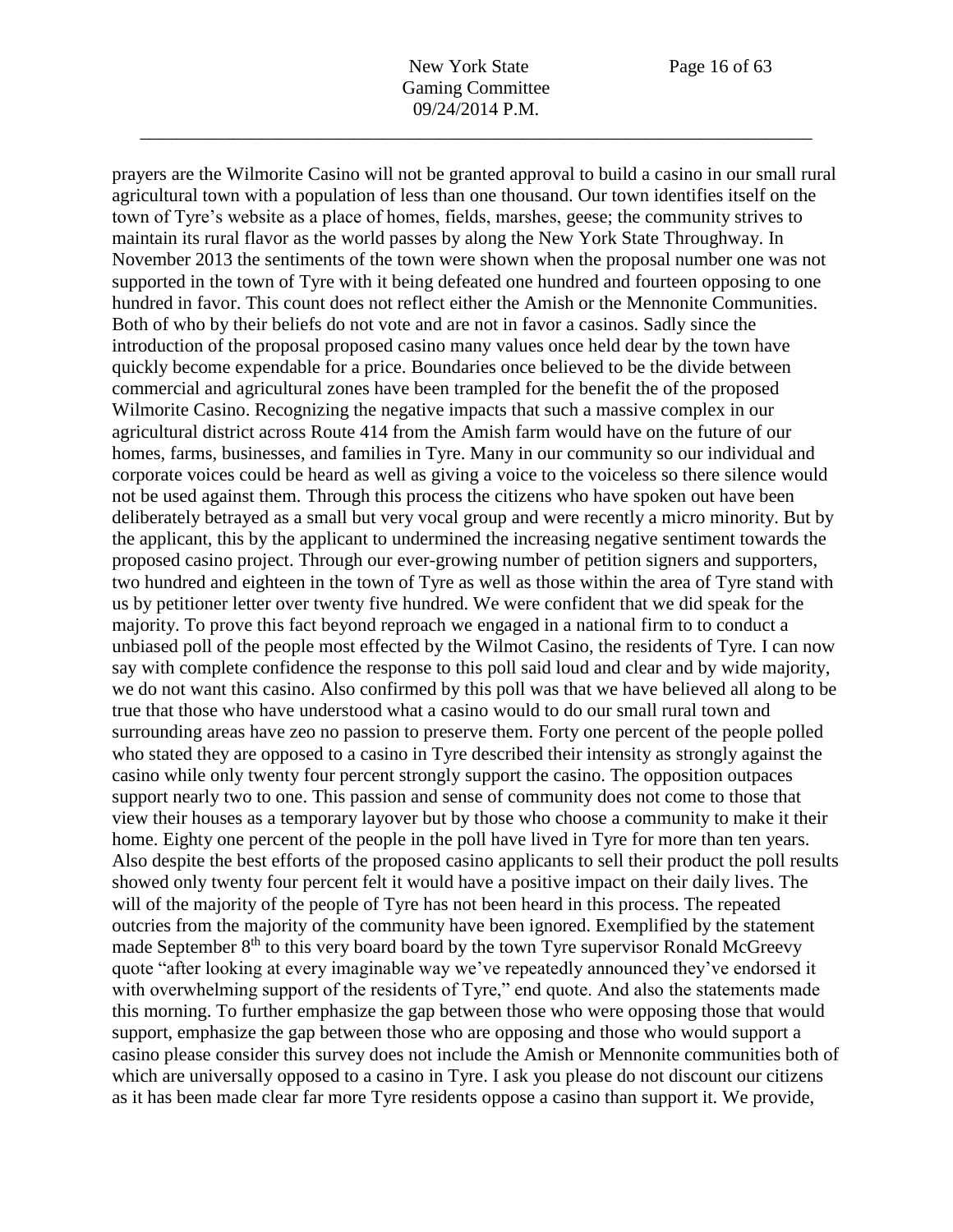prayers are the Wilmorite Casino will not be granted approval to build a casino in our small rural agricultural town with a population of less than one thousand. Our town identifies itself on the town of Tyre's website as a place of homes, fields, marshes, geese; the community strives to maintain its rural flavor as the world passes by along the New York State Throughway. In November 2013 the sentiments of the town were shown when the proposal number one was not supported in the town of Tyre with it being defeated one hundred and fourteen opposing to one hundred in favor. This count does not reflect either the Amish or the Mennonite Communities. Both of who by their beliefs do not vote and are not in favor a casinos. Sadly since the introduction of the proposal proposed casino many values once held dear by the town have quickly become expendable for a price. Boundaries once believed to be the divide between commercial and agricultural zones have been trampled for the benefit the of the proposed Wilmorite Casino. Recognizing the negative impacts that such a massive complex in our agricultural district across Route 414 from the Amish farm would have on the future of our homes, farms, businesses, and families in Tyre. Many in our community so our individual and corporate voices could be heard as well as giving a voice to the voiceless so there silence would not be used against them. Through this process the citizens who have spoken out have been deliberately betrayed as a small but very vocal group and were recently a micro minority. But by the applicant, this by the applicant to undermined the increasing negative sentiment towards the proposed casino project. Through our ever-growing number of petition signers and supporters, two hundred and eighteen in the town of Tyre as well as those within the area of Tyre stand with us by petitioner letter over twenty five hundred. We were confident that we did speak for the majority. To prove this fact beyond reproach we engaged in a national firm to to conduct a unbiased poll of the people most effected by the Wilmot Casino, the residents of Tyre. I can now say with complete confidence the response to this poll said loud and clear and by wide majority, we do not want this casino. Also confirmed by this poll was that we have believed all along to be true that those who have understood what a casino would to do our small rural town and surrounding areas have zeo no passion to preserve them. Forty one percent of the people polled who stated they are opposed to a casino in Tyre described their intensity as strongly against the casino while only twenty four percent strongly support the casino. The opposition outpaces support nearly two to one. This passion and sense of community does not come to those that view their houses as a temporary layover but by those who choose a community to make it their home. Eighty one percent of the people in the poll have lived in Tyre for more than ten years. Also despite the best efforts of the proposed casino applicants to sell their product the poll results showed only twenty four percent felt it would have a positive impact on their daily lives. The will of the majority of the people of Tyre has not been heard in this process. The repeated outcries from the majority of the community have been ignored. Exemplified by the statement made September 8th to this very board board by the town Tyre supervisor Ronald McGreevy quote "after looking at every imaginable way we've repeatedly announced they've endorsed it with overwhelming support of the residents of Tyre," end quote. And also the statements made this morning. To further emphasize the gap between those who were opposing those that would support, emphasize the gap between those who are opposing and those who would support a casino please consider this survey does not include the Amish or Mennonite communities both of which are universally opposed to a casino in Tyre. I ask you please do not discount our citizens as it has been made clear far more Tyre residents oppose a casino than support it. We provide,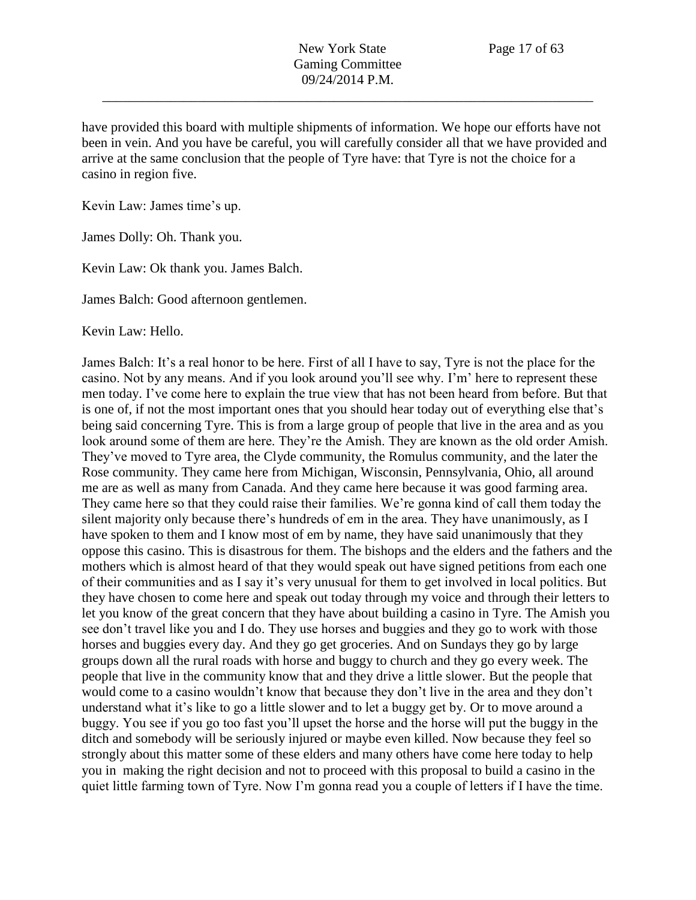have provided this board with multiple shipments of information. We hope our efforts have not been in vein. And you have be careful, you will carefully consider all that we have provided and arrive at the same conclusion that the people of Tyre have: that Tyre is not the choice for a casino in region five.

Kevin Law: James time's up.

James Dolly: Oh. Thank you.

Kevin Law: Ok thank you. James Balch.

James Balch: Good afternoon gentlemen.

Kevin Law: Hello.

James Balch: It's a real honor to be here. First of all I have to say, Tyre is not the place for the casino. Not by any means. And if you look around you'll see why. I'm' here to represent these men today. I've come here to explain the true view that has not been heard from before. But that is one of, if not the most important ones that you should hear today out of everything else that's being said concerning Tyre. This is from a large group of people that live in the area and as you look around some of them are here. They're the Amish. They are known as the old order Amish. They've moved to Tyre area, the Clyde community, the Romulus community, and the later the Rose community. They came here from Michigan, Wisconsin, Pennsylvania, Ohio, all around me are as well as many from Canada. And they came here because it was good farming area. They came here so that they could raise their families. We're gonna kind of call them today the silent majority only because there's hundreds of em in the area. They have unanimously, as I have spoken to them and I know most of em by name, they have said unanimously that they oppose this casino. This is disastrous for them. The bishops and the elders and the fathers and the mothers which is almost heard of that they would speak out have signed petitions from each one of their communities and as I say it's very unusual for them to get involved in local politics. But they have chosen to come here and speak out today through my voice and through their letters to let you know of the great concern that they have about building a casino in Tyre. The Amish you see don't travel like you and I do. They use horses and buggies and they go to work with those horses and buggies every day. And they go get groceries. And on Sundays they go by large groups down all the rural roads with horse and buggy to church and they go every week. The people that live in the community know that and they drive a little slower. But the people that would come to a casino wouldn't know that because they don't live in the area and they don't understand what it's like to go a little slower and to let a buggy get by. Or to move around a buggy. You see if you go too fast you'll upset the horse and the horse will put the buggy in the ditch and somebody will be seriously injured or maybe even killed. Now because they feel so strongly about this matter some of these elders and many others have come here today to help you in making the right decision and not to proceed with this proposal to build a casino in the quiet little farming town of Tyre. Now I'm gonna read you a couple of letters if I have the time.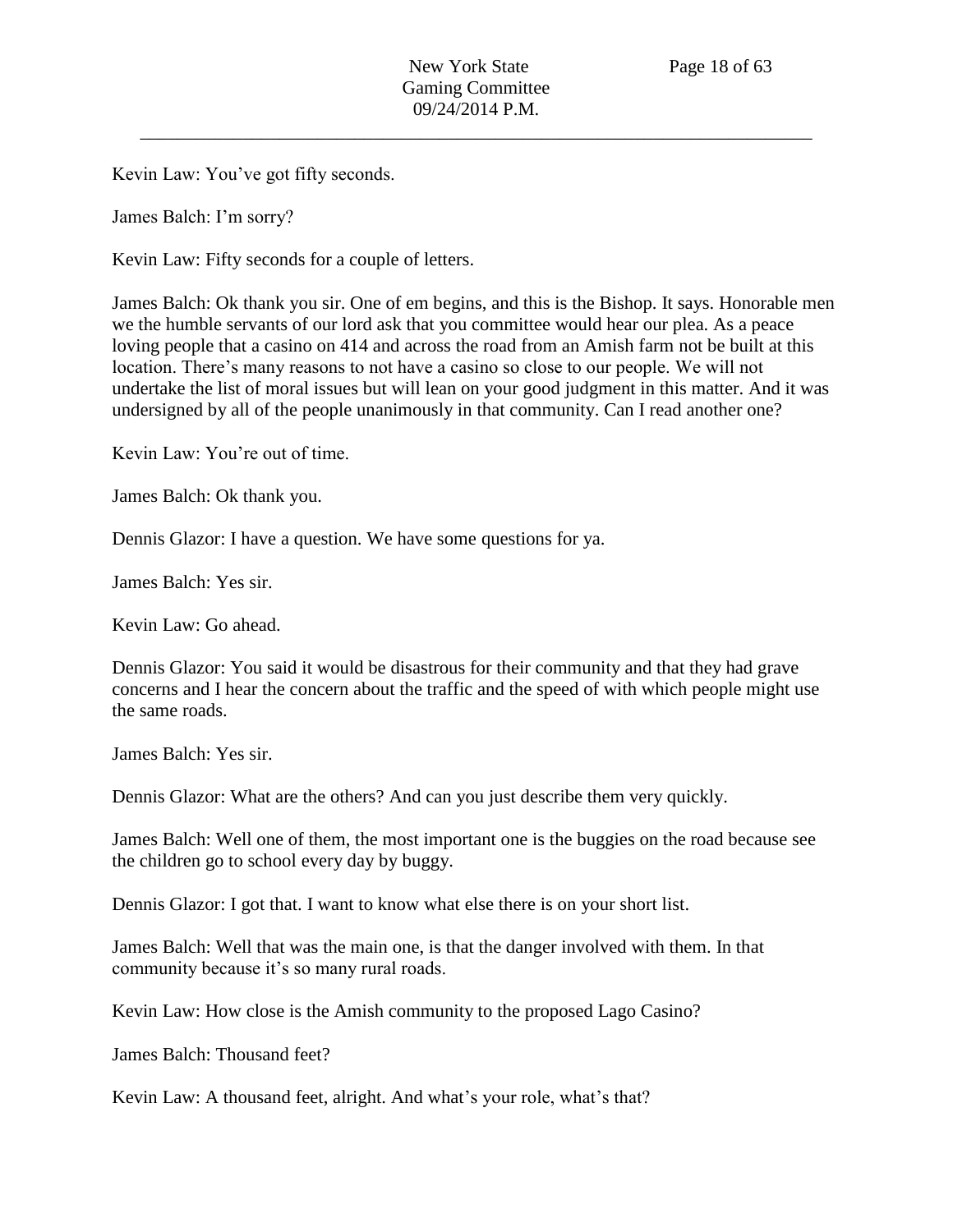Kevin Law: You've got fifty seconds.

James Balch: I'm sorry?

Kevin Law: Fifty seconds for a couple of letters.

James Balch: Ok thank you sir. One of em begins, and this is the Bishop. It says. Honorable men we the humble servants of our lord ask that you committee would hear our plea. As a peace loving people that a casino on 414 and across the road from an Amish farm not be built at this location. There's many reasons to not have a casino so close to our people. We will not undertake the list of moral issues but will lean on your good judgment in this matter. And it was undersigned by all of the people unanimously in that community. Can I read another one?

Kevin Law: You're out of time.

James Balch: Ok thank you.

Dennis Glazor: I have a question. We have some questions for ya.

James Balch: Yes sir.

Kevin Law: Go ahead.

Dennis Glazor: You said it would be disastrous for their community and that they had grave concerns and I hear the concern about the traffic and the speed of with which people might use the same roads.

James Balch: Yes sir.

Dennis Glazor: What are the others? And can you just describe them very quickly.

James Balch: Well one of them, the most important one is the buggies on the road because see the children go to school every day by buggy.

Dennis Glazor: I got that. I want to know what else there is on your short list.

James Balch: Well that was the main one, is that the danger involved with them. In that community because it's so many rural roads.

Kevin Law: How close is the Amish community to the proposed Lago Casino?

James Balch: Thousand feet?

Kevin Law: A thousand feet, alright. And what's your role, what's that?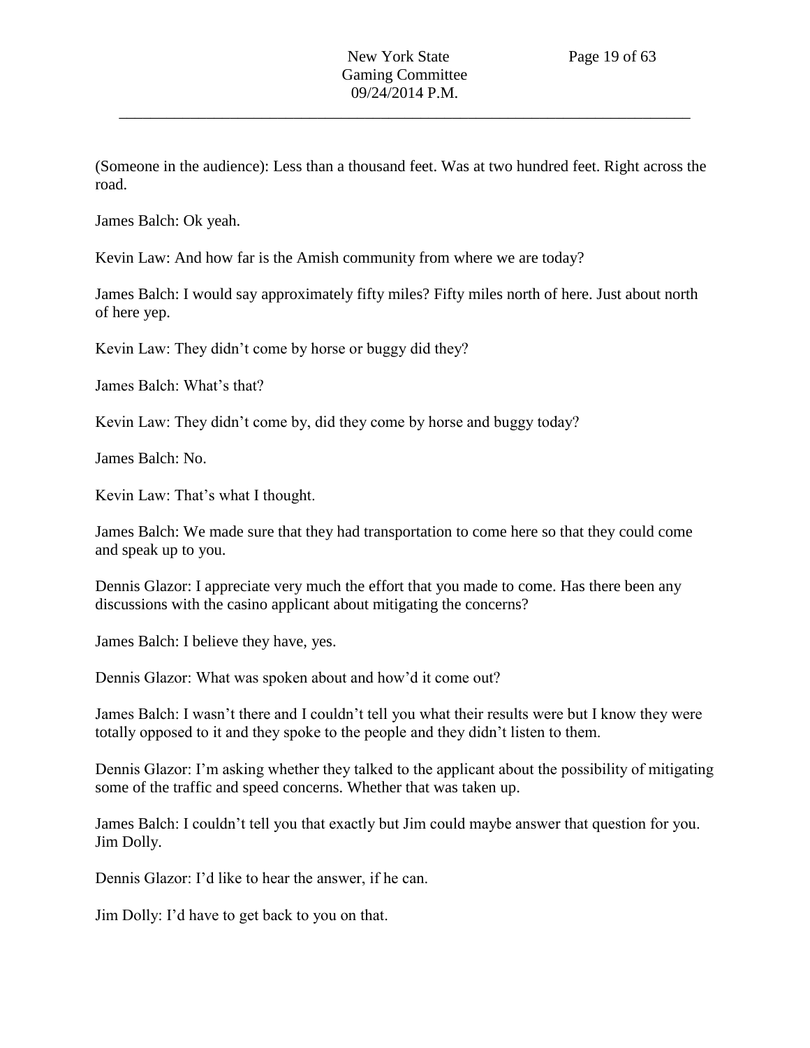(Someone in the audience): Less than a thousand feet. Was at two hundred feet. Right across the road.

James Balch: Ok yeah.

Kevin Law: And how far is the Amish community from where we are today?

James Balch: I would say approximately fifty miles? Fifty miles north of here. Just about north of here yep.

Kevin Law: They didn't come by horse or buggy did they?

James Balch: What's that?

Kevin Law: They didn't come by, did they come by horse and buggy today?

James Balch: No.

Kevin Law: That's what I thought.

James Balch: We made sure that they had transportation to come here so that they could come and speak up to you.

Dennis Glazor: I appreciate very much the effort that you made to come. Has there been any discussions with the casino applicant about mitigating the concerns?

James Balch: I believe they have, yes.

Dennis Glazor: What was spoken about and how'd it come out?

James Balch: I wasn't there and I couldn't tell you what their results were but I know they were totally opposed to it and they spoke to the people and they didn't listen to them.

Dennis Glazor: I'm asking whether they talked to the applicant about the possibility of mitigating some of the traffic and speed concerns. Whether that was taken up.

James Balch: I couldn't tell you that exactly but Jim could maybe answer that question for you. Jim Dolly.

Dennis Glazor: I'd like to hear the answer, if he can.

Jim Dolly: I'd have to get back to you on that.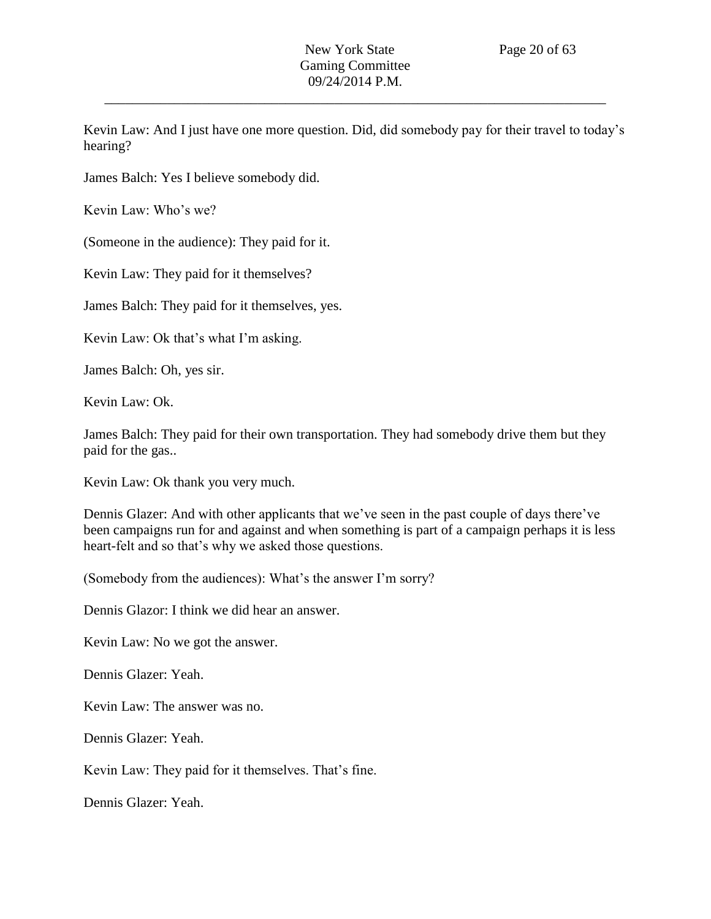Kevin Law: And I just have one more question. Did, did somebody pay for their travel to today's hearing?

James Balch: Yes I believe somebody did.

Kevin Law: Who's we?

(Someone in the audience): They paid for it.

Kevin Law: They paid for it themselves?

James Balch: They paid for it themselves, yes.

Kevin Law: Ok that's what I'm asking.

James Balch: Oh, yes sir.

Kevin Law: Ok.

James Balch: They paid for their own transportation. They had somebody drive them but they paid for the gas..

Kevin Law: Ok thank you very much.

Dennis Glazer: And with other applicants that we've seen in the past couple of days there've been campaigns run for and against and when something is part of a campaign perhaps it is less heart-felt and so that's why we asked those questions.

(Somebody from the audiences): What's the answer I'm sorry?

Dennis Glazor: I think we did hear an answer.

Kevin Law: No we got the answer.

Dennis Glazer: Yeah.

Kevin Law: The answer was no.

Dennis Glazer: Yeah.

Kevin Law: They paid for it themselves. That's fine.

Dennis Glazer: Yeah.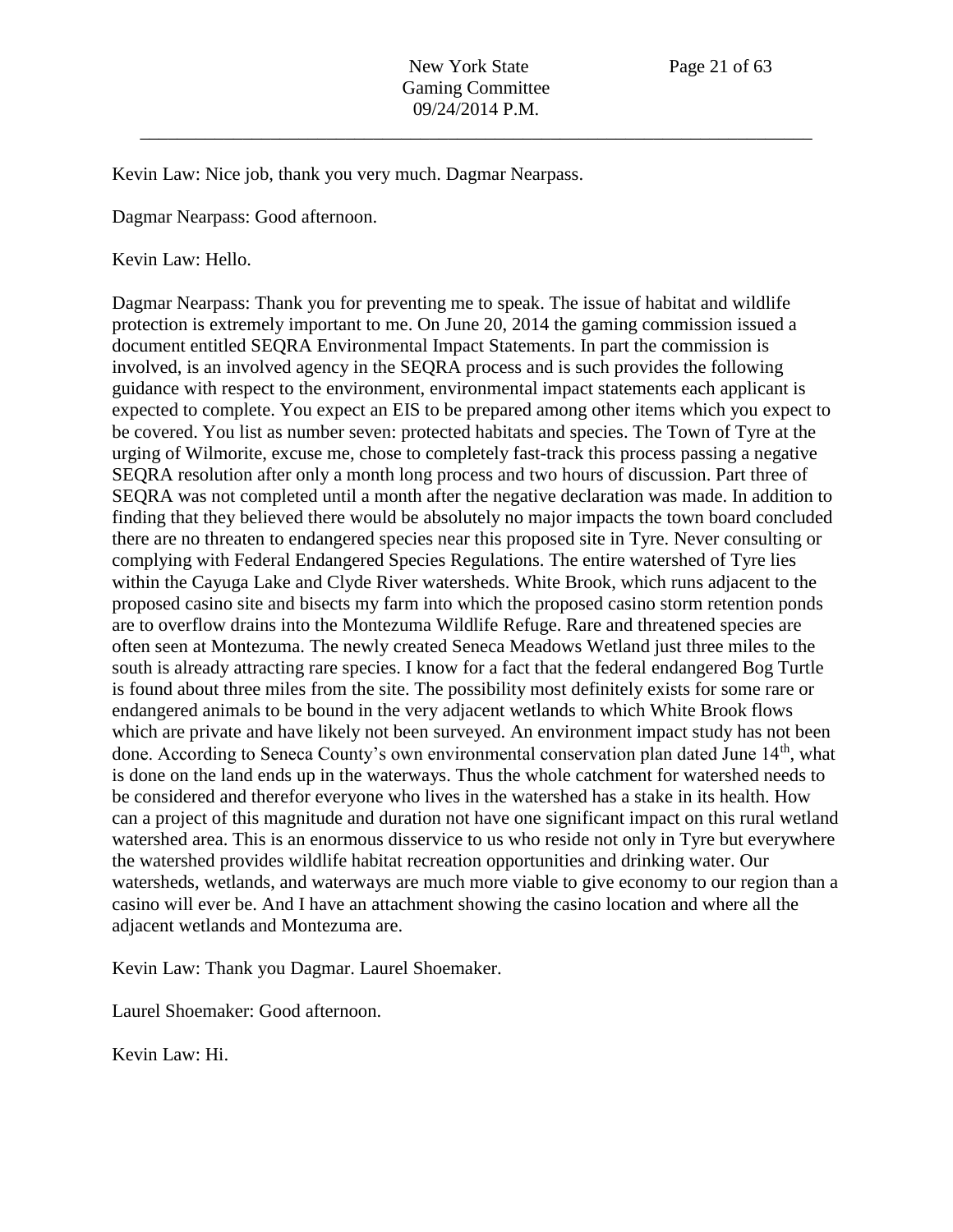Kevin Law: Nice job, thank you very much. Dagmar Nearpass.

Dagmar Nearpass: Good afternoon.

Kevin Law: Hello.

Dagmar Nearpass: Thank you for preventing me to speak. The issue of habitat and wildlife protection is extremely important to me. On June 20, 2014 the gaming commission issued a document entitled SEQRA Environmental Impact Statements. In part the commission is involved, is an involved agency in the SEQRA process and is such provides the following guidance with respect to the environment, environmental impact statements each applicant is expected to complete. You expect an EIS to be prepared among other items which you expect to be covered. You list as number seven: protected habitats and species. The Town of Tyre at the urging of Wilmorite, excuse me, chose to completely fast-track this process passing a negative SEQRA resolution after only a month long process and two hours of discussion. Part three of SEQRA was not completed until a month after the negative declaration was made. In addition to finding that they believed there would be absolutely no major impacts the town board concluded there are no threaten to endangered species near this proposed site in Tyre. Never consulting or complying with Federal Endangered Species Regulations. The entire watershed of Tyre lies within the Cayuga Lake and Clyde River watersheds. White Brook, which runs adjacent to the proposed casino site and bisects my farm into which the proposed casino storm retention ponds are to overflow drains into the Montezuma Wildlife Refuge. Rare and threatened species are often seen at Montezuma. The newly created Seneca Meadows Wetland just three miles to the south is already attracting rare species. I know for a fact that the federal endangered Bog Turtle is found about three miles from the site. The possibility most definitely exists for some rare or endangered animals to be bound in the very adjacent wetlands to which White Brook flows which are private and have likely not been surveyed. An environment impact study has not been done. According to Seneca County's own environmental conservation plan dated June 14th, what is done on the land ends up in the waterways. Thus the whole catchment for watershed needs to be considered and therefor everyone who lives in the watershed has a stake in its health. How can a project of this magnitude and duration not have one significant impact on this rural wetland watershed area. This is an enormous disservice to us who reside not only in Tyre but everywhere the watershed provides wildlife habitat recreation opportunities and drinking water. Our watersheds, wetlands, and waterways are much more viable to give economy to our region than a casino will ever be. And I have an attachment showing the casino location and where all the adjacent wetlands and Montezuma are.

Kevin Law: Thank you Dagmar. Laurel Shoemaker.

Laurel Shoemaker: Good afternoon.

Kevin Law: Hi.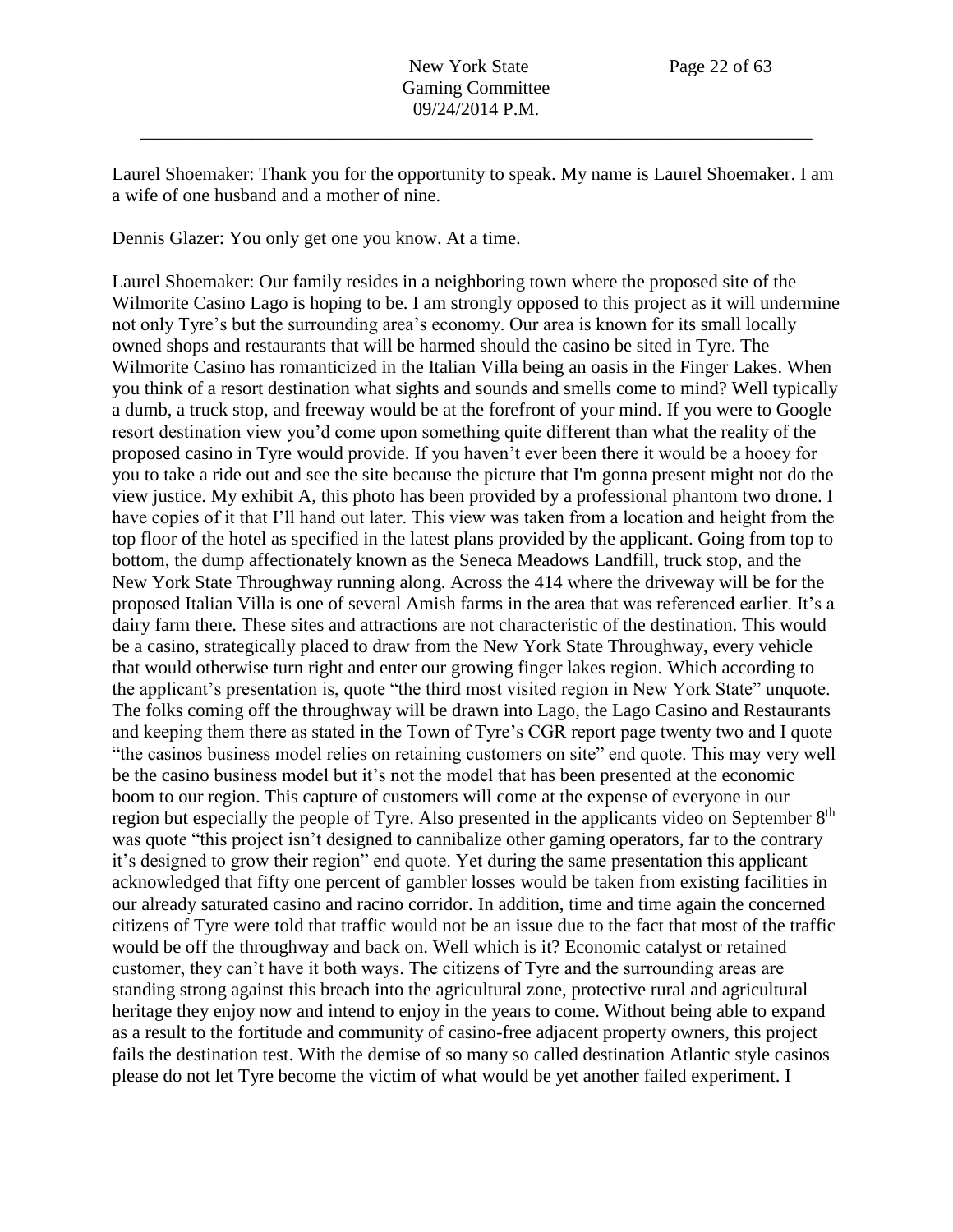Laurel Shoemaker: Thank you for the opportunity to speak. My name is Laurel Shoemaker. I am a wife of one husband and a mother of nine.

Dennis Glazer: You only get one you know. At a time.

Laurel Shoemaker: Our family resides in a neighboring town where the proposed site of the Wilmorite Casino Lago is hoping to be. I am strongly opposed to this project as it will undermine not only Tyre's but the surrounding area's economy. Our area is known for its small locally owned shops and restaurants that will be harmed should the casino be sited in Tyre. The Wilmorite Casino has romanticized in the Italian Villa being an oasis in the Finger Lakes. When you think of a resort destination what sights and sounds and smells come to mind? Well typically a dumb, a truck stop, and freeway would be at the forefront of your mind. If you were to Google resort destination view you'd come upon something quite different than what the reality of the proposed casino in Tyre would provide. If you haven't ever been there it would be a hooey for you to take a ride out and see the site because the picture that I'm gonna present might not do the view justice. My exhibit A, this photo has been provided by a professional phantom two drone. I have copies of it that I'll hand out later. This view was taken from a location and height from the top floor of the hotel as specified in the latest plans provided by the applicant. Going from top to bottom, the dump affectionately known as the Seneca Meadows Landfill, truck stop, and the New York State Throughway running along. Across the 414 where the driveway will be for the proposed Italian Villa is one of several Amish farms in the area that was referenced earlier. It's a dairy farm there. These sites and attractions are not characteristic of the destination. This would be a casino, strategically placed to draw from the New York State Throughway, every vehicle that would otherwise turn right and enter our growing finger lakes region. Which according to the applicant's presentation is, quote "the third most visited region in New York State" unquote. The folks coming off the throughway will be drawn into Lago, the Lago Casino and Restaurants and keeping them there as stated in the Town of Tyre's CGR report page twenty two and I quote "the casinos business model relies on retaining customers on site" end quote. This may very well be the casino business model but it's not the model that has been presented at the economic boom to our region. This capture of customers will come at the expense of everyone in our region but especially the people of Tyre. Also presented in the applicants video on September 8th was quote "this project isn't designed to cannibalize other gaming operators, far to the contrary it's designed to grow their region" end quote. Yet during the same presentation this applicant acknowledged that fifty one percent of gambler losses would be taken from existing facilities in our already saturated casino and racino corridor. In addition, time and time again the concerned citizens of Tyre were told that traffic would not be an issue due to the fact that most of the traffic would be off the throughway and back on. Well which is it? Economic catalyst or retained customer, they can't have it both ways. The citizens of Tyre and the surrounding areas are standing strong against this breach into the agricultural zone, protective rural and agricultural heritage they enjoy now and intend to enjoy in the years to come. Without being able to expand as a result to the fortitude and community of casino-free adjacent property owners, this project fails the destination test. With the demise of so many so called destination Atlantic style casinos please do not let Tyre become the victim of what would be yet another failed experiment. I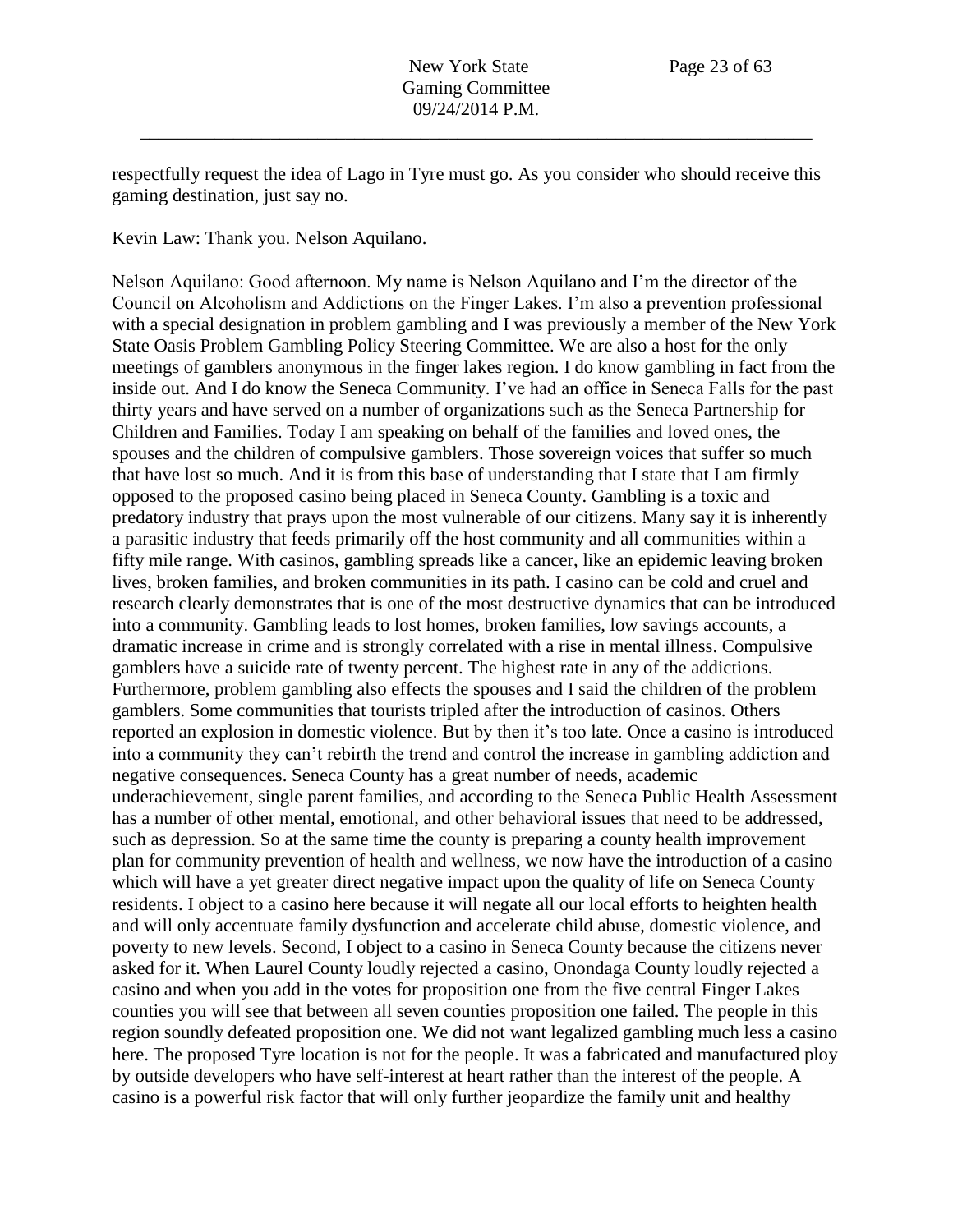respectfully request the idea of Lago in Tyre must go. As you consider who should receive this gaming destination, just say no.

Kevin Law: Thank you. Nelson Aquilano.

Nelson Aquilano: Good afternoon. My name is Nelson Aquilano and I'm the director of the Council on Alcoholism and Addictions on the Finger Lakes. I'm also a prevention professional with a special designation in problem gambling and I was previously a member of the New York State Oasis Problem Gambling Policy Steering Committee. We are also a host for the only meetings of gamblers anonymous in the finger lakes region. I do know gambling in fact from the inside out. And I do know the Seneca Community. I've had an office in Seneca Falls for the past thirty years and have served on a number of organizations such as the Seneca Partnership for Children and Families. Today I am speaking on behalf of the families and loved ones, the spouses and the children of compulsive gamblers. Those sovereign voices that suffer so much that have lost so much. And it is from this base of understanding that I state that I am firmly opposed to the proposed casino being placed in Seneca County. Gambling is a toxic and predatory industry that prays upon the most vulnerable of our citizens. Many say it is inherently a parasitic industry that feeds primarily off the host community and all communities within a fifty mile range. With casinos, gambling spreads like a cancer, like an epidemic leaving broken lives, broken families, and broken communities in its path. I casino can be cold and cruel and research clearly demonstrates that is one of the most destructive dynamics that can be introduced into a community. Gambling leads to lost homes, broken families, low savings accounts, a dramatic increase in crime and is strongly correlated with a rise in mental illness. Compulsive gamblers have a suicide rate of twenty percent. The highest rate in any of the addictions. Furthermore, problem gambling also effects the spouses and I said the children of the problem gamblers. Some communities that tourists tripled after the introduction of casinos. Others reported an explosion in domestic violence. But by then it's too late. Once a casino is introduced into a community they can't rebirth the trend and control the increase in gambling addiction and negative consequences. Seneca County has a great number of needs, academic underachievement, single parent families, and according to the Seneca Public Health Assessment has a number of other mental, emotional, and other behavioral issues that need to be addressed, such as depression. So at the same time the county is preparing a county health improvement plan for community prevention of health and wellness, we now have the introduction of a casino which will have a yet greater direct negative impact upon the quality of life on Seneca County residents. I object to a casino here because it will negate all our local efforts to heighten health and will only accentuate family dysfunction and accelerate child abuse, domestic violence, and poverty to new levels. Second, I object to a casino in Seneca County because the citizens never asked for it. When Laurel County loudly rejected a casino, Onondaga County loudly rejected a casino and when you add in the votes for proposition one from the five central Finger Lakes counties you will see that between all seven counties proposition one failed. The people in this region soundly defeated proposition one. We did not want legalized gambling much less a casino here. The proposed Tyre location is not for the people. It was a fabricated and manufactured ploy by outside developers who have self-interest at heart rather than the interest of the people. A casino is a powerful risk factor that will only further jeopardize the family unit and healthy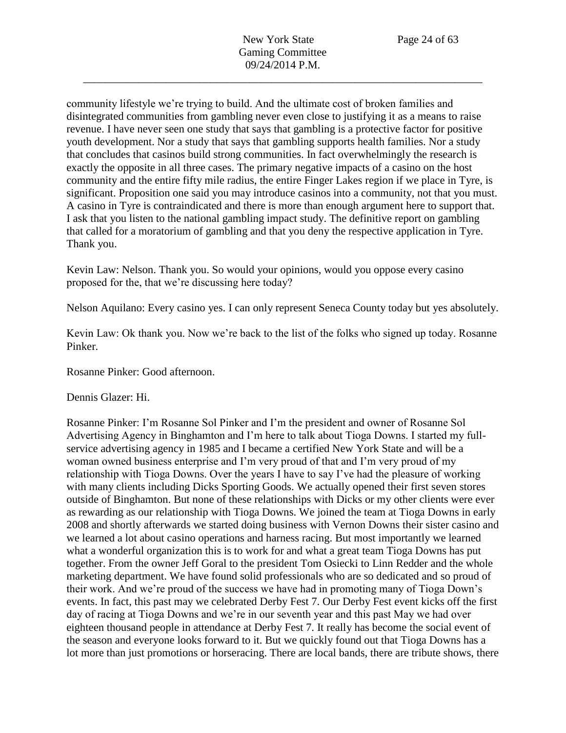community lifestyle we're trying to build. And the ultimate cost of broken families and disintegrated communities from gambling never even close to justifying it as a means to raise revenue. I have never seen one study that says that gambling is a protective factor for positive youth development. Nor a study that says that gambling supports health families. Nor a study that concludes that casinos build strong communities. In fact overwhelmingly the research is exactly the opposite in all three cases. The primary negative impacts of a casino on the host community and the entire fifty mile radius, the entire Finger Lakes region if we place in Tyre, is significant. Proposition one said you may introduce casinos into a community, not that you must. A casino in Tyre is contraindicated and there is more than enough argument here to support that. I ask that you listen to the national gambling impact study. The definitive report on gambling that called for a moratorium of gambling and that you deny the respective application in Tyre. Thank you.

Kevin Law: Nelson. Thank you. So would your opinions, would you oppose every casino proposed for the, that we're discussing here today?

Nelson Aquilano: Every casino yes. I can only represent Seneca County today but yes absolutely.

Kevin Law: Ok thank you. Now we're back to the list of the folks who signed up today. Rosanne Pinker.

Rosanne Pinker: Good afternoon.

Dennis Glazer: Hi.

Rosanne Pinker: I'm Rosanne Sol Pinker and I'm the president and owner of Rosanne Sol Advertising Agency in Binghamton and I'm here to talk about Tioga Downs. I started my full-service advertising agency in 1985 and I became a certified New York State and will be a woman owned business enterprise and I'm very proud of that and I'm very proud of my relationship with Tioga Downs. Over the years I have to say I've had the pleasure of working with many clients including Dicks Sporting Goods. We actually opened their first seven stores outside of Binghamton. But none of these relationships with Dicks or my other clients were ever as rewarding as our relationship with Tioga Downs. We joined the team at Tioga Downs in early 2008 and shortly afterwards we started doing business with Vernon Downs their sister casino and we learned a lot about casino operations and harness racing. But most importantly we learned what a wonderful organization this is to work for and what a great team Tioga Downs has put together. From the owner Jeff Goral to the president Tom Osiecki to Linn Redder and the whole marketing department. We have found solid professionals who are so dedicated and so proud of their work. And we're proud of the success we have had in promoting many of Tioga Down's events. In fact, this past may we celebrated Derby Fest 7. Our Derby Fest event kicks off the first day of racing at Tioga Downs and we're in our seventh year and this past May we had over eighteen thousand people in attendance at Derby Fest 7. It really has become the social event of the season and everyone looks forward to it. But we quickly found out that Tioga Downs has a lot more than just promotions or horseracing. There are local bands, there are tribute shows, there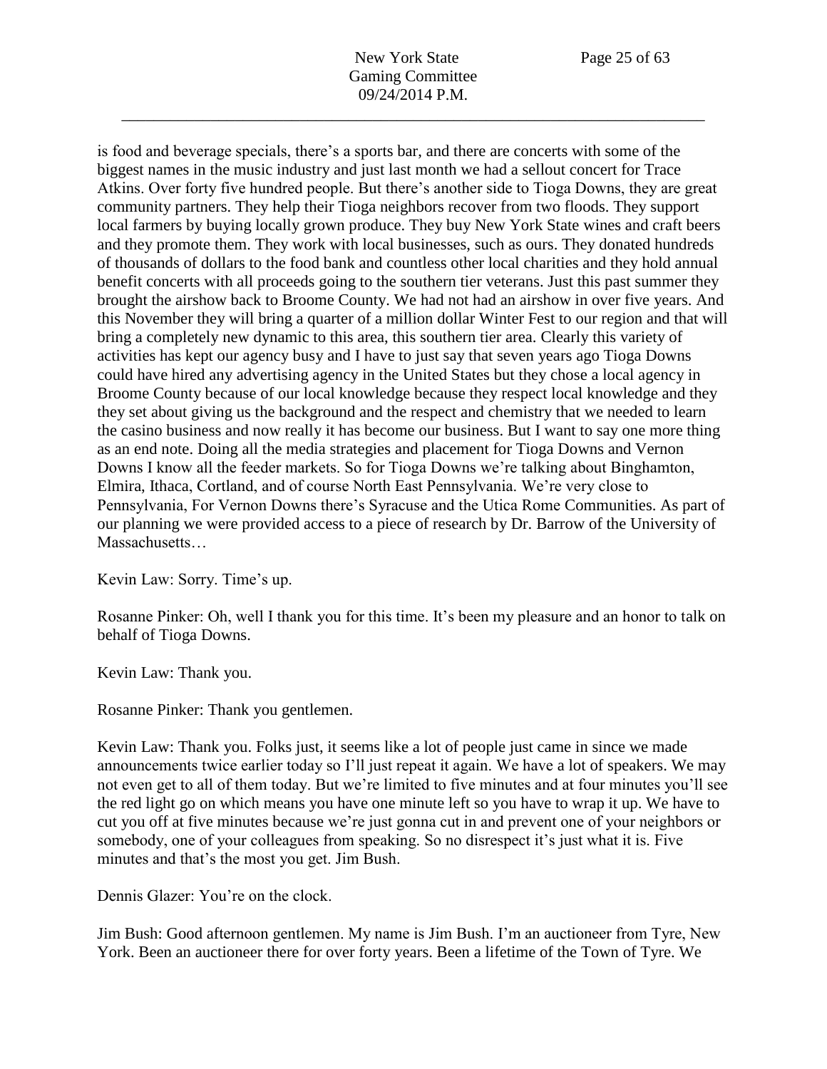is food and beverage specials, there's a sports bar, and there are concerts with some of the biggest names in the music industry and just last month we had a sellout concert for Trace Atkins. Over forty five hundred people. But there's another side to Tioga Downs, they are great community partners. They help their Tioga neighbors recover from two floods. They support local farmers by buying locally grown produce. They buy New York State wines and craft beers and they promote them. They work with local businesses, such as ours. They donated hundreds of thousands of dollars to the food bank and countless other local charities and they hold annual benefit concerts with all proceeds going to the southern tier veterans. Just this past summer they brought the airshow back to Broome County. We had not had an airshow in over five years. And this November they will bring a quarter of a million dollar Winter Fest to our region and that will bring a completely new dynamic to this area, this southern tier area. Clearly this variety of activities has kept our agency busy and I have to just say that seven years ago Tioga Downs could have hired any advertising agency in the United States but they chose a local agency in Broome County because of our local knowledge because they respect local knowledge and they they set about giving us the background and the respect and chemistry that we needed to learn the casino business and now really it has become our business. But I want to say one more thing as an end note. Doing all the media strategies and placement for Tioga Downs and Vernon Downs I know all the feeder markets. So for Tioga Downs we're talking about Binghamton, Elmira, Ithaca, Cortland, and of course North East Pennsylvania. We're very close to Pennsylvania, For Vernon Downs there's Syracuse and the Utica Rome Communities. As part of our planning we were provided access to a piece of research by Dr. Barrow of the University of Massachusetts…

Kevin Law: Sorry. Time's up.

Rosanne Pinker: Oh, well I thank you for this time. It's been my pleasure and an honor to talk on behalf of Tioga Downs.

Kevin Law: Thank you.

Rosanne Pinker: Thank you gentlemen.

Kevin Law: Thank you. Folks just, it seems like a lot of people just came in since we made announcements twice earlier today so I'll just repeat it again. We have a lot of speakers. We may not even get to all of them today. But we're limited to five minutes and at four minutes you'll see the red light go on which means you have one minute left so you have to wrap it up. We have to cut you off at five minutes because we're just gonna cut in and prevent one of your neighbors or somebody, one of your colleagues from speaking. So no disrespect it's just what it is. Five minutes and that's the most you get. Jim Bush.

Dennis Glazer: You're on the clock.

Jim Bush: Good afternoon gentlemen. My name is Jim Bush. I'm an auctioneer from Tyre, New York. Been an auctioneer there for over forty years. Been a lifetime of the Town of Tyre. We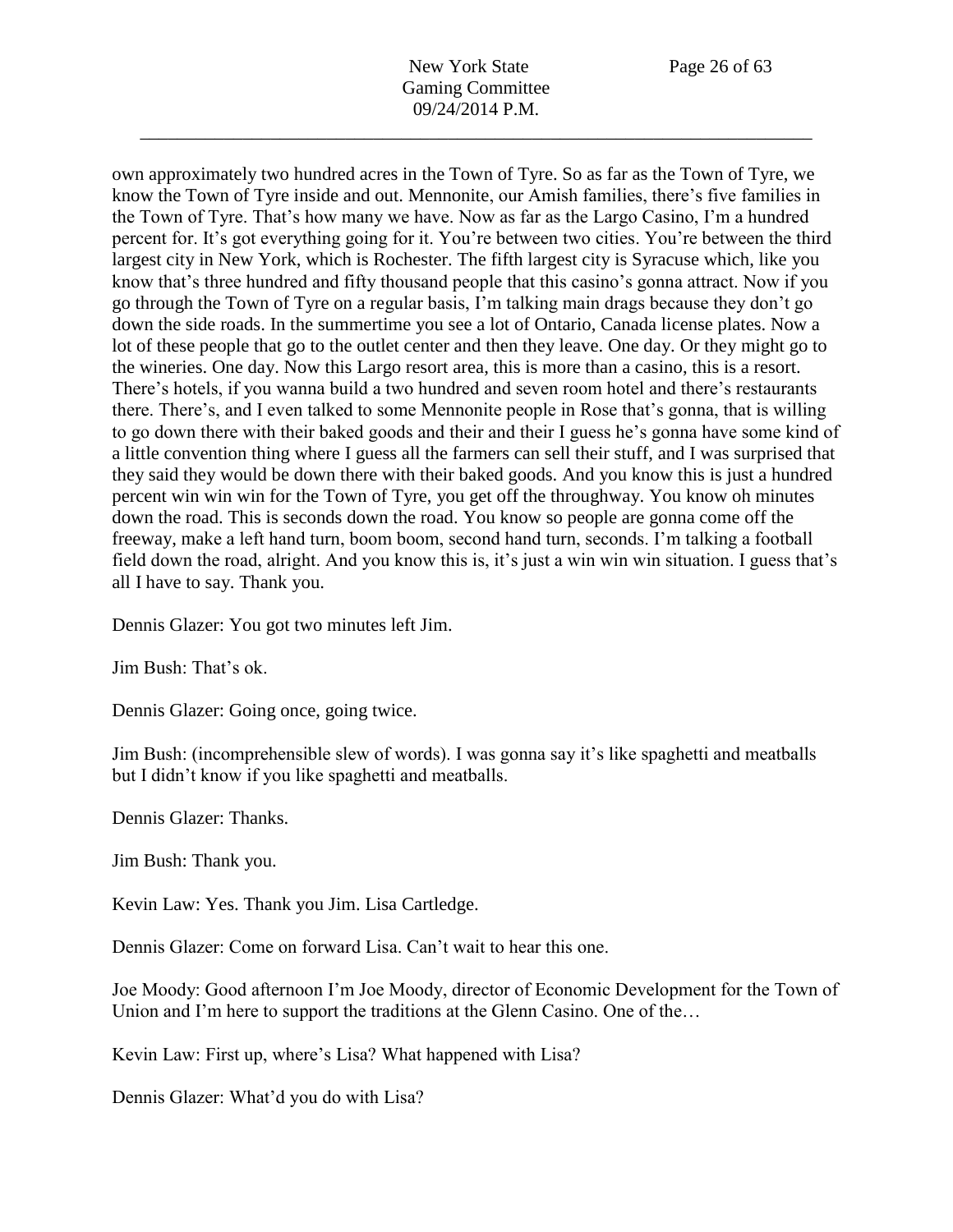own approximately two hundred acres in the Town of Tyre. So as far as the Town of Tyre, we know the Town of Tyre inside and out. Mennonite, our Amish families, there's five families in the Town of Tyre. That's how many we have. Now as far as the Largo Casino, I'm a hundred percent for. It's got everything going for it. You're between two cities. You're between the third largest city in New York, which is Rochester. The fifth largest city is Syracuse which, like you know that's three hundred and fifty thousand people that this casino's gonna attract. Now if you go through the Town of Tyre on a regular basis, I'm talking main drags because they don't go down the side roads. In the summertime you see a lot of Ontario, Canada license plates. Now a lot of these people that go to the outlet center and then they leave. One day. Or they might go to the wineries. One day. Now this Largo resort area, this is more than a casino, this is a resort. There's hotels, if you wanna build a two hundred and seven room hotel and there's restaurants there. There's, and I even talked to some Mennonite people in Rose that's gonna, that is willing to go down there with their baked goods and their and their I guess he's gonna have some kind of a little convention thing where I guess all the farmers can sell their stuff, and I was surprised that they said they would be down there with their baked goods. And you know this is just a hundred percent win win win for the Town of Tyre, you get off the throughway. You know oh minutes down the road. This is seconds down the road. You know so people are gonna come off the freeway, make a left hand turn, boom boom, second hand turn, seconds. I'm talking a football field down the road, alright. And you know this is, it's just a win win win situation. I guess that's all I have to say. Thank you.

Dennis Glazer: You got two minutes left Jim.

Jim Bush: That's ok.

Dennis Glazer: Going once, going twice.

Jim Bush: (incomprehensible slew of words). I was gonna say it's like spaghetti and meatballs but I didn't know if you like spaghetti and meatballs.

Dennis Glazer: Thanks.

Jim Bush: Thank you.

Kevin Law: Yes. Thank you Jim. Lisa Cartledge.

Dennis Glazer: Come on forward Lisa. Can't wait to hear this one.

Joe Moody: Good afternoon I'm Joe Moody, director of Economic Development for the Town of Union and I'm here to support the traditions at the Glenn Casino. One of the…

Kevin Law: First up, where's Lisa? What happened with Lisa?

Dennis Glazer: What'd you do with Lisa?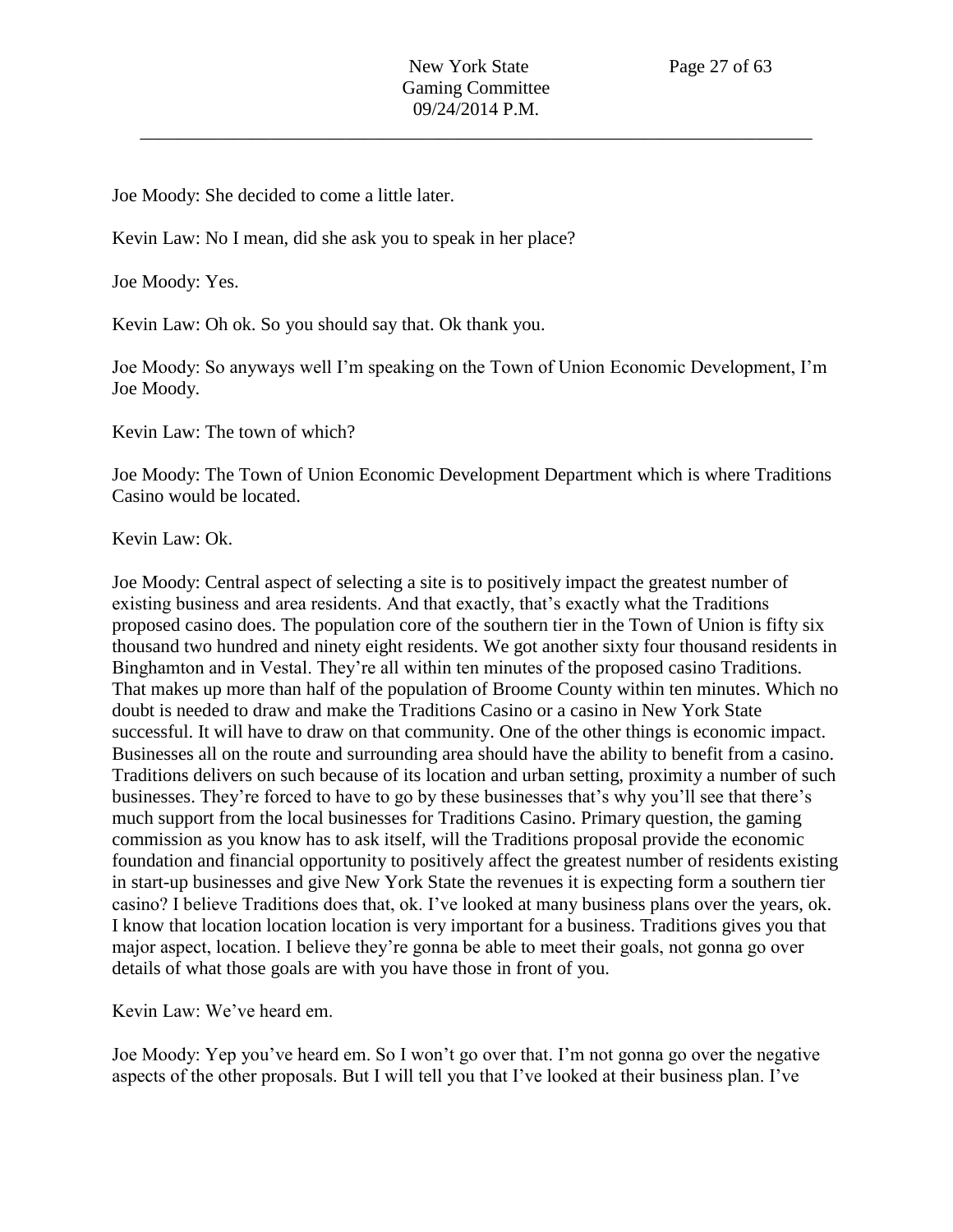Joe Moody: She decided to come a little later.

Kevin Law: No I mean, did she ask you to speak in her place?

Joe Moody: Yes.

Kevin Law: Oh ok. So you should say that. Ok thank you.

Joe Moody: So anyways well I'm speaking on the Town of Union Economic Development, I'm Joe Moody.

Kevin Law: The town of which?

Joe Moody: The Town of Union Economic Development Department which is where Traditions Casino would be located.

Kevin Law: Ok.

Joe Moody: Central aspect of selecting a site is to positively impact the greatest number of existing business and area residents. And that exactly, that's exactly what the Traditions proposed casino does. The population core of the southern tier in the Town of Union is fifty six thousand two hundred and ninety eight residents. We got another sixty four thousand residents in Binghamton and in Vestal. They're all within ten minutes of the proposed casino Traditions. That makes up more than half of the population of Broome County within ten minutes. Which no doubt is needed to draw and make the Traditions Casino or a casino in New York State successful. It will have to draw on that community. One of the other things is economic impact. Businesses all on the route and surrounding area should have the ability to benefit from a casino. Traditions delivers on such because of its location and urban setting, proximity a number of such businesses. They're forced to have to go by these businesses that's why you'll see that there's much support from the local businesses for Traditions Casino. Primary question, the gaming commission as you know has to ask itself, will the Traditions proposal provide the economic foundation and financial opportunity to positively affect the greatest number of residents existing in start-up businesses and give New York State the revenues it is expecting form a southern tier casino? I believe Traditions does that, ok. I've looked at many business plans over the years, ok. I know that location location location is very important for a business. Traditions gives you that major aspect, location. I believe they're gonna be able to meet their goals, not gonna go over details of what those goals are with you have those in front of you.

Kevin Law: We've heard em.

Joe Moody: Yep you've heard em. So I won't go over that. I'm not gonna go over the negative aspects of the other proposals. But I will tell you that I've looked at their business plan. I've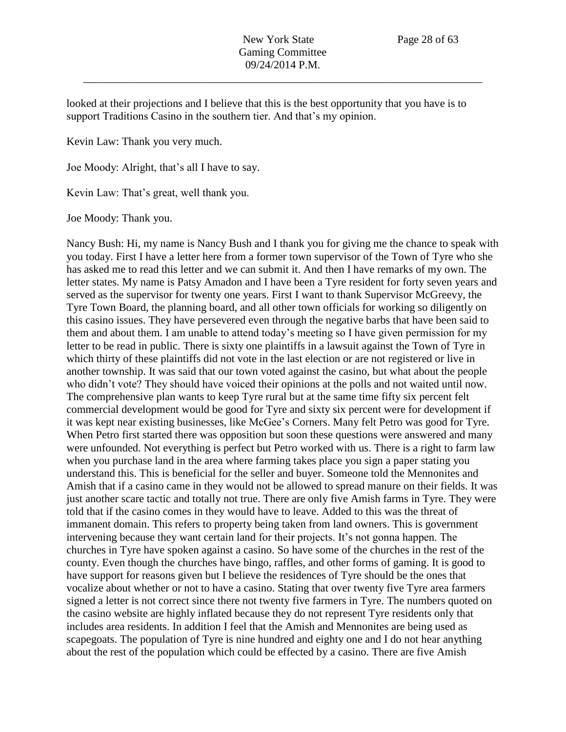looked at their projections and I believe that this is the best opportunity that you have is to support Traditions Casino in the southern tier. And that's my opinion.

Kevin Law: Thank you very much.

Joe Moody: Alright, that's all I have to say.

Kevin Law: That's great, well thank you.

Joe Moody: Thank you.

Nancy Bush: Hi, my name is Nancy Bush and I thank you for giving me the chance to speak with you today. First I have a letter here from a former town supervisor of the Town of Tyre who she has asked me to read this letter and we can submit it. And then I have remarks of my own. The letter states. My name is Patsy Amadon and I have been a Tyre resident for forty seven years and served as the supervisor for twenty one years. First I want to thank Supervisor McGreevy, the Tyre Town Board, the planning board, and all other town officials for working so diligently on this casino issues. They have persevered even through the negative barbs that have been said to them and about them. I am unable to attend today's meeting so I have given permission for my letter to be read in public. There is sixty one plaintiffs in a lawsuit against the Town of Tyre in which thirty of these plaintiffs did not vote in the last election or are not registered or live in another township. It was said that our town voted against the casino, but what about the people who didn't vote? They should have voiced their opinions at the polls and not waited until now. The comprehensive plan wants to keep Tyre rural but at the same time fifty six percent felt commercial development would be good for Tyre and sixty six percent were for development if it was kept near existing businesses, like McGee's Corners. Many felt Petro was good for Tyre. When Petro first started there was opposition but soon these questions were answered and many were unfounded. Not everything is perfect but Petro worked with us. There is a right to farm law when you purchase land in the area where farming takes place you sign a paper stating you understand this. This is beneficial for the seller and buyer. Someone told the Mennonites and Amish that if a casino came in they would not be allowed to spread manure on their fields. It was just another scare tactic and totally not true. There are only five Amish farms in Tyre. They were told that if the casino comes in they would have to leave. Added to this was the threat of immanent domain. This refers to property being taken from land owners. This is government intervening because they want certain land for their projects. It's not gonna happen. The churches in Tyre have spoken against a casino. So have some of the churches in the rest of the county. Even though the churches have bingo, raffles, and other forms of gaming. It is good to have support for reasons given but I believe the residences of Tyre should be the ones that vocalize about whether or not to have a casino. Stating that over twenty five Tyre area farmers signed a letter is not correct since there not twenty five farmers in Tyre. The numbers quoted on the casino website are highly inflated because they do not represent Tyre residents only that includes area residents. In addition I feel that the Amish and Mennonites are being used as scapegoats. The population of Tyre is nine hundred and eighty one and I do not hear anything about the rest of the population which could be effected by a casino. There are five Amish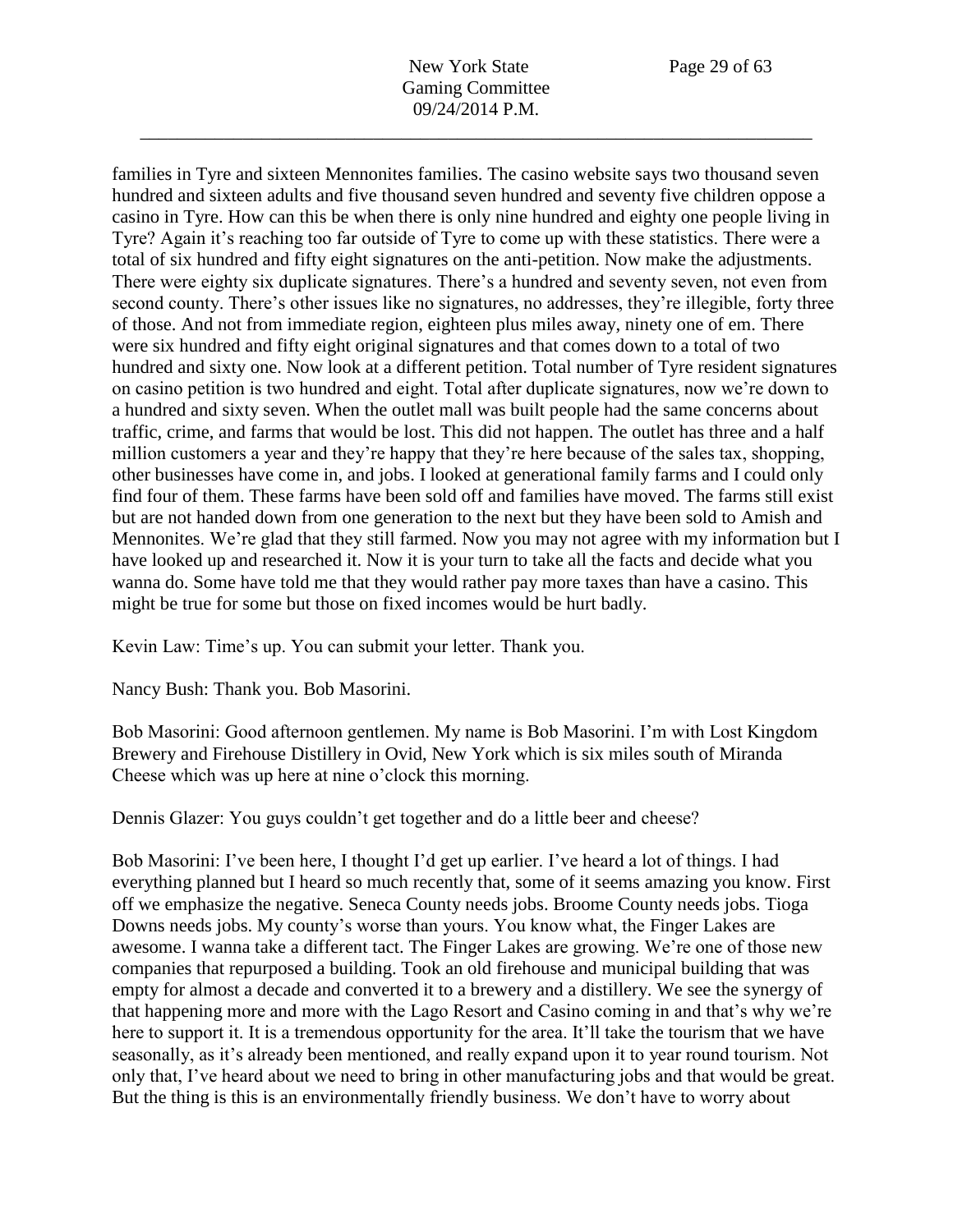families in Tyre and sixteen Mennonites families. The casino website says two thousand seven hundred and sixteen adults and five thousand seven hundred and seventy five children oppose a casino in Tyre. How can this be when there is only nine hundred and eighty one people living in Tyre? Again it's reaching too far outside of Tyre to come up with these statistics. There were a total of six hundred and fifty eight signatures on the anti-petition. Now make the adjustments. There were eighty six duplicate signatures. There's a hundred and seventy seven, not even from second county. There's other issues like no signatures, no addresses, they're illegible, forty three of those. And not from immediate region, eighteen plus miles away, ninety one of em. There were six hundred and fifty eight original signatures and that comes down to a total of two hundred and sixty one. Now look at a different petition. Total number of Tyre resident signatures on casino petition is two hundred and eight. Total after duplicate signatures, now we're down to a hundred and sixty seven. When the outlet mall was built people had the same concerns about traffic, crime, and farms that would be lost. This did not happen. The outlet has three and a half million customers a year and they're happy that they're here because of the sales tax, shopping, other businesses have come in, and jobs. I looked at generational family farms and I could only find four of them. These farms have been sold off and families have moved. The farms still exist but are not handed down from one generation to the next but they have been sold to Amish and Mennonites. We're glad that they still farmed. Now you may not agree with my information but I have looked up and researched it. Now it is your turn to take all the facts and decide what you wanna do. Some have told me that they would rather pay more taxes than have a casino. This might be true for some but those on fixed incomes would be hurt badly.

Kevin Law: Time's up. You can submit your letter. Thank you.

Nancy Bush: Thank you. Bob Masorini.

Bob Masorini: Good afternoon gentlemen. My name is Bob Masorini. I'm with Lost Kingdom Brewery and Firehouse Distillery in Ovid, New York which is six miles south of Miranda Cheese which was up here at nine o'clock this morning.

Dennis Glazer: You guys couldn't get together and do a little beer and cheese?

Bob Masorini: I've been here, I thought I'd get up earlier. I've heard a lot of things. I had everything planned but I heard so much recently that, some of it seems amazing you know. First off we emphasize the negative. Seneca County needs jobs. Broome County needs jobs. Tioga Downs needs jobs. My county's worse than yours. You know what, the Finger Lakes are awesome. I wanna take a different tact. The Finger Lakes are growing. We're one of those new companies that repurposed a building. Took an old firehouse and municipal building that was empty for almost a decade and converted it to a brewery and a distillery. We see the synergy of that happening more and more with the Lago Resort and Casino coming in and that's why we're here to support it. It is a tremendous opportunity for the area. It'll take the tourism that we have seasonally, as it's already been mentioned, and really expand upon it to year round tourism. Not only that, I've heard about we need to bring in other manufacturing jobs and that would be great. But the thing is this is an environmentally friendly business. We don't have to worry about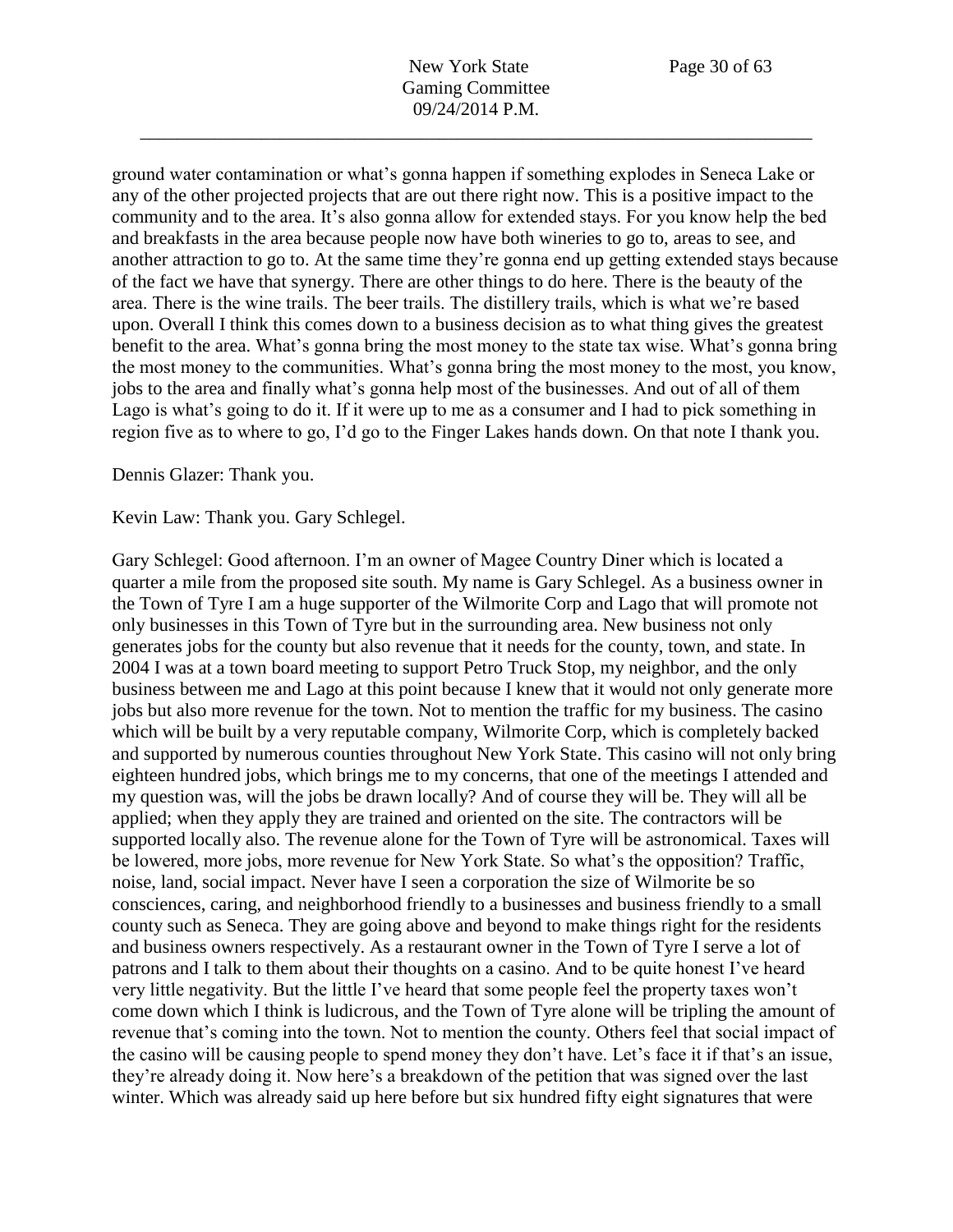ground water contamination or what's gonna happen if something explodes in Seneca Lake or any of the other projected projects that are out there right now. This is a positive impact to the community and to the area. It's also gonna allow for extended stays. For you know help the bed and breakfasts in the area because people now have both wineries to go to, areas to see, and another attraction to go to. At the same time they're gonna end up getting extended stays because of the fact we have that synergy. There are other things to do here. There is the beauty of the area. There is the wine trails. The beer trails. The distillery trails, which is what we're based upon. Overall I think this comes down to a business decision as to what thing gives the greatest benefit to the area. What's gonna bring the most money to the state tax wise. What's gonna bring the most money to the communities. What's gonna bring the most money to the most, you know, jobs to the area and finally what's gonna help most of the businesses. And out of all of them Lago is what's going to do it. If it were up to me as a consumer and I had to pick something in region five as to where to go, I'd go to the Finger Lakes hands down. On that note I thank you.

Dennis Glazer: Thank you.

Kevin Law: Thank you. Gary Schlegel.

Gary Schlegel: Good afternoon. I'm an owner of Magee Country Diner which is located a quarter a mile from the proposed site south. My name is Gary Schlegel. As a business owner in the Town of Tyre I am a huge supporter of the Wilmorite Corp and Lago that will promote not only businesses in this Town of Tyre but in the surrounding area. New business not only generates jobs for the county but also revenue that it needs for the county, town, and state. In 2004 I was at a town board meeting to support Petro Truck Stop, my neighbor, and the only business between me and Lago at this point because I knew that it would not only generate more jobs but also more revenue for the town. Not to mention the traffic for my business. The casino which will be built by a very reputable company, Wilmorite Corp, which is completely backed and supported by numerous counties throughout New York State. This casino will not only bring eighteen hundred jobs, which brings me to my concerns, that one of the meetings I attended and my question was, will the jobs be drawn locally? And of course they will be. They will all be applied; when they apply they are trained and oriented on the site. The contractors will be supported locally also. The revenue alone for the Town of Tyre will be astronomical. Taxes will be lowered, more jobs, more revenue for New York State. So what's the opposition? Traffic, noise, land, social impact. Never have I seen a corporation the size of Wilmorite be so consciences, caring, and neighborhood friendly to a businesses and business friendly to a small county such as Seneca. They are going above and beyond to make things right for the residents and business owners respectively. As a restaurant owner in the Town of Tyre I serve a lot of patrons and I talk to them about their thoughts on a casino. And to be quite honest I've heard very little negativity. But the little I've heard that some people feel the property taxes won't come down which I think is ludicrous, and the Town of Tyre alone will be tripling the amount of revenue that's coming into the town. Not to mention the county. Others feel that social impact of the casino will be causing people to spend money they don't have. Let's face it if that's an issue, they're already doing it. Now here's a breakdown of the petition that was signed over the last winter. Which was already said up here before but six hundred fifty eight signatures that were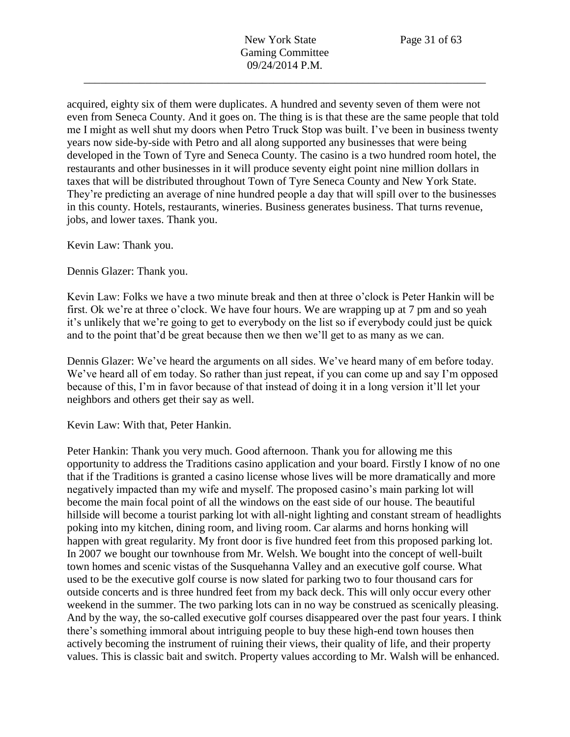acquired, eighty six of them were duplicates. A hundred and seventy seven of them were not even from Seneca County. And it goes on. The thing is is that these are the same people that told me I might as well shut my doors when Petro Truck Stop was built. I've been in business twenty years now side-by-side with Petro and all along supported any businesses that were being developed in the Town of Tyre and Seneca County. The casino is a two hundred room hotel, the restaurants and other businesses in it will produce seventy eight point nine million dollars in taxes that will be distributed throughout Town of Tyre Seneca County and New York State. They're predicting an average of nine hundred people a day that will spill over to the businesses in this county. Hotels, restaurants, wineries. Business generates business. That turns revenue, jobs, and lower taxes. Thank you.

Kevin Law: Thank you.

Dennis Glazer: Thank you.

Kevin Law: Folks we have a two minute break and then at three o'clock is Peter Hankin will be first. Ok we're at three o'clock. We have four hours. We are wrapping up at 7 pm and so yeah it's unlikely that we're going to get to everybody on the list so if everybody could just be quick and to the point that'd be great because then we then we'll get to as many as we can.

Dennis Glazer: We've heard the arguments on all sides. We've heard many of em before today. We've heard all of em today. So rather than just repeat, if you can come up and say I'm opposed because of this, I'm in favor because of that instead of doing it in a long version it'll let your neighbors and others get their say as well.

Kevin Law: With that, Peter Hankin.

Peter Hankin: Thank you very much. Good afternoon. Thank you for allowing me this opportunity to address the Traditions casino application and your board. Firstly I know of no one that if the Traditions is granted a casino license whose lives will be more dramatically and more negatively impacted than my wife and myself. The proposed casino's main parking lot will become the main focal point of all the windows on the east side of our house. The beautiful hillside will become a tourist parking lot with all-night lighting and constant stream of headlights poking into my kitchen, dining room, and living room. Car alarms and horns honking will happen with great regularity. My front door is five hundred feet from this proposed parking lot. In 2007 we bought our townhouse from Mr. Welsh. We bought into the concept of well-built town homes and scenic vistas of the Susquehanna Valley and an executive golf course. What used to be the executive golf course is now slated for parking two to four thousand cars for outside concerts and is three hundred feet from my back deck. This will only occur every other weekend in the summer. The two parking lots can in no way be construed as scenically pleasing. And by the way, the so-called executive golf courses disappeared over the past four years. I think there's something immoral about intriguing people to buy these high-end town houses then actively becoming the instrument of ruining their views, their quality of life, and their property values. This is classic bait and switch. Property values according to Mr. Walsh will be enhanced.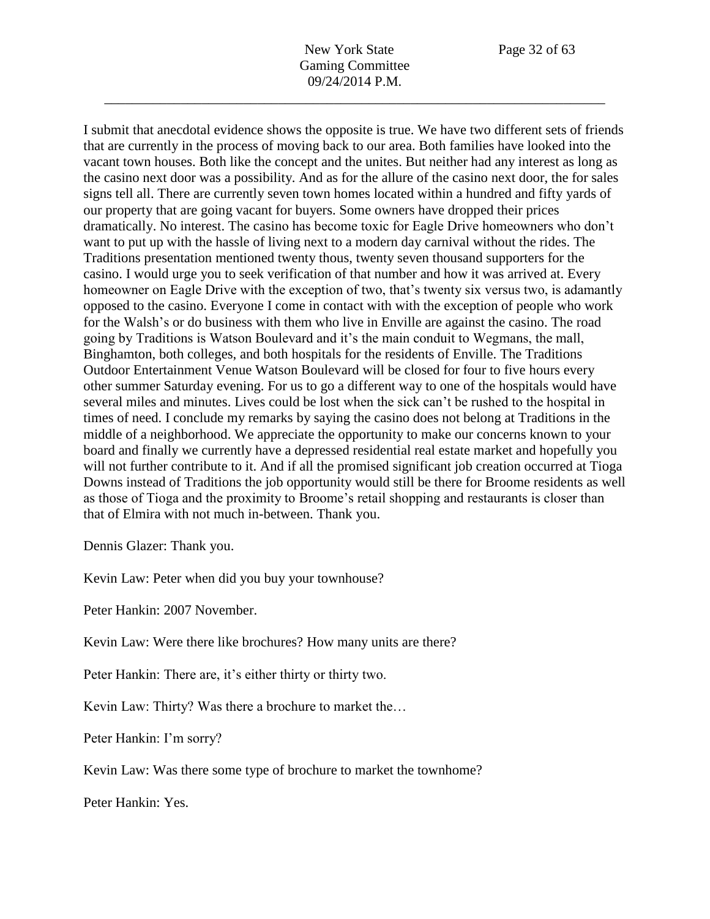I submit that anecdotal evidence shows the opposite is true. We have two different sets of friends that are currently in the process of moving back to our area. Both families have looked into the vacant town houses. Both like the concept and the unites. But neither had any interest as long as the casino next door was a possibility. And as for the allure of the casino next door, the for sales signs tell all. There are currently seven town homes located within a hundred and fifty yards of our property that are going vacant for buyers. Some owners have dropped their prices dramatically. No interest. The casino has become toxic for Eagle Drive homeowners who don't want to put up with the hassle of living next to a modern day carnival without the rides. The Traditions presentation mentioned twenty thous, twenty seven thousand supporters for the casino. I would urge you to seek verification of that number and how it was arrived at. Every homeowner on Eagle Drive with the exception of two, that's twenty six versus two, is adamantly opposed to the casino. Everyone I come in contact with with the exception of people who work for the Walsh's or do business with them who live in Enville are against the casino. The road going by Traditions is Watson Boulevard and it's the main conduit to Wegmans, the mall, Binghamton, both colleges, and both hospitals for the residents of Enville. The Traditions Outdoor Entertainment Venue Watson Boulevard will be closed for four to five hours every other summer Saturday evening. For us to go a different way to one of the hospitals would have several miles and minutes. Lives could be lost when the sick can't be rushed to the hospital in times of need. I conclude my remarks by saying the casino does not belong at Traditions in the middle of a neighborhood. We appreciate the opportunity to make our concerns known to your board and finally we currently have a depressed residential real estate market and hopefully you will not further contribute to it. And if all the promised significant job creation occurred at Tioga Downs instead of Traditions the job opportunity would still be there for Broome residents as well as those of Tioga and the proximity to Broome's retail shopping and restaurants is closer than that of Elmira with not much in-between. Thank you.

Dennis Glazer: Thank you.

Kevin Law: Peter when did you buy your townhouse?

Peter Hankin: 2007 November.

Kevin Law: Were there like brochures? How many units are there?

Peter Hankin: There are, it's either thirty or thirty two.

Kevin Law: Thirty? Was there a brochure to market the…

Peter Hankin: I'm sorry?

Kevin Law: Was there some type of brochure to market the townhome?

Peter Hankin: Yes.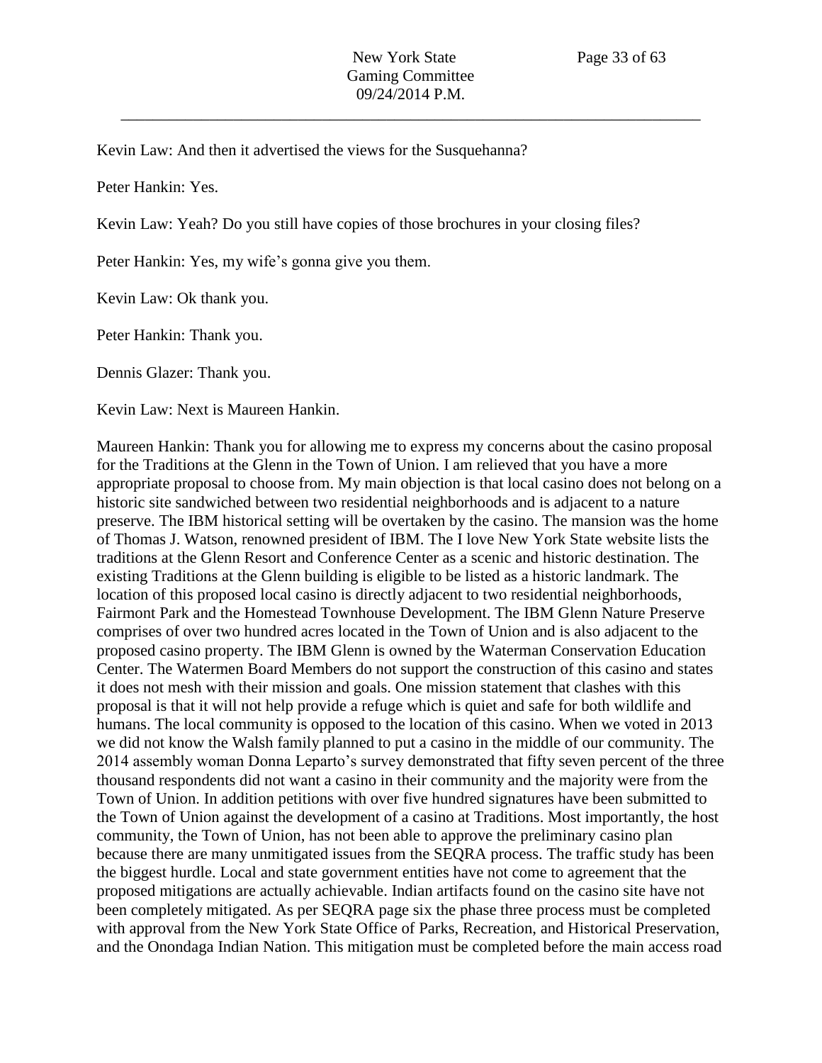Kevin Law: And then it advertised the views for the Susquehanna?

Peter Hankin: Yes.

Kevin Law: Yeah? Do you still have copies of those brochures in your closing files?

Peter Hankin: Yes, my wife's gonna give you them.

Kevin Law: Ok thank you.

Peter Hankin: Thank you.

Dennis Glazer: Thank you.

Kevin Law: Next is Maureen Hankin.

Maureen Hankin: Thank you for allowing me to express my concerns about the casino proposal for the Traditions at the Glenn in the Town of Union. I am relieved that you have a more appropriate proposal to choose from. My main objection is that local casino does not belong on a historic site sandwiched between two residential neighborhoods and is adjacent to a nature preserve. The IBM historical setting will be overtaken by the casino. The mansion was the home of Thomas J. Watson, renowned president of IBM. The I love New York State website lists the traditions at the Glenn Resort and Conference Center as a scenic and historic destination. The existing Traditions at the Glenn building is eligible to be listed as a historic landmark. The location of this proposed local casino is directly adjacent to two residential neighborhoods, Fairmont Park and the Homestead Townhouse Development. The IBM Glenn Nature Preserve comprises of over two hundred acres located in the Town of Union and is also adjacent to the proposed casino property. The IBM Glenn is owned by the Waterman Conservation Education Center. The Watermen Board Members do not support the construction of this casino and states it does not mesh with their mission and goals. One mission statement that clashes with this proposal is that it will not help provide a refuge which is quiet and safe for both wildlife and humans. The local community is opposed to the location of this casino. When we voted in 2013 we did not know the Walsh family planned to put a casino in the middle of our community. The 2014 assembly woman Donna Leparto's survey demonstrated that fifty seven percent of the three thousand respondents did not want a casino in their community and the majority were from the Town of Union. In addition petitions with over five hundred signatures have been submitted to the Town of Union against the development of a casino at Traditions. Most importantly, the host community, the Town of Union, has not been able to approve the preliminary casino plan because there are many unmitigated issues from the SEQRA process. The traffic study has been the biggest hurdle. Local and state government entities have not come to agreement that the proposed mitigations are actually achievable. Indian artifacts found on the casino site have not been completely mitigated. As per SEQRA page six the phase three process must be completed with approval from the New York State Office of Parks, Recreation, and Historical Preservation, and the Onondaga Indian Nation. This mitigation must be completed before the main access road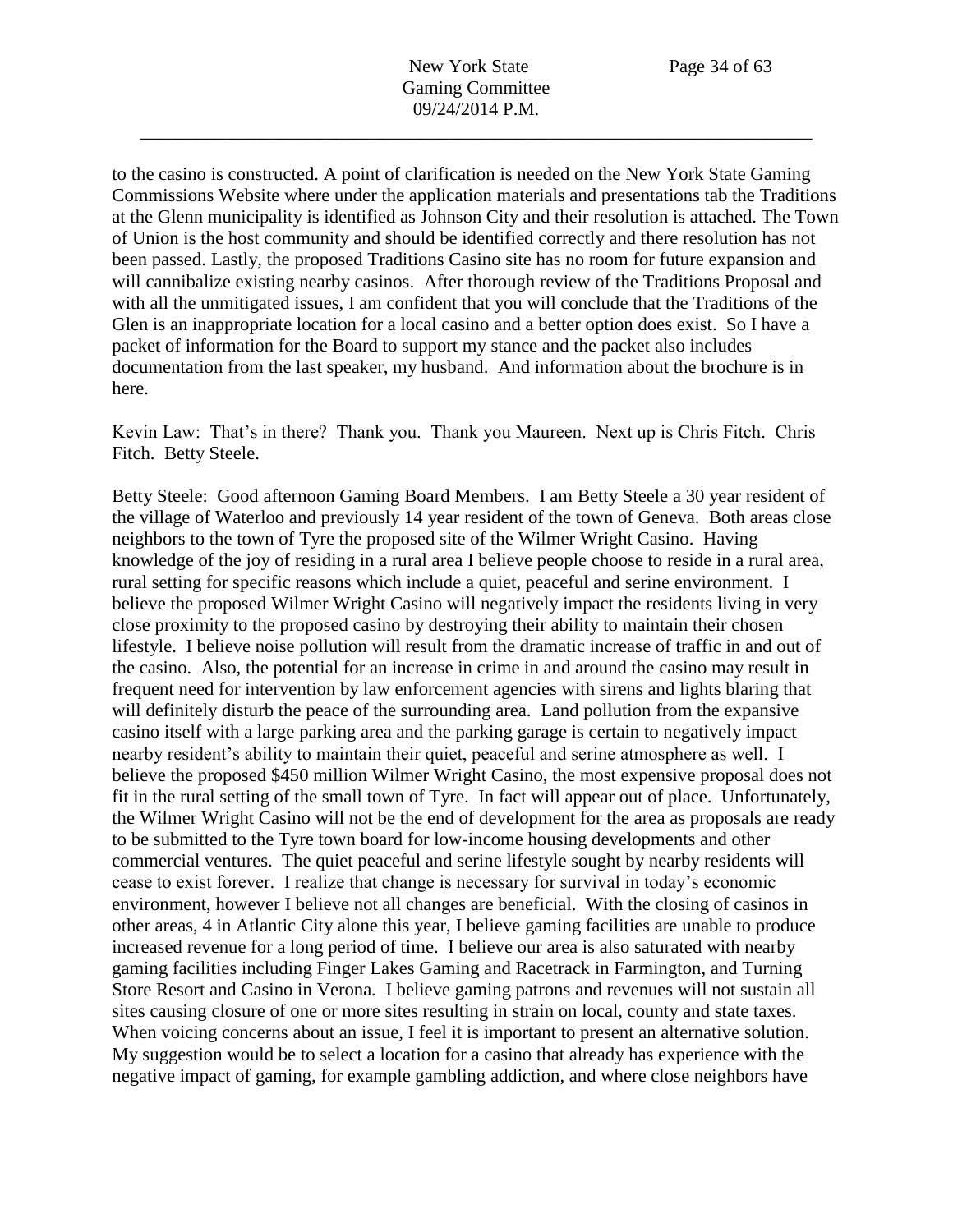to the casino is constructed. A point of clarification is needed on the New York State Gaming Commissions Website where under the application materials and presentations tab the Traditions at the Glenn municipality is identified as Johnson City and their resolution is attached. The Town of Union is the host community and should be identified correctly and there resolution has not been passed. Lastly, the proposed Traditions Casino site has no room for future expansion and will cannibalize existing nearby casinos. After thorough review of the Traditions Proposal and with all the unmitigated issues, I am confident that you will conclude that the Traditions of the Glen is an inappropriate location for a local casino and a better option does exist. So I have a packet of information for the Board to support my stance and the packet also includes documentation from the last speaker, my husband. And information about the brochure is in here.

Kevin Law: That's in there? Thank you. Thank you Maureen. Next up is Chris Fitch. Chris Fitch. Betty Steele.

Betty Steele: Good afternoon Gaming Board Members. I am Betty Steele a 30 year resident of the village of Waterloo and previously 14 year resident of the town of Geneva. Both areas close neighbors to the town of Tyre the proposed site of the Wilmer Wright Casino. Having knowledge of the joy of residing in a rural area I believe people choose to reside in a rural area, rural setting for specific reasons which include a quiet, peaceful and serine environment. I believe the proposed Wilmer Wright Casino will negatively impact the residents living in very close proximity to the proposed casino by destroying their ability to maintain their chosen lifestyle. I believe noise pollution will result from the dramatic increase of traffic in and out of the casino. Also, the potential for an increase in crime in and around the casino may result in frequent need for intervention by law enforcement agencies with sirens and lights blaring that will definitely disturb the peace of the surrounding area. Land pollution from the expansive casino itself with a large parking area and the parking garage is certain to negatively impact nearby resident's ability to maintain their quiet, peaceful and serine atmosphere as well. I believe the proposed $450 million Wilmer Wright Casino, the most expensive proposal does not fit in the rural setting of the small town of Tyre. In fact will appear out of place. Unfortunately, the Wilmer Wright Casino will not be the end of development for the area as proposals are ready to be submitted to the Tyre town board for low-income housing developments and other commercial ventures. The quiet peaceful and serine lifestyle sought by nearby residents will cease to exist forever. I realize that change is necessary for survival in today's economic environment, however I believe not all changes are beneficial. With the closing of casinos in other areas, 4 in Atlantic City alone this year, I believe gaming facilities are unable to produce increased revenue for a long period of time. I believe our area is also saturated with nearby gaming facilities including Finger Lakes Gaming and Racetrack in Farmington, and Turning Store Resort and Casino in Verona. I believe gaming patrons and revenues will not sustain all sites causing closure of one or more sites resulting in strain on local, county and state taxes. When voicing concerns about an issue, I feel it is important to present an alternative solution. My suggestion would be to select a location for a casino that already has experience with the negative impact of gaming, for example gambling addiction, and where close neighbors have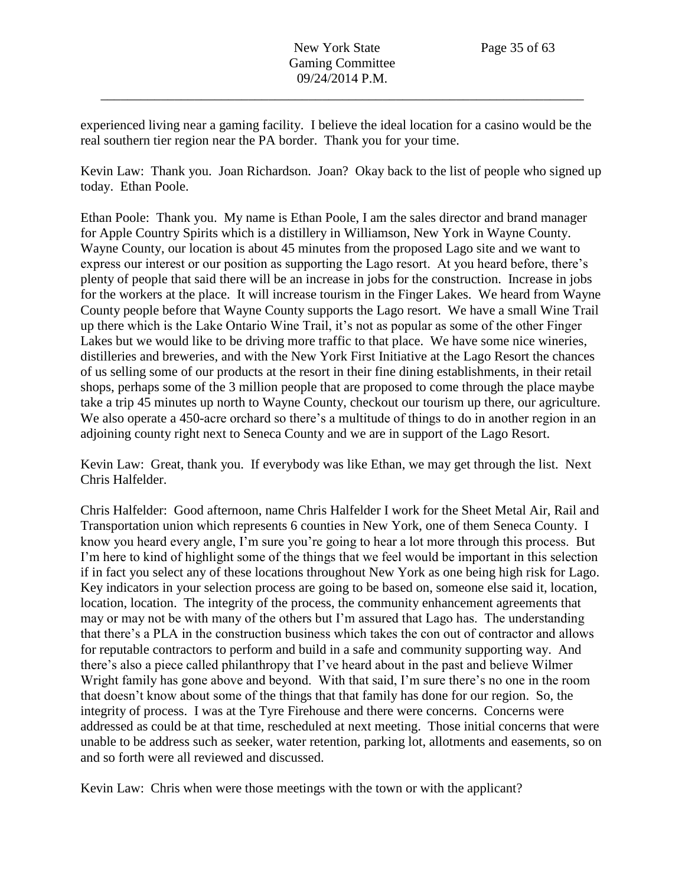experienced living near a gaming facility. I believe the ideal location for a casino would be the real southern tier region near the PA border. Thank you for your time.

Kevin Law: Thank you. Joan Richardson. Joan? Okay back to the list of people who signed up today. Ethan Poole.

Ethan Poole: Thank you. My name is Ethan Poole, I am the sales director and brand manager for Apple Country Spirits which is a distillery in Williamson, New York in Wayne County. Wayne County, our location is about 45 minutes from the proposed Lago site and we want to express our interest or our position as supporting the Lago resort. At you heard before, there's plenty of people that said there will be an increase in jobs for the construction. Increase in jobs for the workers at the place. It will increase tourism in the Finger Lakes. We heard from Wayne County people before that Wayne County supports the Lago resort. We have a small Wine Trail up there which is the Lake Ontario Wine Trail, it's not as popular as some of the other Finger Lakes but we would like to be driving more traffic to that place. We have some nice wineries, distilleries and breweries, and with the New York First Initiative at the Lago Resort the chances of us selling some of our products at the resort in their fine dining establishments, in their retail shops, perhaps some of the 3 million people that are proposed to come through the place maybe take a trip 45 minutes up north to Wayne County, checkout our tourism up there, our agriculture. We also operate a 450-acre orchard so there's a multitude of things to do in another region in an adjoining county right next to Seneca County and we are in support of the Lago Resort.

Kevin Law: Great, thank you. If everybody was like Ethan, we may get through the list. Next Chris Halfelder.

Chris Halfelder: Good afternoon, name Chris Halfelder I work for the Sheet Metal Air, Rail and Transportation union which represents 6 counties in New York, one of them Seneca County. I know you heard every angle, I'm sure you're going to hear a lot more through this process. But I'm here to kind of highlight some of the things that we feel would be important in this selection if in fact you select any of these locations throughout New York as one being high risk for Lago. Key indicators in your selection process are going to be based on, someone else said it, location, location, location. The integrity of the process, the community enhancement agreements that may or may not be with many of the others but I'm assured that Lago has. The understanding that there's a PLA in the construction business which takes the con out of contractor and allows for reputable contractors to perform and build in a safe and community supporting way. And there's also a piece called philanthropy that I've heard about in the past and believe Wilmer Wright family has gone above and beyond. With that said, I'm sure there's no one in the room that doesn't know about some of the things that that family has done for our region. So, the integrity of process. I was at the Tyre Firehouse and there were concerns. Concerns were addressed as could be at that time, rescheduled at next meeting. Those initial concerns that were unable to be address such as seeker, water retention, parking lot, allotments and easements, so on and so forth were all reviewed and discussed.

Kevin Law: Chris when were those meetings with the town or with the applicant?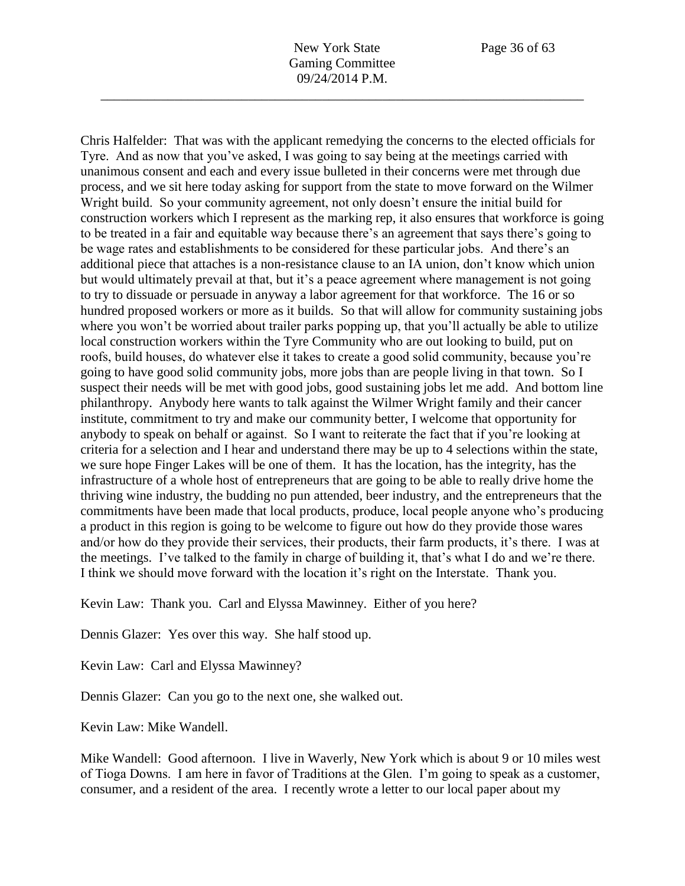Chris Halfelder: That was with the applicant remedying the concerns to the elected officials for Tyre. And as now that you've asked, I was going to say being at the meetings carried with unanimous consent and each and every issue bulleted in their concerns were met through due process, and we sit here today asking for support from the state to move forward on the Wilmer Wright build. So your community agreement, not only doesn't ensure the initial build for construction workers which I represent as the marking rep, it also ensures that workforce is going to be treated in a fair and equitable way because there's an agreement that says there's going to be wage rates and establishments to be considered for these particular jobs. And there's an additional piece that attaches is a non-resistance clause to an IA union, don't know which union but would ultimately prevail at that, but it's a peace agreement where management is not going to try to dissuade or persuade in anyway a labor agreement for that workforce. The 16 or so hundred proposed workers or more as it builds. So that will allow for community sustaining jobs where you won't be worried about trailer parks popping up, that you'll actually be able to utilize local construction workers within the Tyre Community who are out looking to build, put on roofs, build houses, do whatever else it takes to create a good solid community, because you're going to have good solid community jobs, more jobs than are people living in that town. So I suspect their needs will be met with good jobs, good sustaining jobs let me add. And bottom line philanthropy. Anybody here wants to talk against the Wilmer Wright family and their cancer institute, commitment to try and make our community better, I welcome that opportunity for anybody to speak on behalf or against. So I want to reiterate the fact that if you're looking at criteria for a selection and I hear and understand there may be up to 4 selections within the state, we sure hope Finger Lakes will be one of them. It has the location, has the integrity, has the infrastructure of a whole host of entrepreneurs that are going to be able to really drive home the thriving wine industry, the budding no pun attended, beer industry, and the entrepreneurs that the commitments have been made that local products, produce, local people anyone who's producing a product in this region is going to be welcome to figure out how do they provide those wares and/or how do they provide their services, their products, their farm products, it's there. I was at the meetings. I've talked to the family in charge of building it, that's what I do and we're there. I think we should move forward with the location it's right on the Interstate. Thank you.

Kevin Law: Thank you. Carl and Elyssa Mawinney. Either of you here?

Dennis Glazer: Yes over this way. She half stood up.

Kevin Law: Carl and Elyssa Mawinney?

Dennis Glazer: Can you go to the next one, she walked out.

Kevin Law: Mike Wandell.

Mike Wandell: Good afternoon. I live in Waverly, New York which is about 9 or 10 miles west of Tioga Downs. I am here in favor of Traditions at the Glen. I'm going to speak as a customer, consumer, and a resident of the area. I recently wrote a letter to our local paper about my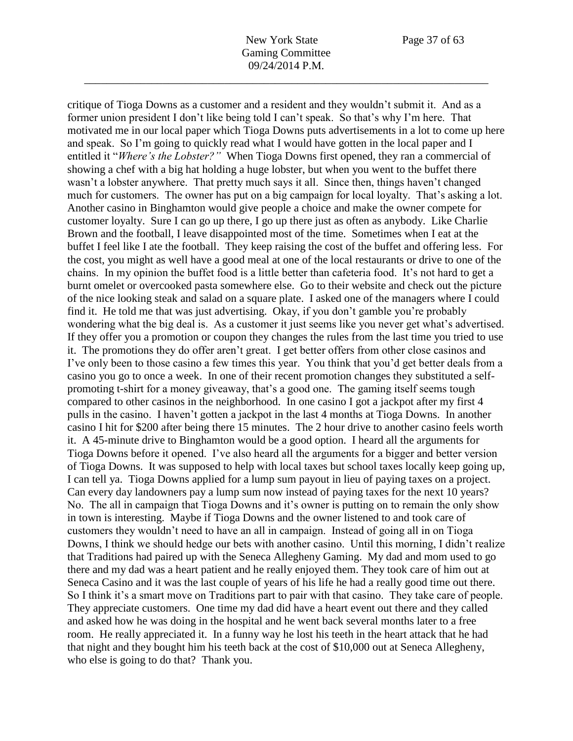critique of Tioga Downs as a customer and a resident and they wouldn't submit it. And as a former union president I don't like being told I can't speak. So that's why I'm here. That motivated me in our local paper which Tioga Downs puts advertisements in a lot to come up here and speak. So I'm going to quickly read what I would have gotten in the local paper and I entitled it "*Where's the Lobster?*" When Tioga Downs first opened, they ran a commercial of showing a chef with a big hat holding a huge lobster, but when you went to the buffet there wasn't a lobster anywhere. That pretty much says it all. Since then, things haven't changed much for customers. The owner has put on a big campaign for local loyalty. That's asking a lot. Another casino in Binghamton would give people a choice and make the owner compete for customer loyalty. Sure I can go up there, I go up there just as often as anybody. Like Charlie Brown and the football, I leave disappointed most of the time. Sometimes when I eat at the buffet I feel like I ate the football. They keep raising the cost of the buffet and offering less. For the cost, you might as well have a good meal at one of the local restaurants or drive to one of the chains. In my opinion the buffet food is a little better than cafeteria food. It's not hard to get a burnt omelet or overcooked pasta somewhere else. Go to their website and check out the picture of the nice looking steak and salad on a square plate. I asked one of the managers where I could find it. He told me that was just advertising. Okay, if you don't gamble you're probably wondering what the big deal is. As a customer it just seems like you never get what's advertised. If they offer you a promotion or coupon they changes the rules from the last time you tried to use it. The promotions they do offer aren't great. I get better offers from other close casinos and I've only been to those casino a few times this year. You think that you'd get better deals from a casino you go to once a week. In one of their recent promotion changes they substituted a self-promoting t-shirt for a money giveaway, that's a good one. The gaming itself seems tough compared to other casinos in the neighborhood. In one casino I got a jackpot after my first 4 pulls in the casino. I haven't gotten a jackpot in the last 4 months at Tioga Downs. In another casino I hit for $200 after being there 15 minutes. The 2 hour drive to another casino feels worth it. A 45-minute drive to Binghamton would be a good option. I heard all the arguments for Tioga Downs before it opened. I've also heard all the arguments for a bigger and better version of Tioga Downs. It was supposed to help with local taxes but school taxes locally keep going up, I can tell ya. Tioga Downs applied for a lump sum payout in lieu of paying taxes on a project. Can every day landowners pay a lump sum now instead of paying taxes for the next 10 years? No. The all in campaign that Tioga Downs and it's owner is putting on to remain the only show in town is interesting. Maybe if Tioga Downs and the owner listened to and took care of customers they wouldn't need to have an all in campaign. Instead of going all in on Tioga Downs, I think we should hedge our bets with another casino. Until this morning, I didn't realize that Traditions had paired up with the Seneca Allegheny Gaming. My dad and mom used to go there and my dad was a heart patient and he really enjoyed them. They took care of him out at Seneca Casino and it was the last couple of years of his life he had a really good time out there. So I think it's a smart move on Traditions part to pair with that casino. They take care of people. They appreciate customers. One time my dad did have a heart event out there and they called and asked how he was doing in the hospital and he went back several months later to a free room. He really appreciated it. In a funny way he lost his teeth in the heart attack that he had that night and they bought him his teeth back at the cost of $10,000 out at Seneca Allegheny, who else is going to do that? Thank you.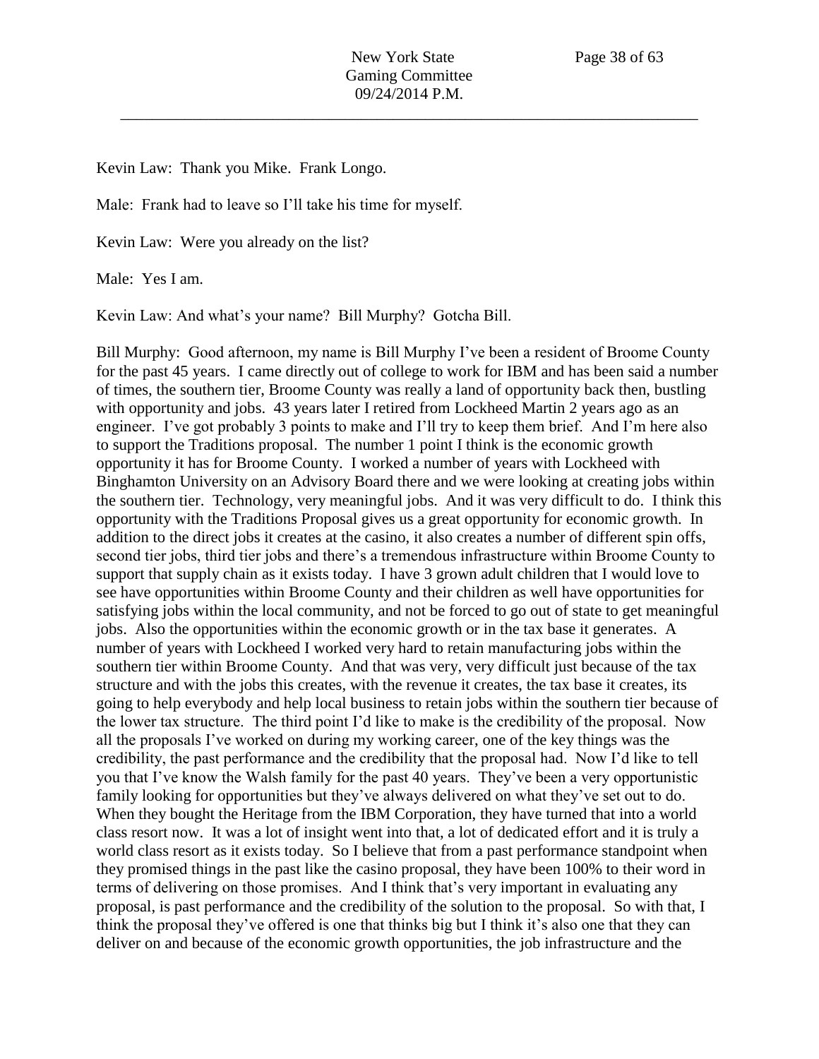Kevin Law: Thank you Mike. Frank Longo.

Male: Frank had to leave so I'll take his time for myself.

Kevin Law: Were you already on the list?

Male: Yes I am.

Kevin Law: And what's your name? Bill Murphy? Gotcha Bill.

Bill Murphy: Good afternoon, my name is Bill Murphy I've been a resident of Broome County for the past 45 years. I came directly out of college to work for IBM and has been said a number of times, the southern tier, Broome County was really a land of opportunity back then, bustling with opportunity and jobs. 43 years later I retired from Lockheed Martin 2 years ago as an engineer. I've got probably 3 points to make and I'll try to keep them brief. And I'm here also to support the Traditions proposal. The number 1 point I think is the economic growth opportunity it has for Broome County. I worked a number of years with Lockheed with Binghamton University on an Advisory Board there and we were looking at creating jobs within the southern tier. Technology, very meaningful jobs. And it was very difficult to do. I think this opportunity with the Traditions Proposal gives us a great opportunity for economic growth. In addition to the direct jobs it creates at the casino, it also creates a number of different spin offs, second tier jobs, third tier jobs and there's a tremendous infrastructure within Broome County to support that supply chain as it exists today. I have 3 grown adult children that I would love to see have opportunities within Broome County and their children as well have opportunities for satisfying jobs within the local community, and not be forced to go out of state to get meaningful jobs. Also the opportunities within the economic growth or in the tax base it generates. A number of years with Lockheed I worked very hard to retain manufacturing jobs within the southern tier within Broome County. And that was very, very difficult just because of the tax structure and with the jobs this creates, with the revenue it creates, the tax base it creates, its going to help everybody and help local business to retain jobs within the southern tier because of the lower tax structure. The third point I'd like to make is the credibility of the proposal. Now all the proposals I've worked on during my working career, one of the key things was the credibility, the past performance and the credibility that the proposal had. Now I'd like to tell you that I've know the Walsh family for the past 40 years. They've been a very opportunistic family looking for opportunities but they've always delivered on what they've set out to do. When they bought the Heritage from the IBM Corporation, they have turned that into a world class resort now. It was a lot of insight went into that, a lot of dedicated effort and it is truly a world class resort as it exists today. So I believe that from a past performance standpoint when they promised things in the past like the casino proposal, they have been 100% to their word in terms of delivering on those promises. And I think that's very important in evaluating any proposal, is past performance and the credibility of the solution to the proposal. So with that, I think the proposal they've offered is one that thinks big but I think it's also one that they can deliver on and because of the economic growth opportunities, the job infrastructure and the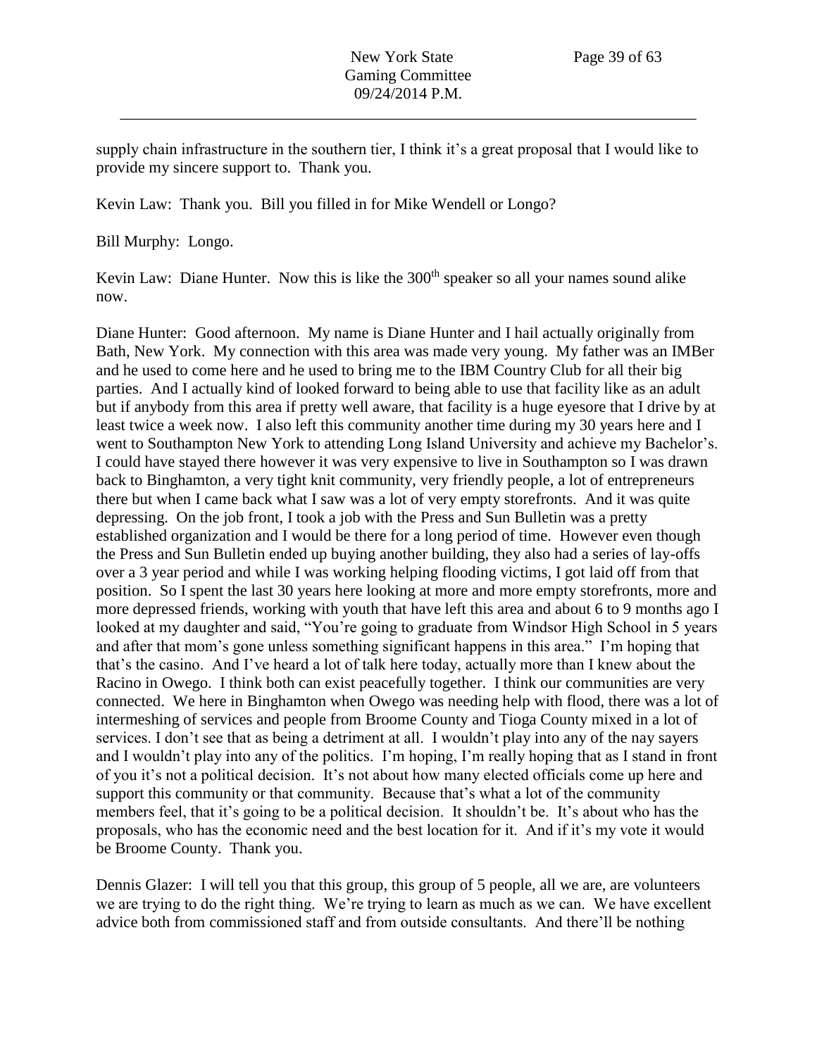supply chain infrastructure in the southern tier, I think it's a great proposal that I would like to provide my sincere support to. Thank you.

Kevin Law: Thank you. Bill you filled in for Mike Wendell or Longo?

Bill Murphy: Longo.

Kevin Law: Diane Hunter. Now this is like the 300th speaker so all your names sound alike now.

Diane Hunter: Good afternoon. My name is Diane Hunter and I hail actually originally from Bath, New York. My connection with this area was made very young. My father was an IMBer and he used to come here and he used to bring me to the IBM Country Club for all their big parties. And I actually kind of looked forward to being able to use that facility like as an adult but if anybody from this area if pretty well aware, that facility is a huge eyesore that I drive by at least twice a week now. I also left this community another time during my 30 years here and I went to Southampton New York to attending Long Island University and achieve my Bachelor's. I could have stayed there however it was very expensive to live in Southampton so I was drawn back to Binghamton, a very tight knit community, very friendly people, a lot of entrepreneurs there but when I came back what I saw was a lot of very empty storefronts. And it was quite depressing. On the job front, I took a job with the Press and Sun Bulletin was a pretty established organization and I would be there for a long period of time. However even though the Press and Sun Bulletin ended up buying another building, they also had a series of lay-offs over a 3 year period and while I was working helping flooding victims, I got laid off from that position. So I spent the last 30 years here looking at more and more empty storefronts, more and more depressed friends, working with youth that have left this area and about 6 to 9 months ago I looked at my daughter and said, "You're going to graduate from Windsor High School in 5 years and after that mom's gone unless something significant happens in this area." I'm hoping that that's the casino. And I've heard a lot of talk here today, actually more than I knew about the Racino in Owego. I think both can exist peacefully together. I think our communities are very connected. We here in Binghamton when Owego was needing help with flood, there was a lot of intermeshing of services and people from Broome County and Tioga County mixed in a lot of services. I don't see that as being a detriment at all. I wouldn't play into any of the nay sayers and I wouldn't play into any of the politics. I'm hoping, I'm really hoping that as I stand in front of you it's not a political decision. It's not about how many elected officials come up here and support this community or that community. Because that's what a lot of the community members feel, that it's going to be a political decision. It shouldn't be. It's about who has the proposals, who has the economic need and the best location for it. And if it's my vote it would be Broome County. Thank you.

Dennis Glazer: I will tell you that this group, this group of 5 people, all we are, are volunteers we are trying to do the right thing. We're trying to learn as much as we can. We have excellent advice both from commissioned staff and from outside consultants. And there'll be nothing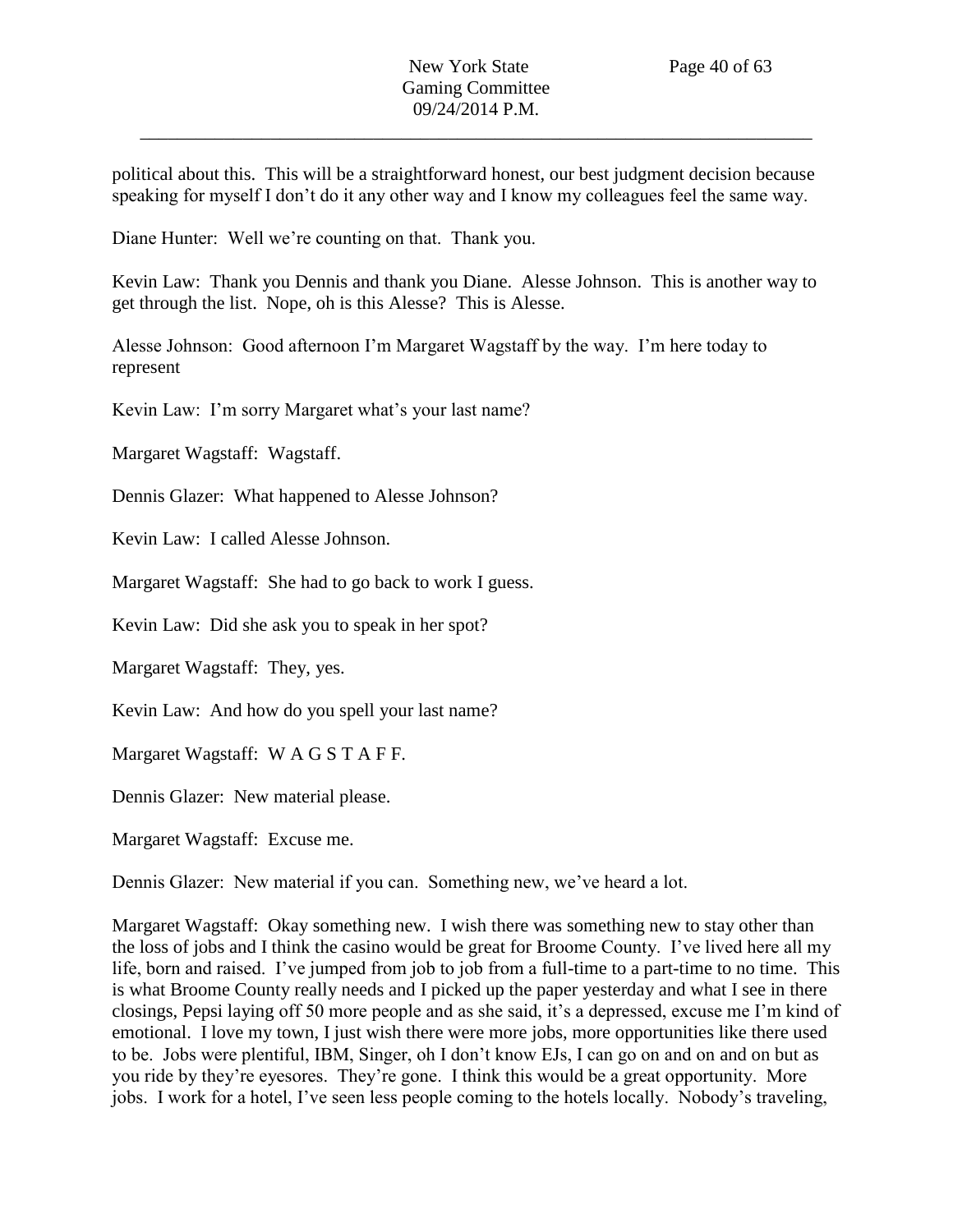political about this. This will be a straightforward honest, our best judgment decision because speaking for myself I don't do it any other way and I know my colleagues feel the same way.

Diane Hunter: Well we're counting on that. Thank you.

Kevin Law: Thank you Dennis and thank you Diane. Alesse Johnson. This is another way to get through the list. Nope, oh is this Alesse? This is Alesse.

Alesse Johnson: Good afternoon I'm Margaret Wagstaff by the way. I'm here today to represent

Kevin Law: I'm sorry Margaret what's your last name?

Margaret Wagstaff: Wagstaff.

Dennis Glazer: What happened to Alesse Johnson?

Kevin Law: I called Alesse Johnson.

Margaret Wagstaff: She had to go back to work I guess.

Kevin Law: Did she ask you to speak in her spot?

Margaret Wagstaff: They, yes.

Kevin Law: And how do you spell your last name?

Margaret Wagstaff: W A G S T A F F.

Dennis Glazer: New material please.

Margaret Wagstaff: Excuse me.

Dennis Glazer: New material if you can. Something new, we've heard a lot.

Margaret Wagstaff: Okay something new. I wish there was something new to stay other than the loss of jobs and I think the casino would be great for Broome County. I've lived here all my life, born and raised. I've jumped from job to job from a full-time to a part-time to no time. This is what Broome County really needs and I picked up the paper yesterday and what I see in there closings, Pepsi laying off 50 more people and as she said, it's a depressed, excuse me I'm kind of emotional. I love my town, I just wish there were more jobs, more opportunities like there used to be. Jobs were plentiful, IBM, Singer, oh I don't know EJs, I can go on and on and on but as you ride by they're eyesores. They're gone. I think this would be a great opportunity. More jobs. I work for a hotel, I've seen less people coming to the hotels locally. Nobody's traveling,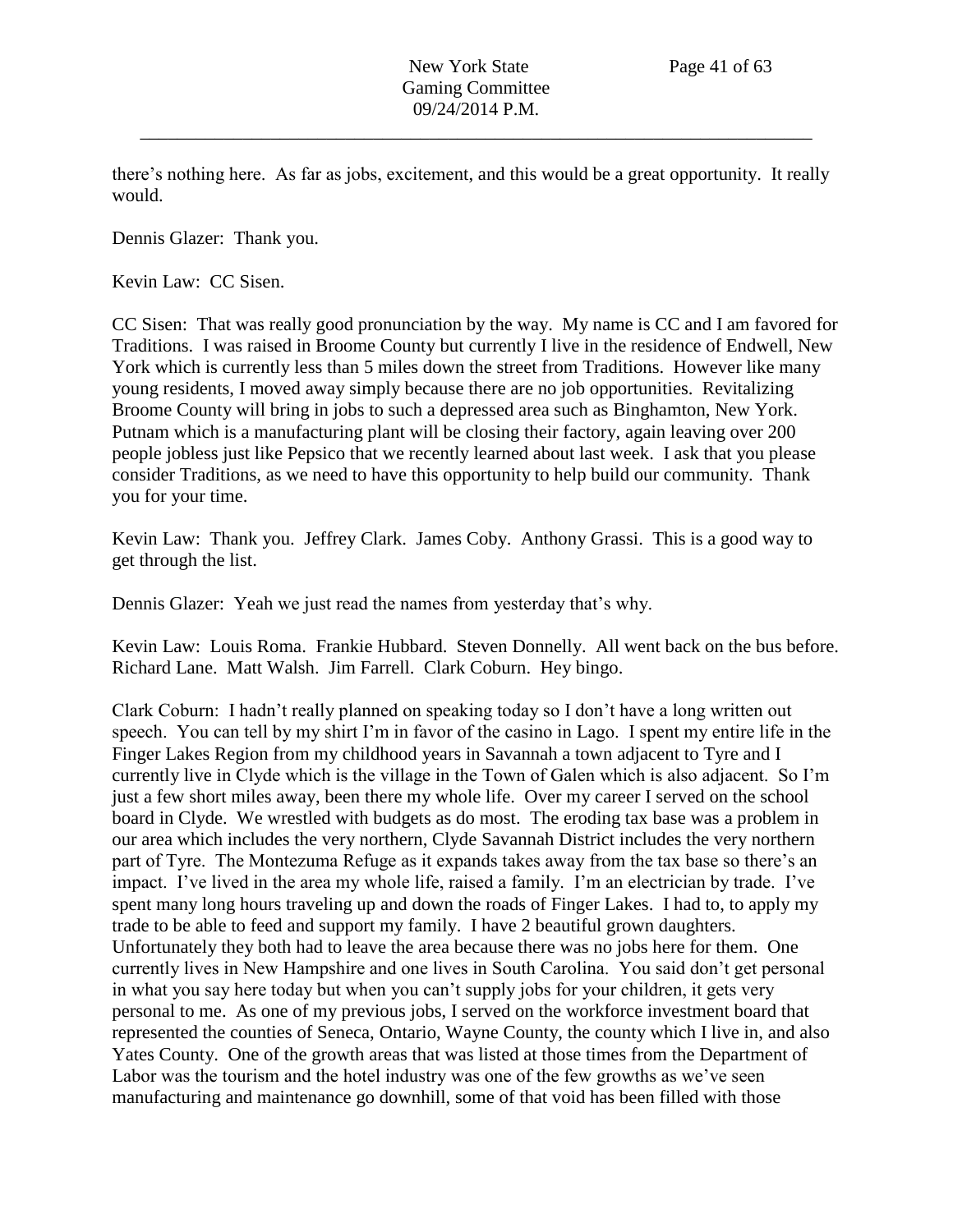there's nothing here. As far as jobs, excitement, and this would be a great opportunity. It really would.

Dennis Glazer: Thank you.

Kevin Law: CC Sisen.

CC Sisen: That was really good pronunciation by the way. My name is CC and I am favored for Traditions. I was raised in Broome County but currently I live in the residence of Endwell, New York which is currently less than 5 miles down the street from Traditions. However like many young residents, I moved away simply because there are no job opportunities. Revitalizing Broome County will bring in jobs to such a depressed area such as Binghamton, New York. Putnam which is a manufacturing plant will be closing their factory, again leaving over 200 people jobless just like Pepsico that we recently learned about last week. I ask that you please consider Traditions, as we need to have this opportunity to help build our community. Thank you for your time.

Kevin Law: Thank you. Jeffrey Clark. James Coby. Anthony Grassi. This is a good way to get through the list.

Dennis Glazer: Yeah we just read the names from yesterday that's why.

Kevin Law: Louis Roma. Frankie Hubbard. Steven Donnelly. All went back on the bus before. Richard Lane. Matt Walsh. Jim Farrell. Clark Coburn. Hey bingo.

Clark Coburn: I hadn't really planned on speaking today so I don't have a long written out speech. You can tell by my shirt I'm in favor of the casino in Lago. I spent my entire life in the Finger Lakes Region from my childhood years in Savannah a town adjacent to Tyre and I currently live in Clyde which is the village in the Town of Galen which is also adjacent. So I'm just a few short miles away, been there my whole life. Over my career I served on the school board in Clyde. We wrestled with budgets as do most. The eroding tax base was a problem in our area which includes the very northern, Clyde Savannah District includes the very northern part of Tyre. The Montezuma Refuge as it expands takes away from the tax base so there's an impact. I've lived in the area my whole life, raised a family. I'm an electrician by trade. I've spent many long hours traveling up and down the roads of Finger Lakes. I had to, to apply my trade to be able to feed and support my family. I have 2 beautiful grown daughters. Unfortunately they both had to leave the area because there was no jobs here for them. One currently lives in New Hampshire and one lives in South Carolina. You said don't get personal in what you say here today but when you can't supply jobs for your children, it gets very personal to me. As one of my previous jobs, I served on the workforce investment board that represented the counties of Seneca, Ontario, Wayne County, the county which I live in, and also Yates County. One of the growth areas that was listed at those times from the Department of Labor was the tourism and the hotel industry was one of the few growths as we've seen manufacturing and maintenance go downhill, some of that void has been filled with those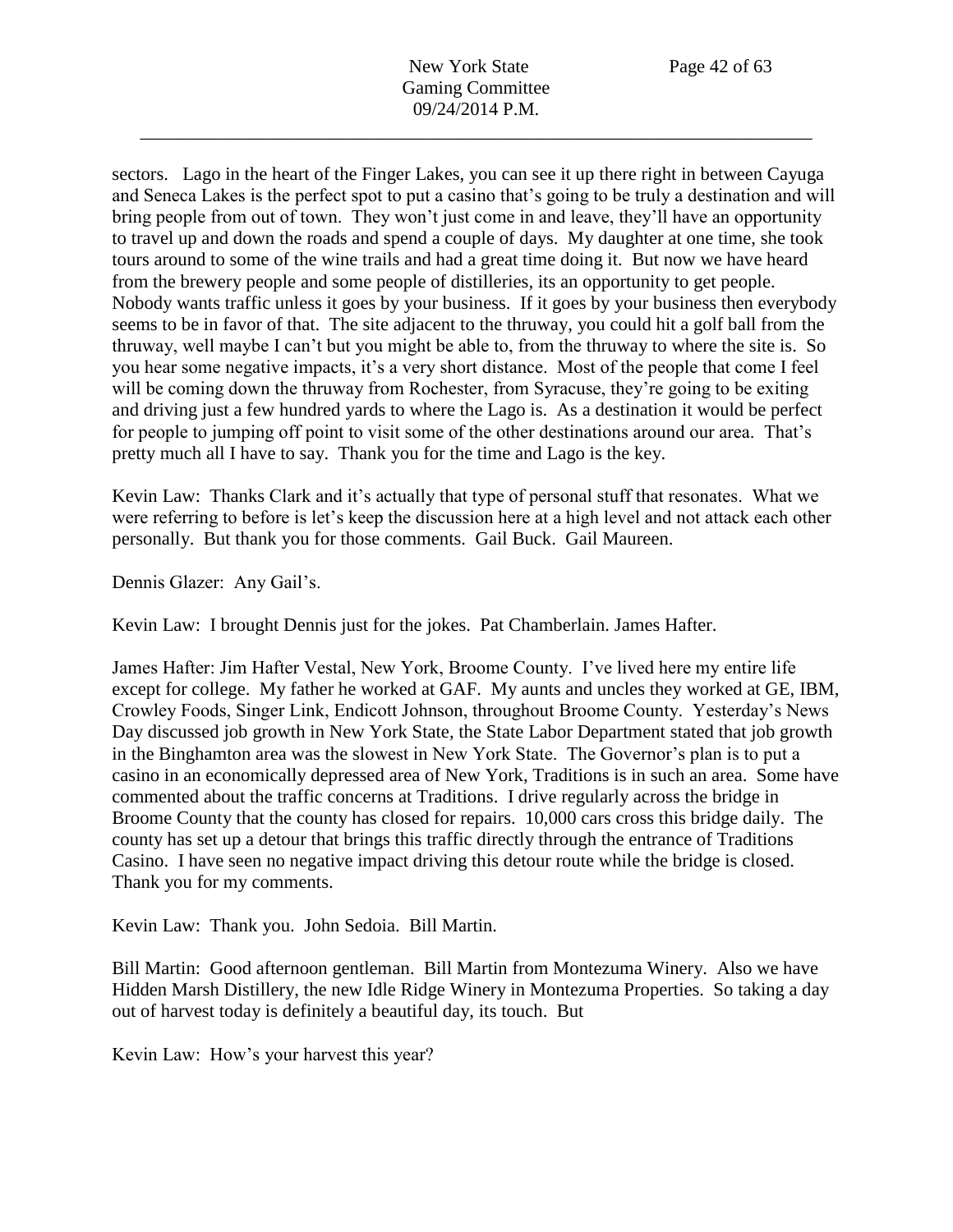sectors. Lago in the heart of the Finger Lakes, you can see it up there right in between Cayuga and Seneca Lakes is the perfect spot to put a casino that's going to be truly a destination and will bring people from out of town. They won't just come in and leave, they'll have an opportunity to travel up and down the roads and spend a couple of days. My daughter at one time, she took tours around to some of the wine trails and had a great time doing it. But now we have heard from the brewery people and some people of distilleries, its an opportunity to get people. Nobody wants traffic unless it goes by your business. If it goes by your business then everybody seems to be in favor of that. The site adjacent to the thruway, you could hit a golf ball from the thruway, well maybe I can't but you might be able to, from the thruway to where the site is. So you hear some negative impacts, it's a very short distance. Most of the people that come I feel will be coming down the thruway from Rochester, from Syracuse, they're going to be exiting and driving just a few hundred yards to where the Lago is. As a destination it would be perfect for people to jumping off point to visit some of the other destinations around our area. That's pretty much all I have to say. Thank you for the time and Lago is the key.

Kevin Law: Thanks Clark and it's actually that type of personal stuff that resonates. What we were referring to before is let's keep the discussion here at a high level and not attack each other personally. But thank you for those comments. Gail Buck. Gail Maureen.

Dennis Glazer: Any Gail's.

Kevin Law: I brought Dennis just for the jokes. Pat Chamberlain. James Hafter.

James Hafter: Jim Hafter Vestal, New York, Broome County. I've lived here my entire life except for college. My father he worked at GAF. My aunts and uncles they worked at GE, IBM, Crowley Foods, Singer Link, Endicott Johnson, throughout Broome County. Yesterday's News Day discussed job growth in New York State, the State Labor Department stated that job growth in the Binghamton area was the slowest in New York State. The Governor's plan is to put a casino in an economically depressed area of New York, Traditions is in such an area. Some have commented about the traffic concerns at Traditions. I drive regularly across the bridge in Broome County that the county has closed for repairs. 10,000 cars cross this bridge daily. The county has set up a detour that brings this traffic directly through the entrance of Traditions Casino. I have seen no negative impact driving this detour route while the bridge is closed. Thank you for my comments.

Kevin Law: Thank you. John Sedoia. Bill Martin.

Bill Martin: Good afternoon gentleman. Bill Martin from Montezuma Winery. Also we have Hidden Marsh Distillery, the new Idle Ridge Winery in Montezuma Properties. So taking a day out of harvest today is definitely a beautiful day, its touch. But

Kevin Law: How's your harvest this year?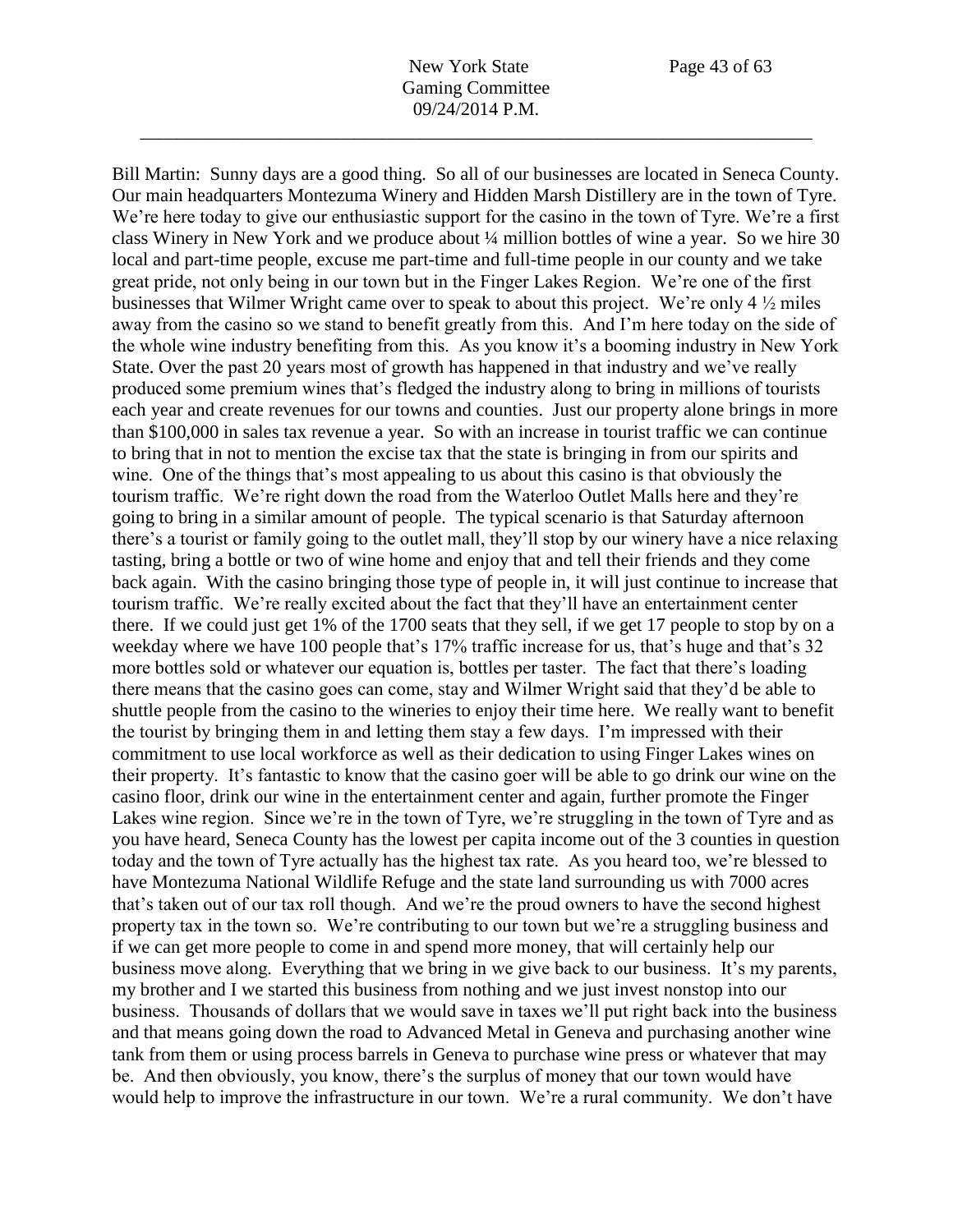Bill Martin: Sunny days are a good thing. So all of our businesses are located in Seneca County. Our main headquarters Montezuma Winery and Hidden Marsh Distillery are in the town of Tyre. We're here today to give our enthusiastic support for the casino in the town of Tyre. We're a first class Winery in New York and we produce about ¼ million bottles of wine a year. So we hire 30 local and part-time people, excuse me part-time and full-time people in our county and we take great pride, not only being in our town but in the Finger Lakes Region. We're one of the first businesses that Wilmer Wright came over to speak to about this project. We're only 4 ½ miles away from the casino so we stand to benefit greatly from this. And I'm here today on the side of the whole wine industry benefiting from this. As you know it's a booming industry in New York State. Over the past 20 years most of growth has happened in that industry and we've really produced some premium wines that's fledged the industry along to bring in millions of tourists each year and create revenues for our towns and counties. Just our property alone brings in more than $100,000 in sales tax revenue a year. So with an increase in tourist traffic we can continue to bring that in not to mention the excise tax that the state is bringing in from our spirits and wine. One of the things that's most appealing to us about this casino is that obviously the tourism traffic. We're right down the road from the Waterloo Outlet Malls here and they're going to bring in a similar amount of people. The typical scenario is that Saturday afternoon there's a tourist or family going to the outlet mall, they'll stop by our winery have a nice relaxing tasting, bring a bottle or two of wine home and enjoy that and tell their friends and they come back again. With the casino bringing those type of people in, it will just continue to increase that tourism traffic. We're really excited about the fact that they'll have an entertainment center there. If we could just get 1% of the 1700 seats that they sell, if we get 17 people to stop by on a weekday where we have 100 people that's 17% traffic increase for us, that's huge and that's 32 more bottles sold or whatever our equation is, bottles per taster. The fact that there's loading there means that the casino goes can come, stay and Wilmer Wright said that they'd be able to shuttle people from the casino to the wineries to enjoy their time here. We really want to benefit the tourist by bringing them in and letting them stay a few days. I'm impressed with their commitment to use local workforce as well as their dedication to using Finger Lakes wines on their property. It's fantastic to know that the casino goer will be able to go drink our wine on the casino floor, drink our wine in the entertainment center and again, further promote the Finger Lakes wine region. Since we're in the town of Tyre, we're struggling in the town of Tyre and as you have heard, Seneca County has the lowest per capita income out of the 3 counties in question today and the town of Tyre actually has the highest tax rate. As you heard too, we're blessed to have Montezuma National Wildlife Refuge and the state land surrounding us with 7000 acres that's taken out of our tax roll though. And we're the proud owners to have the second highest property tax in the town so. We're contributing to our town but we're a struggling business and if we can get more people to come in and spend more money, that will certainly help our business move along. Everything that we bring in we give back to our business. It's my parents, my brother and I we started this business from nothing and we just invest nonstop into our business. Thousands of dollars that we would save in taxes we'll put right back into the business and that means going down the road to Advanced Metal in Geneva and purchasing another wine tank from them or using process barrels in Geneva to purchase wine press or whatever that may be. And then obviously, you know, there's the surplus of money that our town would have would help to improve the infrastructure in our town. We're a rural community. We don't have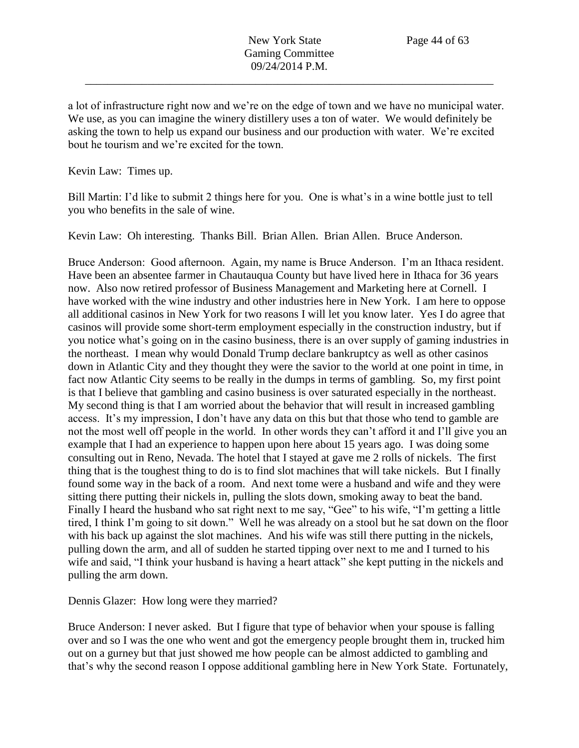a lot of infrastructure right now and we're on the edge of town and we have no municipal water. We use, as you can imagine the winery distillery uses a ton of water. We would definitely be asking the town to help us expand our business and our production with water. We're excited bout he tourism and we're excited for the town.

Kevin Law: Times up.

Bill Martin: I'd like to submit 2 things here for you. One is what's in a wine bottle just to tell you who benefits in the sale of wine.

Kevin Law: Oh interesting. Thanks Bill. Brian Allen. Brian Allen. Bruce Anderson.

Bruce Anderson: Good afternoon. Again, my name is Bruce Anderson. I'm an Ithaca resident. Have been an absentee farmer in Chautauqua County but have lived here in Ithaca for 36 years now. Also now retired professor of Business Management and Marketing here at Cornell. I have worked with the wine industry and other industries here in New York. I am here to oppose all additional casinos in New York for two reasons I will let you know later. Yes I do agree that casinos will provide some short-term employment especially in the construction industry, but if you notice what's going on in the casino business, there is an over supply of gaming industries in the northeast. I mean why would Donald Trump declare bankruptcy as well as other casinos down in Atlantic City and they thought they were the savior to the world at one point in time, in fact now Atlantic City seems to be really in the dumps in terms of gambling. So, my first point is that I believe that gambling and casino business is over saturated especially in the northeast. My second thing is that I am worried about the behavior that will result in increased gambling access. It's my impression, I don't have any data on this but that those who tend to gamble are not the most well off people in the world. In other words they can't afford it and I'll give you an example that I had an experience to happen upon here about 15 years ago. I was doing some consulting out in Reno, Nevada. The hotel that I stayed at gave me 2 rolls of nickels. The first thing that is the toughest thing to do is to find slot machines that will take nickels. But I finally found some way in the back of a room. And next tome were a husband and wife and they were sitting there putting their nickels in, pulling the slots down, smoking away to beat the band. Finally I heard the husband who sat right next to me say, "Gee" to his wife, "I'm getting a little tired, I think I'm going to sit down." Well he was already on a stool but he sat down on the floor with his back up against the slot machines. And his wife was still there putting in the nickels, pulling down the arm, and all of sudden he started tipping over next to me and I turned to his wife and said, "I think your husband is having a heart attack" she kept putting in the nickels and pulling the arm down.

Dennis Glazer: How long were they married?

Bruce Anderson: I never asked. But I figure that type of behavior when your spouse is falling over and so I was the one who went and got the emergency people brought them in, trucked him out on a gurney but that just showed me how people can be almost addicted to gambling and that's why the second reason I oppose additional gambling here in New York State. Fortunately,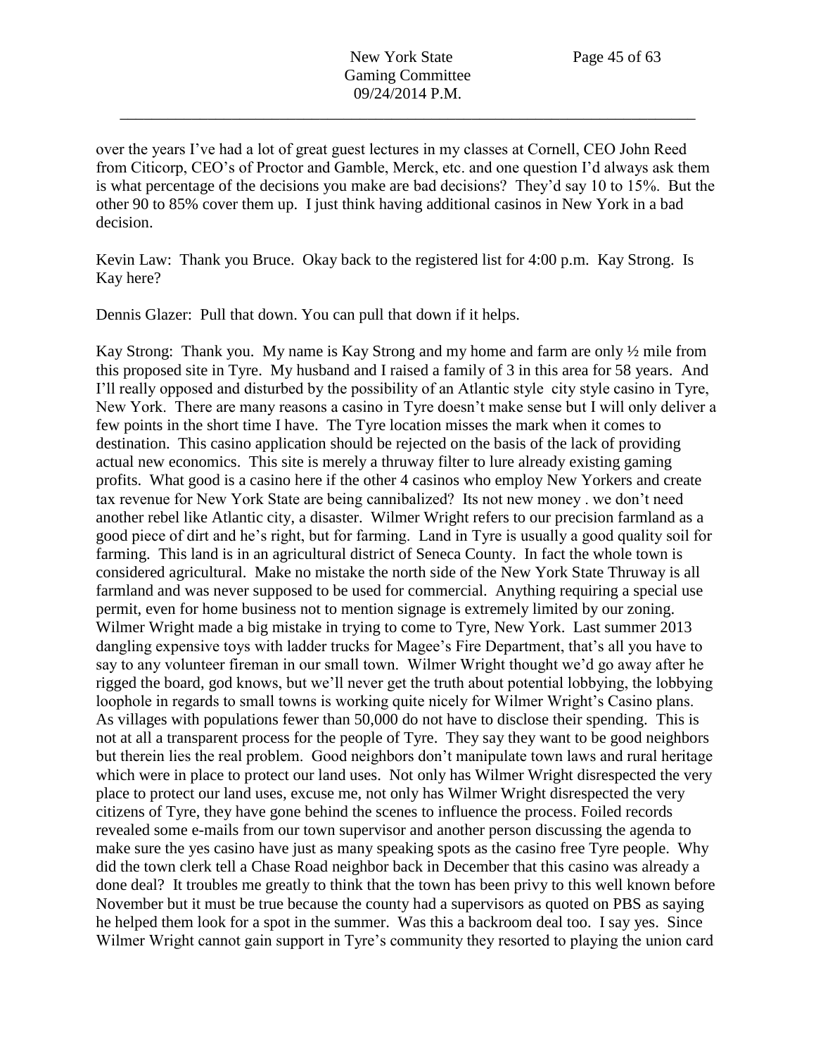over the years I've had a lot of great guest lectures in my classes at Cornell, CEO John Reed from Citicorp, CEO's of Proctor and Gamble, Merck, etc. and one question I'd always ask them is what percentage of the decisions you make are bad decisions? They'd say 10 to 15%. But the other 90 to 85% cover them up. I just think having additional casinos in New York in a bad decision.

Kevin Law: Thank you Bruce. Okay back to the registered list for 4:00 p.m. Kay Strong. Is Kay here?

Dennis Glazer: Pull that down. You can pull that down if it helps.

Kay Strong: Thank you. My name is Kay Strong and my home and farm are only ½ mile from this proposed site in Tyre. My husband and I raised a family of 3 in this area for 58 years. And I'll really opposed and disturbed by the possibility of an Atlantic style city style casino in Tyre, New York. There are many reasons a casino in Tyre doesn't make sense but I will only deliver a few points in the short time I have. The Tyre location misses the mark when it comes to destination. This casino application should be rejected on the basis of the lack of providing actual new economics. This site is merely a thruway filter to lure already existing gaming profits. What good is a casino here if the other 4 casinos who employ New Yorkers and create tax revenue for New York State are being cannibalized? Its not new money . we don't need another rebel like Atlantic city, a disaster. Wilmer Wright refers to our precision farmland as a good piece of dirt and he's right, but for farming. Land in Tyre is usually a good quality soil for farming. This land is in an agricultural district of Seneca County. In fact the whole town is considered agricultural. Make no mistake the north side of the New York State Thruway is all farmland and was never supposed to be used for commercial. Anything requiring a special use permit, even for home business not to mention signage is extremely limited by our zoning. Wilmer Wright made a big mistake in trying to come to Tyre, New York. Last summer 2013 dangling expensive toys with ladder trucks for Magee's Fire Department, that's all you have to say to any volunteer fireman in our small town. Wilmer Wright thought we'd go away after he rigged the board, god knows, but we'll never get the truth about potential lobbying, the lobbying loophole in regards to small towns is working quite nicely for Wilmer Wright's Casino plans. As villages with populations fewer than 50,000 do not have to disclose their spending. This is not at all a transparent process for the people of Tyre. They say they want to be good neighbors but therein lies the real problem. Good neighbors don't manipulate town laws and rural heritage which were in place to protect our land uses. Not only has Wilmer Wright disrespected the very place to protect our land uses, excuse me, not only has Wilmer Wright disrespected the very citizens of Tyre, they have gone behind the scenes to influence the process. Foiled records revealed some e-mails from our town supervisor and another person discussing the agenda to make sure the yes casino have just as many speaking spots as the casino free Tyre people. Why did the town clerk tell a Chase Road neighbor back in December that this casino was already a done deal? It troubles me greatly to think that the town has been privy to this well known before November but it must be true because the county had a supervisors as quoted on PBS as saying he helped them look for a spot in the summer. Was this a backroom deal too. I say yes. Since Wilmer Wright cannot gain support in Tyre's community they resorted to playing the union card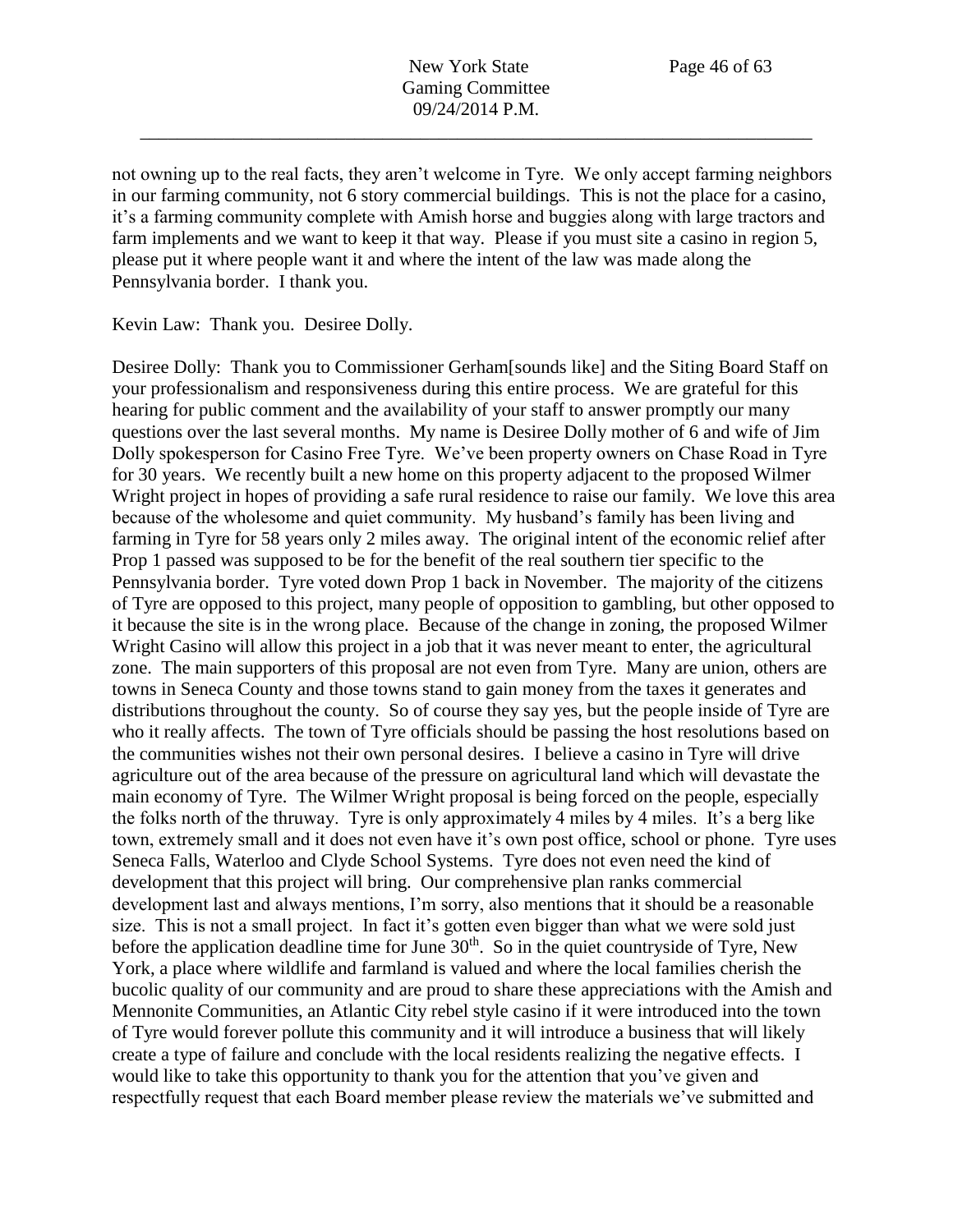not owning up to the real facts, they aren't welcome in Tyre. We only accept farming neighbors in our farming community, not 6 story commercial buildings. This is not the place for a casino, it's a farming community complete with Amish horse and buggies along with large tractors and farm implements and we want to keep it that way. Please if you must site a casino in region 5, please put it where people want it and where the intent of the law was made along the Pennsylvania border. I thank you.

Kevin Law: Thank you. Desiree Dolly.

Desiree Dolly: Thank you to Commissioner Gerham[sounds like] and the Siting Board Staff on your professionalism and responsiveness during this entire process. We are grateful for this hearing for public comment and the availability of your staff to answer promptly our many questions over the last several months. My name is Desiree Dolly mother of 6 and wife of Jim Dolly spokesperson for Casino Free Tyre. We've been property owners on Chase Road in Tyre for 30 years. We recently built a new home on this property adjacent to the proposed Wilmer Wright project in hopes of providing a safe rural residence to raise our family. We love this area because of the wholesome and quiet community. My husband's family has been living and farming in Tyre for 58 years only 2 miles away. The original intent of the economic relief after Prop 1 passed was supposed to be for the benefit of the real southern tier specific to the Pennsylvania border. Tyre voted down Prop 1 back in November. The majority of the citizens of Tyre are opposed to this project, many people of opposition to gambling, but other opposed to it because the site is in the wrong place. Because of the change in zoning, the proposed Wilmer Wright Casino will allow this project in a job that it was never meant to enter, the agricultural zone. The main supporters of this proposal are not even from Tyre. Many are union, others are towns in Seneca County and those towns stand to gain money from the taxes it generates and distributions throughout the county. So of course they say yes, but the people inside of Tyre are who it really affects. The town of Tyre officials should be passing the host resolutions based on the communities wishes not their own personal desires. I believe a casino in Tyre will drive agriculture out of the area because of the pressure on agricultural land which will devastate the main economy of Tyre. The Wilmer Wright proposal is being forced on the people, especially the folks north of the thruway. Tyre is only approximately 4 miles by 4 miles. It's a berg like town, extremely small and it does not even have it's own post office, school or phone. Tyre uses Seneca Falls, Waterloo and Clyde School Systems. Tyre does not even need the kind of development that this project will bring. Our comprehensive plan ranks commercial development last and always mentions, I'm sorry, also mentions that it should be a reasonable size. This is not a small project. In fact it's gotten even bigger than what we were sold just before the application deadline time for June 30th. So in the quiet countryside of Tyre, New York, a place where wildlife and farmland is valued and where the local families cherish the bucolic quality of our community and are proud to share these appreciations with the Amish and Mennonite Communities, an Atlantic City rebel style casino if it were introduced into the town of Tyre would forever pollute this community and it will introduce a business that will likely create a type of failure and conclude with the local residents realizing the negative effects. I would like to take this opportunity to thank you for the attention that you've given and respectfully request that each Board member please review the materials we've submitted and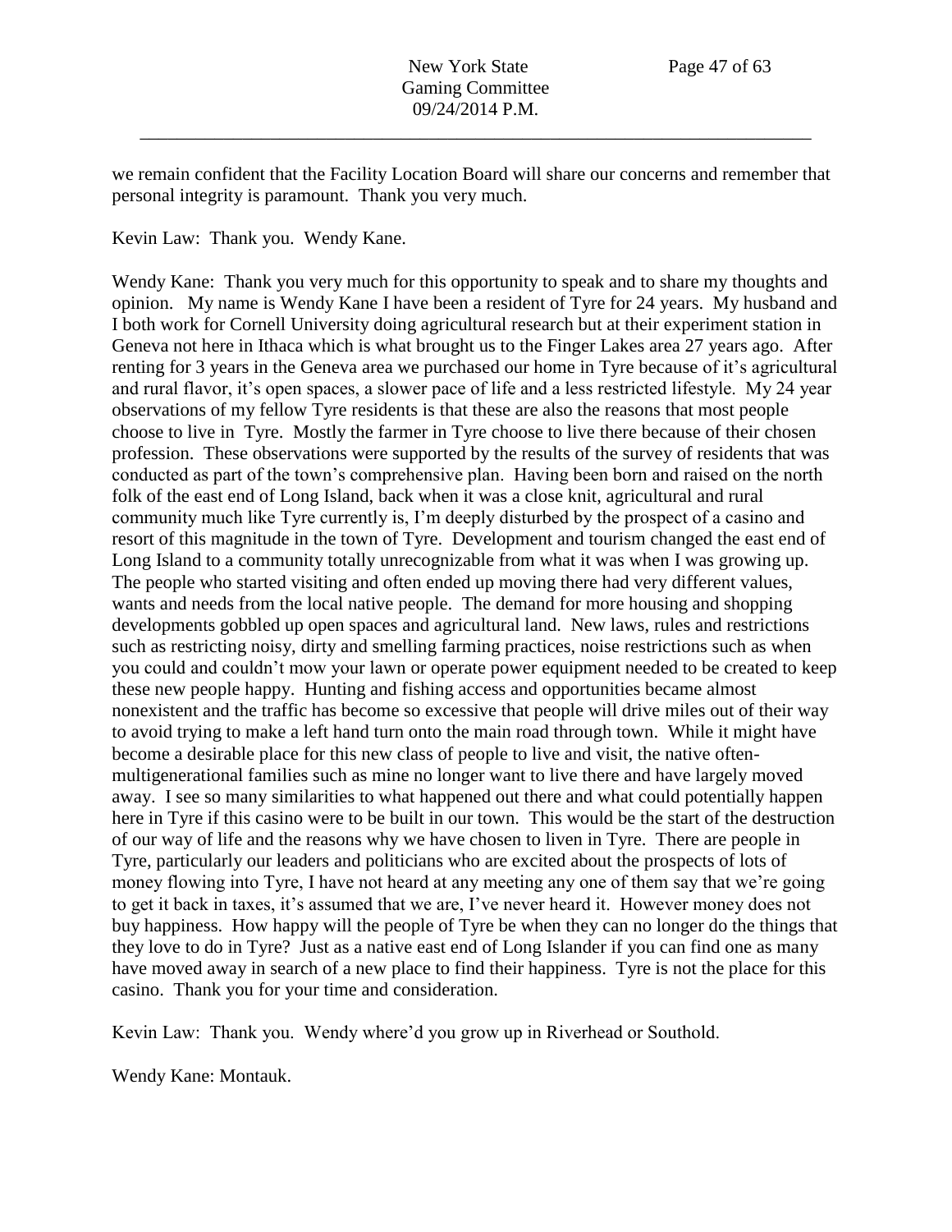we remain confident that the Facility Location Board will share our concerns and remember that personal integrity is paramount. Thank you very much.

Kevin Law: Thank you. Wendy Kane.

Wendy Kane: Thank you very much for this opportunity to speak and to share my thoughts and opinion. My name is Wendy Kane I have been a resident of Tyre for 24 years. My husband and I both work for Cornell University doing agricultural research but at their experiment station in Geneva not here in Ithaca which is what brought us to the Finger Lakes area 27 years ago. After renting for 3 years in the Geneva area we purchased our home in Tyre because of it's agricultural and rural flavor, it's open spaces, a slower pace of life and a less restricted lifestyle. My 24 year observations of my fellow Tyre residents is that these are also the reasons that most people choose to live in Tyre. Mostly the farmer in Tyre choose to live there because of their chosen profession. These observations were supported by the results of the survey of residents that was conducted as part of the town's comprehensive plan. Having been born and raised on the north folk of the east end of Long Island, back when it was a close knit, agricultural and rural community much like Tyre currently is, I'm deeply disturbed by the prospect of a casino and resort of this magnitude in the town of Tyre. Development and tourism changed the east end of Long Island to a community totally unrecognizable from what it was when I was growing up. The people who started visiting and often ended up moving there had very different values, wants and needs from the local native people. The demand for more housing and shopping developments gobbled up open spaces and agricultural land. New laws, rules and restrictions such as restricting noisy, dirty and smelling farming practices, noise restrictions such as when you could and couldn't mow your lawn or operate power equipment needed to be created to keep these new people happy. Hunting and fishing access and opportunities became almost nonexistent and the traffic has become so excessive that people will drive miles out of their way to avoid trying to make a left hand turn onto the main road through town. While it might have become a desirable place for this new class of people to live and visit, the native often-multigenerational families such as mine no longer want to live there and have largely moved away. I see so many similarities to what happened out there and what could potentially happen here in Tyre if this casino were to be built in our town. This would be the start of the destruction of our way of life and the reasons why we have chosen to liven in Tyre. There are people in Tyre, particularly our leaders and politicians who are excited about the prospects of lots of money flowing into Tyre, I have not heard at any meeting any one of them say that we're going to get it back in taxes, it's assumed that we are, I've never heard it. However money does not buy happiness. How happy will the people of Tyre be when they can no longer do the things that they love to do in Tyre? Just as a native east end of Long Islander if you can find one as many have moved away in search of a new place to find their happiness. Tyre is not the place for this casino. Thank you for your time and consideration.

Kevin Law: Thank you. Wendy where'd you grow up in Riverhead or Southold.

Wendy Kane: Montauk.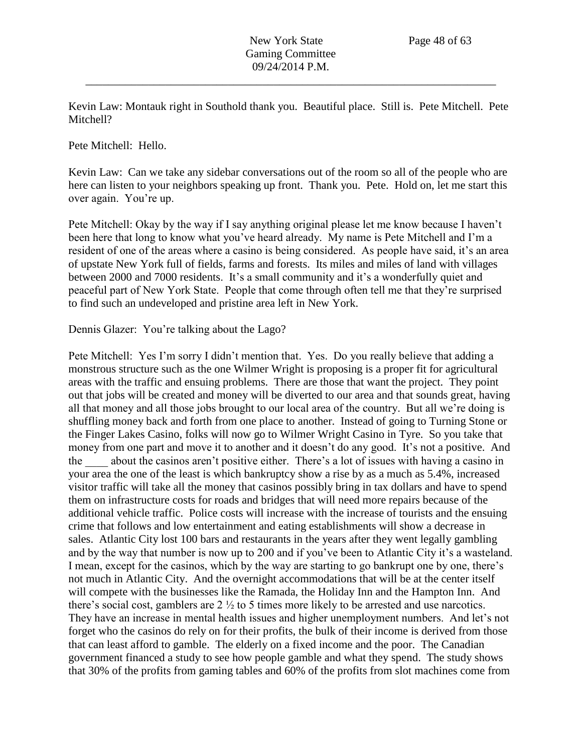Kevin Law: Montauk right in Southold thank you. Beautiful place. Still is. Pete Mitchell. Pete Mitchell?

Pete Mitchell: Hello.

Kevin Law: Can we take any sidebar conversations out of the room so all of the people who are here can listen to your neighbors speaking up front. Thank you. Pete. Hold on, let me start this over again. You're up.

Pete Mitchell: Okay by the way if I say anything original please let me know because I haven't been here that long to know what you've heard already. My name is Pete Mitchell and I'm a resident of one of the areas where a casino is being considered. As people have said, it's an area of upstate New York full of fields, farms and forests. Its miles and miles of land with villages between 2000 and 7000 residents. It's a small community and it's a wonderfully quiet and peaceful part of New York State. People that come through often tell me that they're surprised to find such an undeveloped and pristine area left in New York.

Dennis Glazer: You're talking about the Lago?

Pete Mitchell: Yes I'm sorry I didn't mention that. Yes. Do you really believe that adding a monstrous structure such as the one Wilmer Wright is proposing is a proper fit for agricultural areas with the traffic and ensuing problems. There are those that want the project. They point out that jobs will be created and money will be diverted to our area and that sounds great, having all that money and all those jobs brought to our local area of the country. But all we're doing is shuffling money back and forth from one place to another. Instead of going to Turning Stone or the Finger Lakes Casino, folks will now go to Wilmer Wright Casino in Tyre. So you take that money from one part and move it to another and it doesn't do any good. It's not a positive. And the ____ about the casinos aren't positive either. There's a lot of issues with having a casino in your area the one of the least is which bankruptcy show a rise by as a much as 5.4%, increased visitor traffic will take all the money that casinos possibly bring in tax dollars and have to spend them on infrastructure costs for roads and bridges that will need more repairs because of the additional vehicle traffic. Police costs will increase with the increase of tourists and the ensuing crime that follows and low entertainment and eating establishments will show a decrease in sales. Atlantic City lost 100 bars and restaurants in the years after they went legally gambling and by the way that number is now up to 200 and if you've been to Atlantic City it's a wasteland. I mean, except for the casinos, which by the way are starting to go bankrupt one by one, there's not much in Atlantic City. And the overnight accommodations that will be at the center itself will compete with the businesses like the Ramada, the Holiday Inn and the Hampton Inn. And there's social cost, gamblers are 2 ½ to 5 times more likely to be arrested and use narcotics. They have an increase in mental health issues and higher unemployment numbers. And let's not forget who the casinos do rely on for their profits, the bulk of their income is derived from those that can least afford to gamble. The elderly on a fixed income and the poor. The Canadian government financed a study to see how people gamble and what they spend. The study shows that 30% of the profits from gaming tables and 60% of the profits from slot machines come from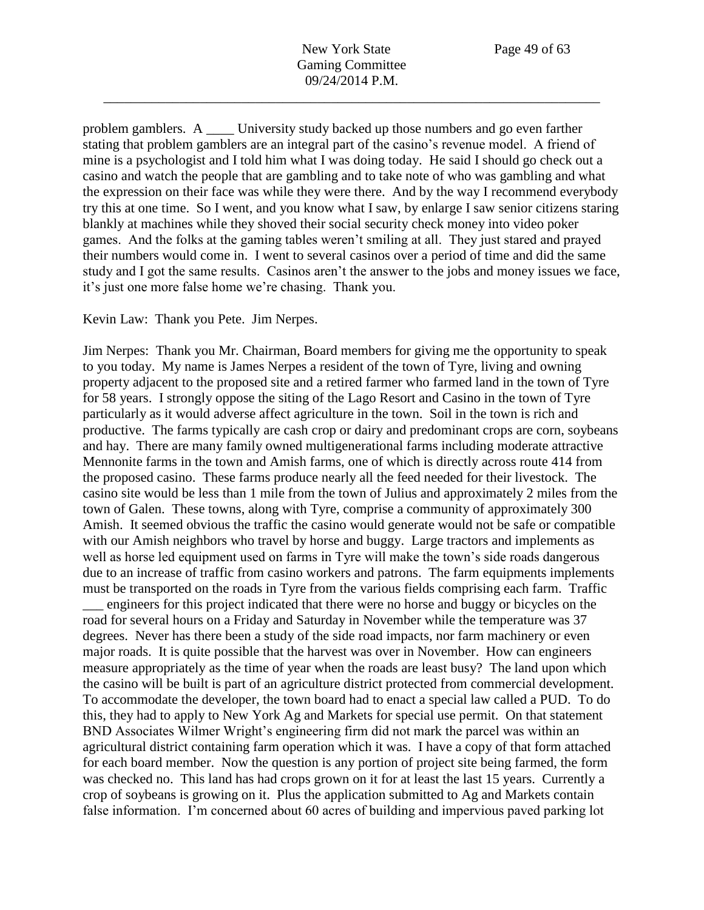problem gamblers. A ____ University study backed up those numbers and go even farther stating that problem gamblers are an integral part of the casino's revenue model. A friend of mine is a psychologist and I told him what I was doing today. He said I should go check out a casino and watch the people that are gambling and to take note of who was gambling and what the expression on their face was while they were there. And by the way I recommend everybody try this at one time. So I went, and you know what I saw, by enlarge I saw senior citizens staring blankly at machines while they shoved their social security check money into video poker games. And the folks at the gaming tables weren't smiling at all. They just stared and prayed their numbers would come in. I went to several casinos over a period of time and did the same study and I got the same results. Casinos aren't the answer to the jobs and money issues we face, it's just one more false home we're chasing. Thank you.

Kevin Law: Thank you Pete. Jim Nerpes.

Jim Nerpes: Thank you Mr. Chairman, Board members for giving me the opportunity to speak to you today. My name is James Nerpes a resident of the town of Tyre, living and owning property adjacent to the proposed site and a retired farmer who farmed land in the town of Tyre for 58 years. I strongly oppose the siting of the Lago Resort and Casino in the town of Tyre particularly as it would adverse affect agriculture in the town. Soil in the town is rich and productive. The farms typically are cash crop or dairy and predominant crops are corn, soybeans and hay. There are many family owned multigenerational farms including moderate attractive Mennonite farms in the town and Amish farms, one of which is directly across route 414 from the proposed casino. These farms produce nearly all the feed needed for their livestock. The casino site would be less than 1 mile from the town of Julius and approximately 2 miles from the town of Galen. These towns, along with Tyre, comprise a community of approximately 300 Amish. It seemed obvious the traffic the casino would generate would not be safe or compatible with our Amish neighbors who travel by horse and buggy. Large tractors and implements as well as horse led equipment used on farms in Tyre will make the town's side roads dangerous due to an increase of traffic from casino workers and patrons. The farm equipments implements must be transported on the roads in Tyre from the various fields comprising each farm. Traffic ___ engineers for this project indicated that there were no horse and buggy or bicycles on the road for several hours on a Friday and Saturday in November while the temperature was 37 degrees. Never has there been a study of the side road impacts, nor farm machinery or even major roads. It is quite possible that the harvest was over in November. How can engineers measure appropriately as the time of year when the roads are least busy? The land upon which the casino will be built is part of an agriculture district protected from commercial development. To accommodate the developer, the town board had to enact a special law called a PUD. To do this, they had to apply to New York Ag and Markets for special use permit. On that statement BND Associates Wilmer Wright's engineering firm did not mark the parcel was within an agricultural district containing farm operation which it was. I have a copy of that form attached for each board member. Now the question is any portion of project site being farmed, the form was checked no. This land has had crops grown on it for at least the last 15 years. Currently a crop of soybeans is growing on it. Plus the application submitted to Ag and Markets contain false information. I'm concerned about 60 acres of building and impervious paved parking lot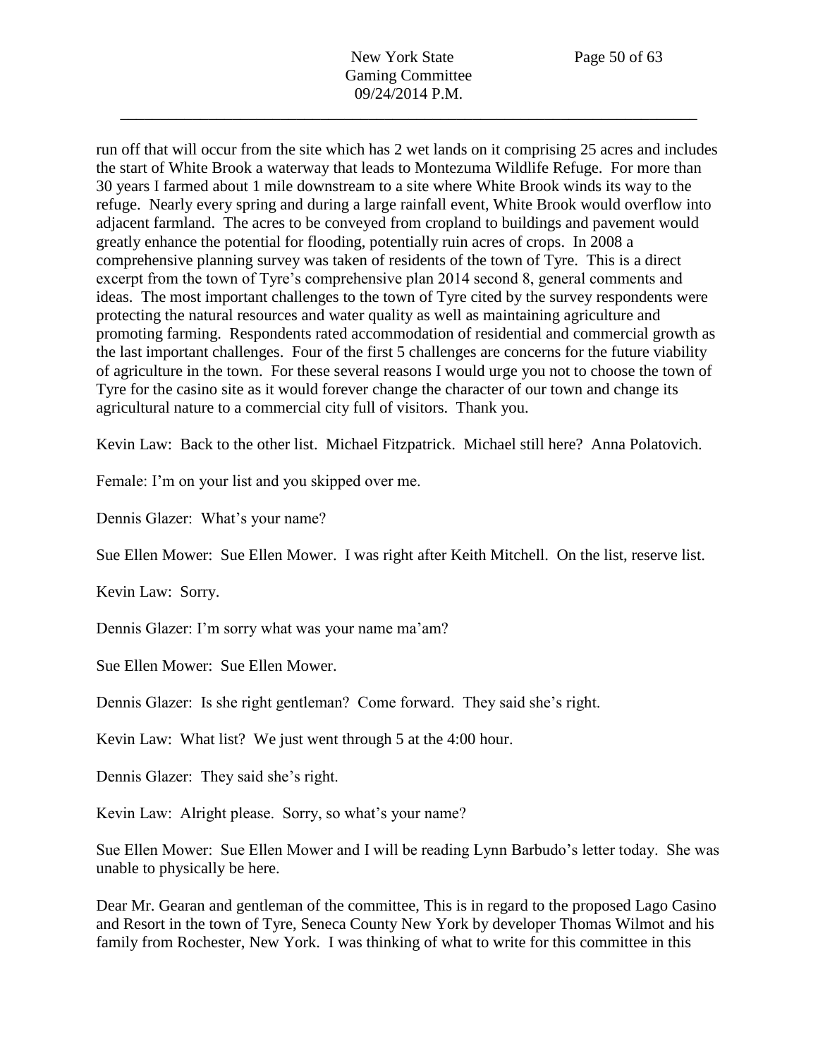run off that will occur from the site which has 2 wet lands on it comprising 25 acres and includes the start of White Brook a waterway that leads to Montezuma Wildlife Refuge. For more than 30 years I farmed about 1 mile downstream to a site where White Brook winds its way to the refuge. Nearly every spring and during a large rainfall event, White Brook would overflow into adjacent farmland. The acres to be conveyed from cropland to buildings and pavement would greatly enhance the potential for flooding, potentially ruin acres of crops. In 2008 a comprehensive planning survey was taken of residents of the town of Tyre. This is a direct excerpt from the town of Tyre's comprehensive plan 2014 second 8, general comments and ideas. The most important challenges to the town of Tyre cited by the survey respondents were protecting the natural resources and water quality as well as maintaining agriculture and promoting farming. Respondents rated accommodation of residential and commercial growth as the last important challenges. Four of the first 5 challenges are concerns for the future viability of agriculture in the town. For these several reasons I would urge you not to choose the town of Tyre for the casino site as it would forever change the character of our town and change its agricultural nature to a commercial city full of visitors. Thank you.

Kevin Law: Back to the other list. Michael Fitzpatrick. Michael still here? Anna Polatovich.

Female: I'm on your list and you skipped over me.

Dennis Glazer: What's your name?

Sue Ellen Mower: Sue Ellen Mower. I was right after Keith Mitchell. On the list, reserve list.

Kevin Law: Sorry.

Dennis Glazer: I'm sorry what was your name ma'am?

Sue Ellen Mower: Sue Ellen Mower.

Dennis Glazer: Is she right gentleman? Come forward. They said she's right.

Kevin Law: What list? We just went through 5 at the 4:00 hour.

Dennis Glazer: They said she's right.

Kevin Law: Alright please. Sorry, so what's your name?

Sue Ellen Mower: Sue Ellen Mower and I will be reading Lynn Barbudo's letter today. She was unable to physically be here.

Dear Mr. Gearan and gentleman of the committee, This is in regard to the proposed Lago Casino and Resort in the town of Tyre, Seneca County New York by developer Thomas Wilmot and his family from Rochester, New York. I was thinking of what to write for this committee in this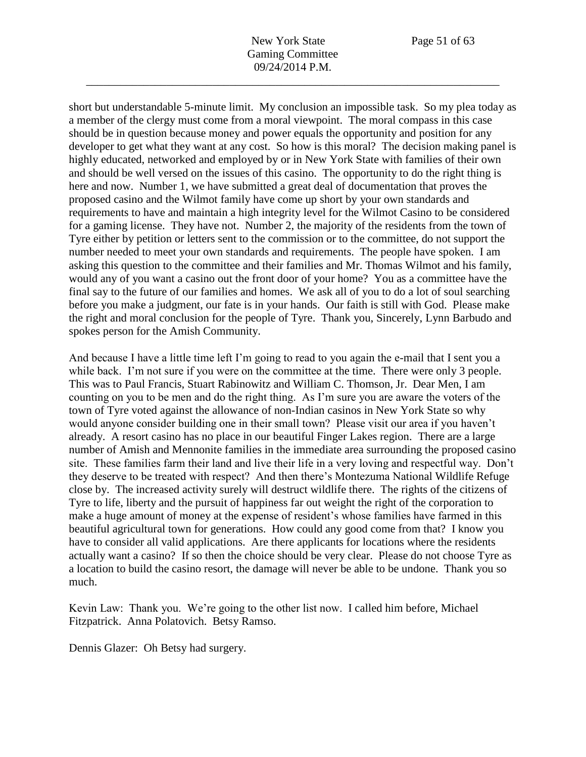short but understandable 5-minute limit. My conclusion an impossible task. So my plea today as a member of the clergy must come from a moral viewpoint. The moral compass in this case should be in question because money and power equals the opportunity and position for any developer to get what they want at any cost. So how is this moral? The decision making panel is highly educated, networked and employed by or in New York State with families of their own and should be well versed on the issues of this casino. The opportunity to do the right thing is here and now. Number 1, we have submitted a great deal of documentation that proves the proposed casino and the Wilmot family have come up short by your own standards and requirements to have and maintain a high integrity level for the Wilmot Casino to be considered for a gaming license. They have not. Number 2, the majority of the residents from the town of Tyre either by petition or letters sent to the commission or to the committee, do not support the number needed to meet your own standards and requirements. The people have spoken. I am asking this question to the committee and their families and Mr. Thomas Wilmot and his family, would any of you want a casino out the front door of your home? You as a committee have the final say to the future of our families and homes. We ask all of you to do a lot of soul searching before you make a judgment, our fate is in your hands. Our faith is still with God. Please make the right and moral conclusion for the people of Tyre. Thank you, Sincerely, Lynn Barbudo and spokes person for the Amish Community.

And because I have a little time left I'm going to read to you again the e-mail that I sent you a while back. I'm not sure if you were on the committee at the time. There were only 3 people. This was to Paul Francis, Stuart Rabinowitz and William C. Thomson, Jr. Dear Men, I am counting on you to be men and do the right thing. As I'm sure you are aware the voters of the town of Tyre voted against the allowance of non-Indian casinos in New York State so why would anyone consider building one in their small town? Please visit our area if you haven't already. A resort casino has no place in our beautiful Finger Lakes region. There are a large number of Amish and Mennonite families in the immediate area surrounding the proposed casino site. These families farm their land and live their life in a very loving and respectful way. Don't they deserve to be treated with respect? And then there's Montezuma National Wildlife Refuge close by. The increased activity surely will destruct wildlife there. The rights of the citizens of Tyre to life, liberty and the pursuit of happiness far out weight the right of the corporation to make a huge amount of money at the expense of resident's whose families have farmed in this beautiful agricultural town for generations. How could any good come from that? I know you have to consider all valid applications. Are there applicants for locations where the residents actually want a casino? If so then the choice should be very clear. Please do not choose Tyre as a location to build the casino resort, the damage will never be able to be undone. Thank you so much.

Kevin Law: Thank you. We're going to the other list now. I called him before, Michael Fitzpatrick. Anna Polatovich. Betsy Ramso.

Dennis Glazer: Oh Betsy had surgery.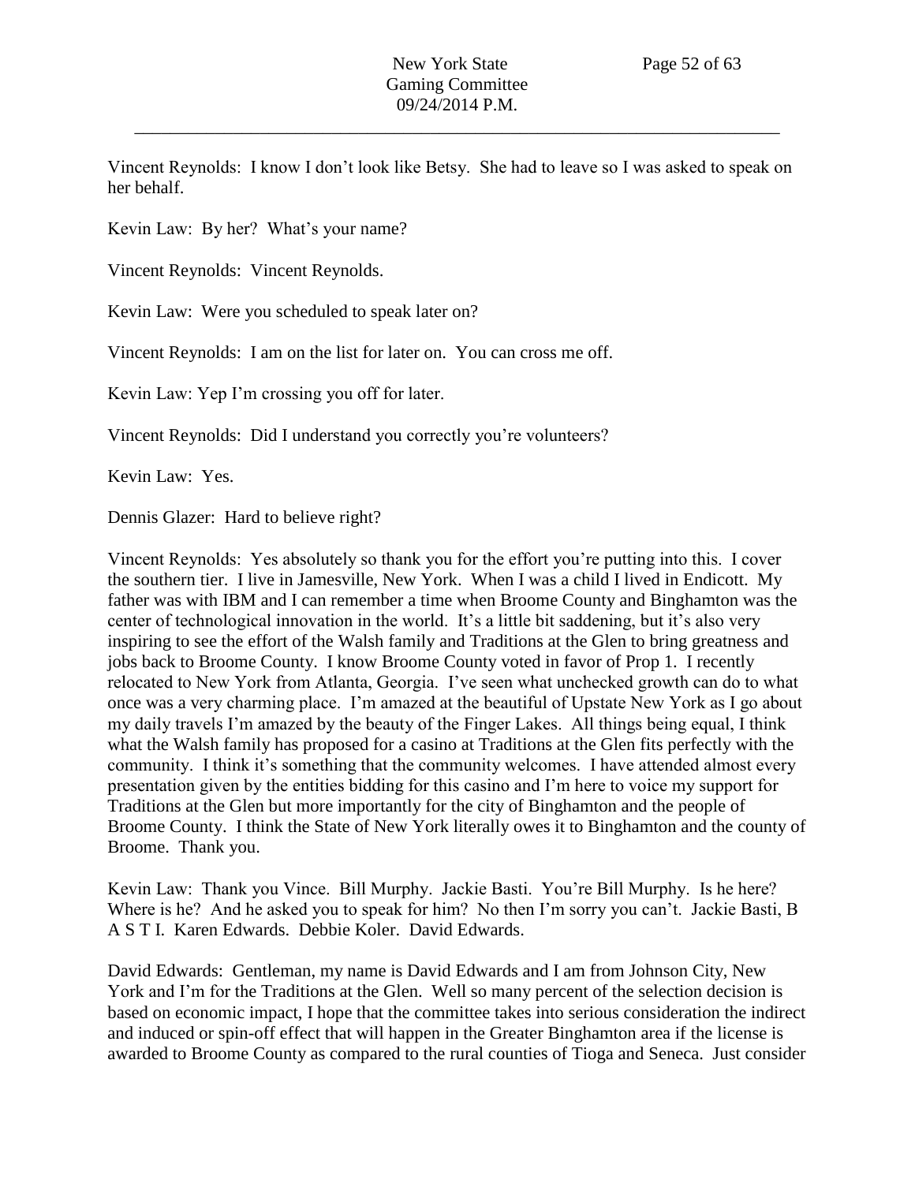Vincent Reynolds: I know I don't look like Betsy. She had to leave so I was asked to speak on her behalf.

Kevin Law: By her? What's your name?

Vincent Reynolds: Vincent Reynolds.

Kevin Law: Were you scheduled to speak later on?

Vincent Reynolds: I am on the list for later on. You can cross me off.

Kevin Law: Yep I'm crossing you off for later.

Vincent Reynolds: Did I understand you correctly you're volunteers?

Kevin Law: Yes.

Dennis Glazer: Hard to believe right?

Vincent Reynolds: Yes absolutely so thank you for the effort you're putting into this. I cover the southern tier. I live in Jamesville, New York. When I was a child I lived in Endicott. My father was with IBM and I can remember a time when Broome County and Binghamton was the center of technological innovation in the world. It's a little bit saddening, but it's also very inspiring to see the effort of the Walsh family and Traditions at the Glen to bring greatness and jobs back to Broome County. I know Broome County voted in favor of Prop 1. I recently relocated to New York from Atlanta, Georgia. I've seen what unchecked growth can do to what once was a very charming place. I'm amazed at the beautiful of Upstate New York as I go about my daily travels I'm amazed by the beauty of the Finger Lakes. All things being equal, I think what the Walsh family has proposed for a casino at Traditions at the Glen fits perfectly with the community. I think it's something that the community welcomes. I have attended almost every presentation given by the entities bidding for this casino and I'm here to voice my support for Traditions at the Glen but more importantly for the city of Binghamton and the people of Broome County. I think the State of New York literally owes it to Binghamton and the county of Broome. Thank you.

Kevin Law: Thank you Vince. Bill Murphy. Jackie Basti. You're Bill Murphy. Is he here? Where is he? And he asked you to speak for him? No then I'm sorry you can't. Jackie Basti, B A S T I. Karen Edwards. Debbie Koler. David Edwards.

David Edwards: Gentleman, my name is David Edwards and I am from Johnson City, New York and I'm for the Traditions at the Glen. Well so many percent of the selection decision is based on economic impact, I hope that the committee takes into serious consideration the indirect and induced or spin-off effect that will happen in the Greater Binghamton area if the license is awarded to Broome County as compared to the rural counties of Tioga and Seneca. Just consider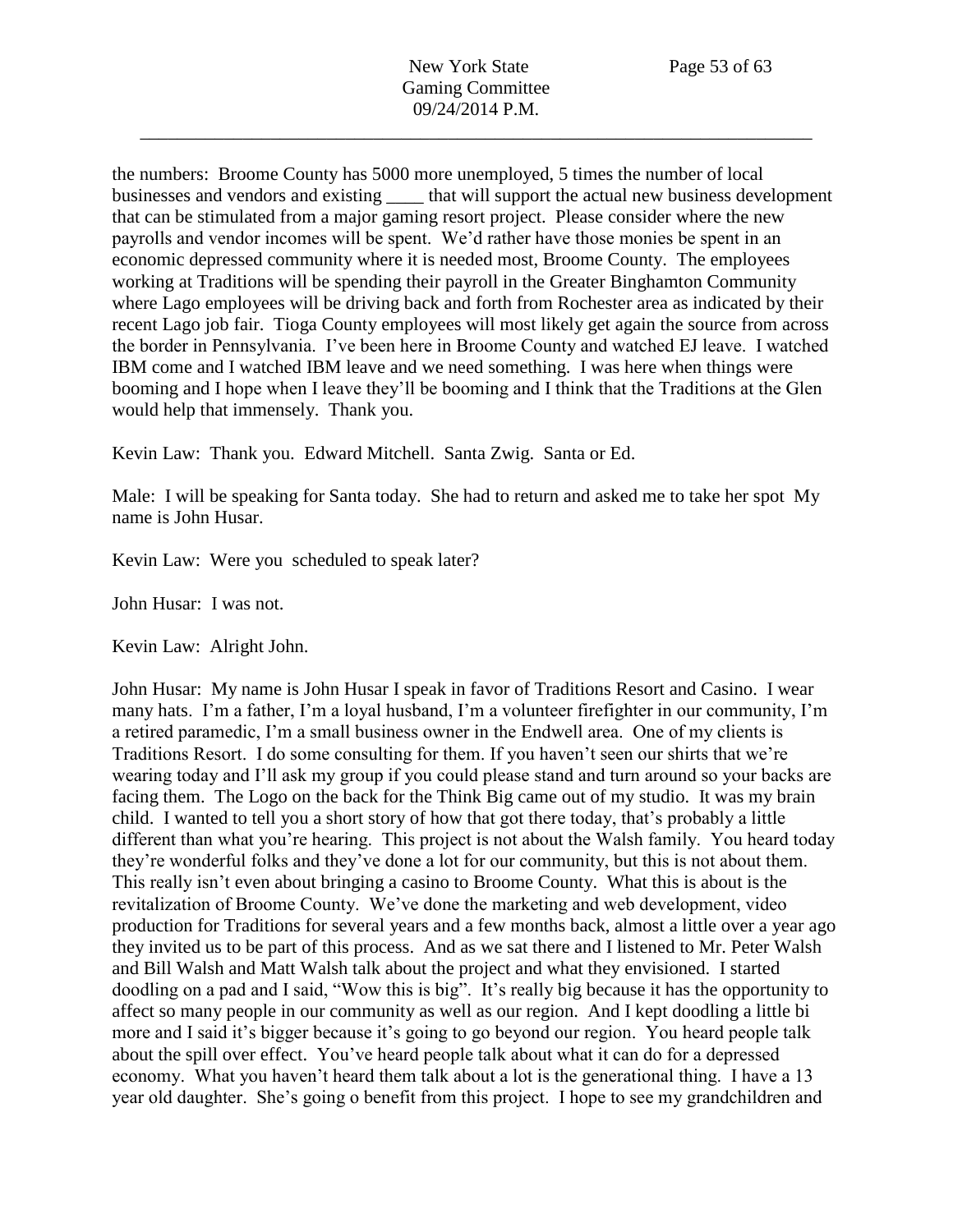the numbers: Broome County has 5000 more unemployed, 5 times the number of local businesses and vendors and existing ____ that will support the actual new business development that can be stimulated from a major gaming resort project. Please consider where the new payrolls and vendor incomes will be spent. We'd rather have those monies be spent in an economic depressed community where it is needed most, Broome County. The employees working at Traditions will be spending their payroll in the Greater Binghamton Community where Lago employees will be driving back and forth from Rochester area as indicated by their recent Lago job fair. Tioga County employees will most likely get again the source from across the border in Pennsylvania. I've been here in Broome County and watched EJ leave. I watched IBM come and I watched IBM leave and we need something. I was here when things were booming and I hope when I leave they'll be booming and I think that the Traditions at the Glen would help that immensely. Thank you.

Kevin Law: Thank you. Edward Mitchell. Santa Zwig. Santa or Ed.

Male: I will be speaking for Santa today. She had to return and asked me to take her spot My name is John Husar.

Kevin Law: Were you scheduled to speak later?

John Husar: I was not.

Kevin Law: Alright John.

John Husar: My name is John Husar I speak in favor of Traditions Resort and Casino. I wear many hats. I'm a father, I'm a loyal husband, I'm a volunteer firefighter in our community, I'm a retired paramedic, I'm a small business owner in the Endwell area. One of my clients is Traditions Resort. I do some consulting for them. If you haven't seen our shirts that we're wearing today and I'll ask my group if you could please stand and turn around so your backs are facing them. The Logo on the back for the Think Big came out of my studio. It was my brain child. I wanted to tell you a short story of how that got there today, that's probably a little different than what you're hearing. This project is not about the Walsh family. You heard today they're wonderful folks and they've done a lot for our community, but this is not about them. This really isn't even about bringing a casino to Broome County. What this is about is the revitalization of Broome County. We've done the marketing and web development, video production for Traditions for several years and a few months back, almost a little over a year ago they invited us to be part of this process. And as we sat there and I listened to Mr. Peter Walsh and Bill Walsh and Matt Walsh talk about the project and what they envisioned. I started doodling on a pad and I said, "Wow this is big". It's really big because it has the opportunity to affect so many people in our community as well as our region. And I kept doodling a little bi more and I said it's bigger because it's going to go beyond our region. You heard people talk about the spill over effect. You've heard people talk about what it can do for a depressed economy. What you haven't heard them talk about a lot is the generational thing. I have a 13 year old daughter. She's going o benefit from this project. I hope to see my grandchildren and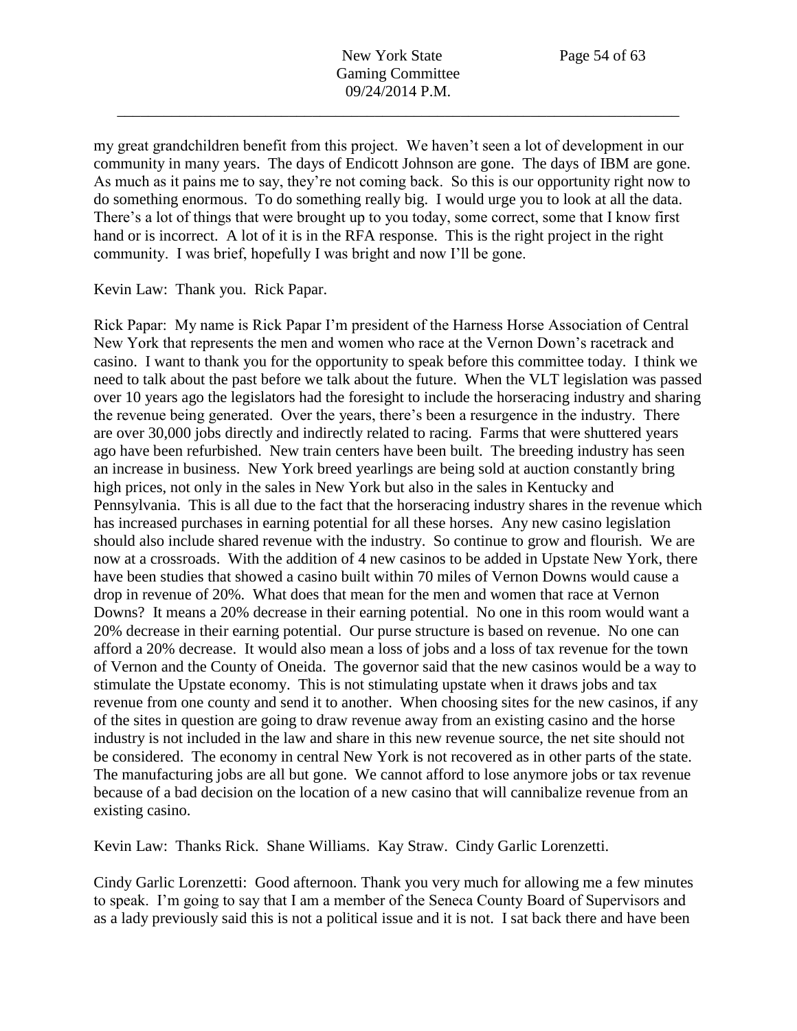my great grandchildren benefit from this project. We haven't seen a lot of development in our community in many years. The days of Endicott Johnson are gone. The days of IBM are gone. As much as it pains me to say, they're not coming back. So this is our opportunity right now to do something enormous. To do something really big. I would urge you to look at all the data. There's a lot of things that were brought up to you today, some correct, some that I know first hand or is incorrect. A lot of it is in the RFA response. This is the right project in the right community. I was brief, hopefully I was bright and now I'll be gone.

Kevin Law: Thank you. Rick Papar.

Rick Papar: My name is Rick Papar I'm president of the Harness Horse Association of Central New York that represents the men and women who race at the Vernon Down's racetrack and casino. I want to thank you for the opportunity to speak before this committee today. I think we need to talk about the past before we talk about the future. When the VLT legislation was passed over 10 years ago the legislators had the foresight to include the horseracing industry and sharing the revenue being generated. Over the years, there's been a resurgence in the industry. There are over 30,000 jobs directly and indirectly related to racing. Farms that were shuttered years ago have been refurbished. New train centers have been built. The breeding industry has seen an increase in business. New York breed yearlings are being sold at auction constantly bring high prices, not only in the sales in New York but also in the sales in Kentucky and Pennsylvania. This is all due to the fact that the horseracing industry shares in the revenue which has increased purchases in earning potential for all these horses. Any new casino legislation should also include shared revenue with the industry. So continue to grow and flourish. We are now at a crossroads. With the addition of 4 new casinos to be added in Upstate New York, there have been studies that showed a casino built within 70 miles of Vernon Downs would cause a drop in revenue of 20%. What does that mean for the men and women that race at Vernon Downs? It means a 20% decrease in their earning potential. No one in this room would want a 20% decrease in their earning potential. Our purse structure is based on revenue. No one can afford a 20% decrease. It would also mean a loss of jobs and a loss of tax revenue for the town of Vernon and the County of Oneida. The governor said that the new casinos would be a way to stimulate the Upstate economy. This is not stimulating upstate when it draws jobs and tax revenue from one county and send it to another. When choosing sites for the new casinos, if any of the sites in question are going to draw revenue away from an existing casino and the horse industry is not included in the law and share in this new revenue source, the net site should not be considered. The economy in central New York is not recovered as in other parts of the state. The manufacturing jobs are all but gone. We cannot afford to lose anymore jobs or tax revenue because of a bad decision on the location of a new casino that will cannibalize revenue from an existing casino.

Kevin Law: Thanks Rick. Shane Williams. Kay Straw. Cindy Garlic Lorenzetti.

Cindy Garlic Lorenzetti: Good afternoon. Thank you very much for allowing me a few minutes to speak. I'm going to say that I am a member of the Seneca County Board of Supervisors and as a lady previously said this is not a political issue and it is not. I sat back there and have been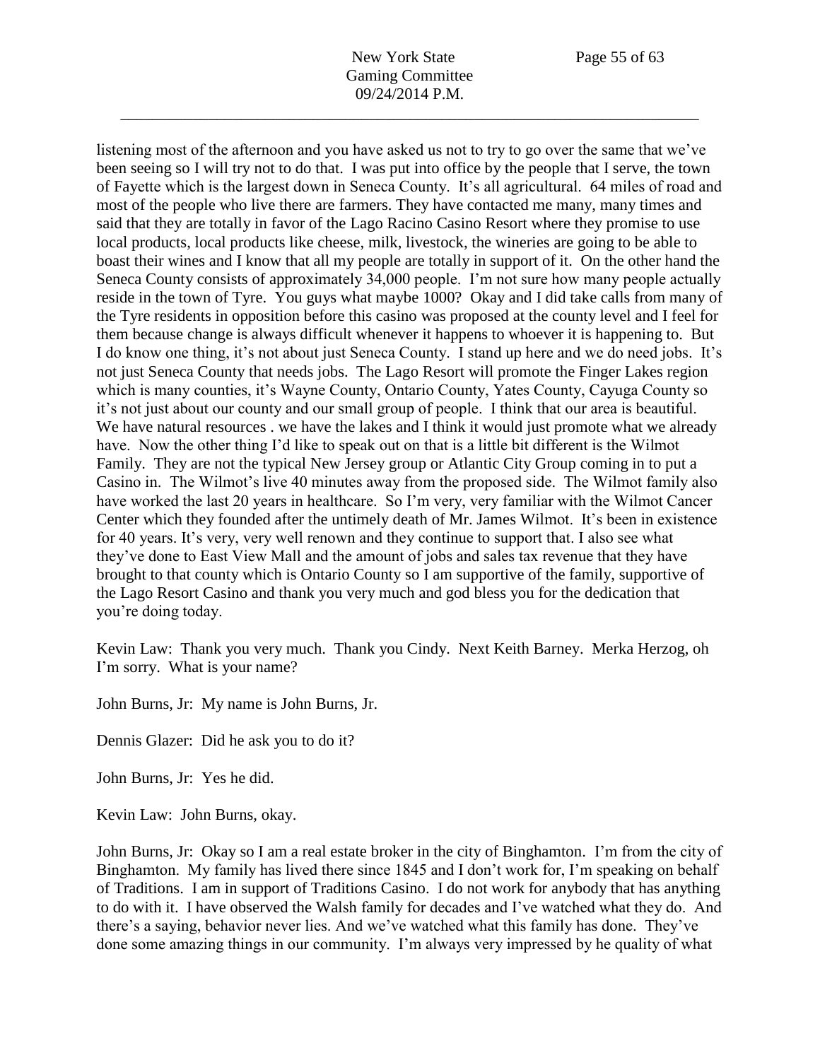listening most of the afternoon and you have asked us not to try to go over the same that we've been seeing so I will try not to do that. I was put into office by the people that I serve, the town of Fayette which is the largest down in Seneca County. It's all agricultural. 64 miles of road and most of the people who live there are farmers. They have contacted me many, many times and said that they are totally in favor of the Lago Racino Casino Resort where they promise to use local products, local products like cheese, milk, livestock, the wineries are going to be able to boast their wines and I know that all my people are totally in support of it. On the other hand the Seneca County consists of approximately 34,000 people. I'm not sure how many people actually reside in the town of Tyre. You guys what maybe 1000? Okay and I did take calls from many of the Tyre residents in opposition before this casino was proposed at the county level and I feel for them because change is always difficult whenever it happens to whoever it is happening to. But I do know one thing, it's not about just Seneca County. I stand up here and we do need jobs. It's not just Seneca County that needs jobs. The Lago Resort will promote the Finger Lakes region which is many counties, it's Wayne County, Ontario County, Yates County, Cayuga County so it's not just about our county and our small group of people. I think that our area is beautiful. We have natural resources . we have the lakes and I think it would just promote what we already have. Now the other thing I'd like to speak out on that is a little bit different is the Wilmot Family. They are not the typical New Jersey group or Atlantic City Group coming in to put a Casino in. The Wilmot's live 40 minutes away from the proposed side. The Wilmot family also have worked the last 20 years in healthcare. So I'm very, very familiar with the Wilmot Cancer Center which they founded after the untimely death of Mr. James Wilmot. It's been in existence for 40 years. It's very, very well renown and they continue to support that. I also see what they've done to East View Mall and the amount of jobs and sales tax revenue that they have brought to that county which is Ontario County so I am supportive of the family, supportive of the Lago Resort Casino and thank you very much and god bless you for the dedication that you're doing today.

Kevin Law: Thank you very much. Thank you Cindy. Next Keith Barney. Merka Herzog, oh I'm sorry. What is your name?

John Burns, Jr: My name is John Burns, Jr.

Dennis Glazer: Did he ask you to do it?

John Burns, Jr: Yes he did.

Kevin Law: John Burns, okay.

John Burns, Jr: Okay so I am a real estate broker in the city of Binghamton. I'm from the city of Binghamton. My family has lived there since 1845 and I don't work for, I'm speaking on behalf of Traditions. I am in support of Traditions Casino. I do not work for anybody that has anything to do with it. I have observed the Walsh family for decades and I've watched what they do. And there's a saying, behavior never lies. And we've watched what this family has done. They've done some amazing things in our community. I'm always very impressed by he quality of what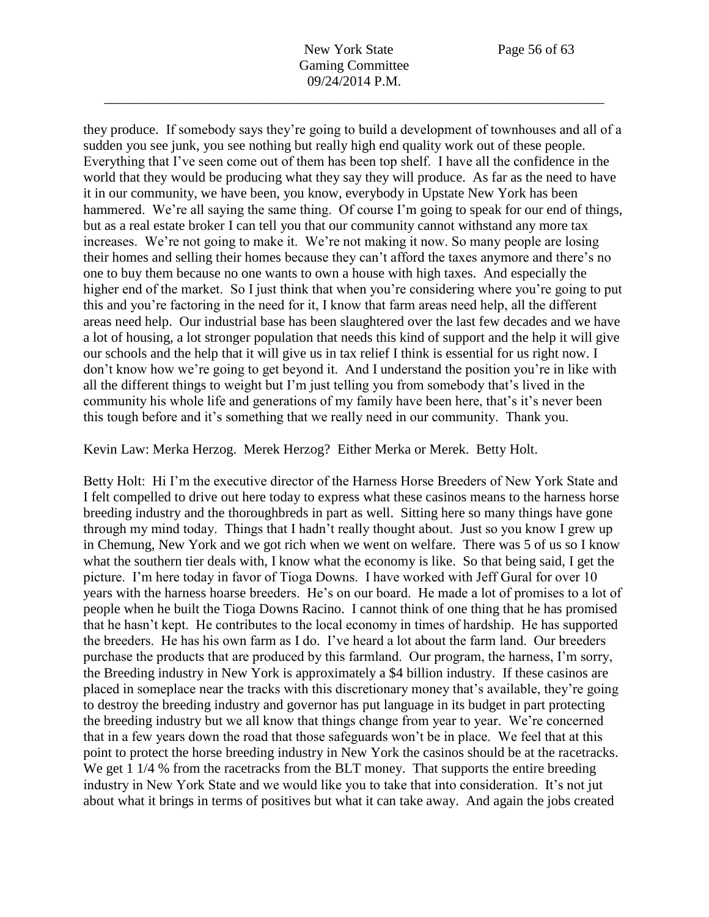they produce. If somebody says they're going to build a development of townhouses and all of a sudden you see junk, you see nothing but really high end quality work out of these people. Everything that I've seen come out of them has been top shelf. I have all the confidence in the world that they would be producing what they say they will produce. As far as the need to have it in our community, we have been, you know, everybody in Upstate New York has been hammered. We're all saying the same thing. Of course I'm going to speak for our end of things, but as a real estate broker I can tell you that our community cannot withstand any more tax increases. We're not going to make it. We're not making it now. So many people are losing their homes and selling their homes because they can't afford the taxes anymore and there's no one to buy them because no one wants to own a house with high taxes. And especially the higher end of the market. So I just think that when you're considering where you're going to put this and you're factoring in the need for it, I know that farm areas need help, all the different areas need help. Our industrial base has been slaughtered over the last few decades and we have a lot of housing, a lot stronger population that needs this kind of support and the help it will give our schools and the help that it will give us in tax relief I think is essential for us right now. I don't know how we're going to get beyond it. And I understand the position you're in like with all the different things to weight but I'm just telling you from somebody that's lived in the community his whole life and generations of my family have been here, that's it's never been this tough before and it's something that we really need in our community. Thank you.

Kevin Law: Merka Herzog. Merek Herzog? Either Merka or Merek. Betty Holt.

Betty Holt: Hi I'm the executive director of the Harness Horse Breeders of New York State and I felt compelled to drive out here today to express what these casinos means to the harness horse breeding industry and the thoroughbreds in part as well. Sitting here so many things have gone through my mind today. Things that I hadn't really thought about. Just so you know I grew up in Chemung, New York and we got rich when we went on welfare. There was 5 of us so I know what the southern tier deals with, I know what the economy is like. So that being said, I get the picture. I'm here today in favor of Tioga Downs. I have worked with Jeff Gural for over 10 years with the harness hoarse breeders. He's on our board. He made a lot of promises to a lot of people when he built the Tioga Downs Racino. I cannot think of one thing that he has promised that he hasn't kept. He contributes to the local economy in times of hardship. He has supported the breeders. He has his own farm as I do. I've heard a lot about the farm land. Our breeders purchase the products that are produced by this farmland. Our program, the harness, I'm sorry, the Breeding industry in New York is approximately a $4 billion industry. If these casinos are placed in someplace near the tracks with this discretionary money that's available, they're going to destroy the breeding industry and governor has put language in its budget in part protecting the breeding industry but we all know that things change from year to year. We're concerned that in a few years down the road that those safeguards won't be in place. We feel that at this point to protect the horse breeding industry in New York the casinos should be at the racetracks. We get 1 1/4 % from the racetracks from the BLT money. That supports the entire breeding industry in New York State and we would like you to take that into consideration. It's not jut about what it brings in terms of positives but what it can take away. And again the jobs created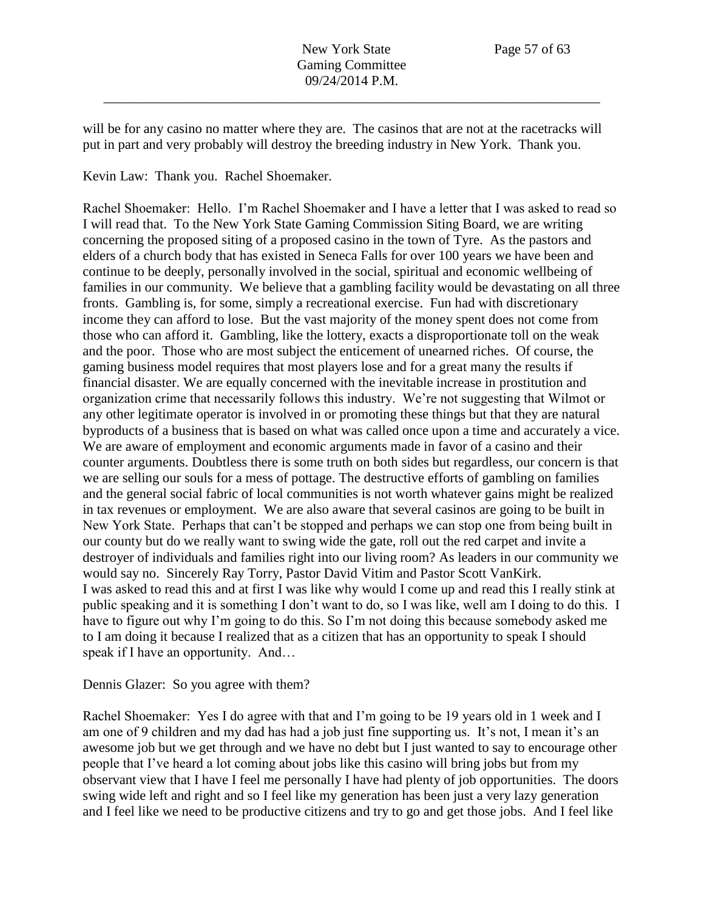will be for any casino no matter where they are. The casinos that are not at the racetracks will put in part and very probably will destroy the breeding industry in New York. Thank you.

Kevin Law: Thank you. Rachel Shoemaker.

Rachel Shoemaker: Hello. I'm Rachel Shoemaker and I have a letter that I was asked to read so I will read that. To the New York State Gaming Commission Siting Board, we are writing concerning the proposed siting of a proposed casino in the town of Tyre. As the pastors and elders of a church body that has existed in Seneca Falls for over 100 years we have been and continue to be deeply, personally involved in the social, spiritual and economic wellbeing of families in our community. We believe that a gambling facility would be devastating on all three fronts. Gambling is, for some, simply a recreational exercise. Fun had with discretionary income they can afford to lose. But the vast majority of the money spent does not come from those who can afford it. Gambling, like the lottery, exacts a disproportionate toll on the weak and the poor. Those who are most subject the enticement of unearned riches. Of course, the gaming business model requires that most players lose and for a great many the results if financial disaster. We are equally concerned with the inevitable increase in prostitution and organization crime that necessarily follows this industry. We're not suggesting that Wilmot or any other legitimate operator is involved in or promoting these things but that they are natural byproducts of a business that is based on what was called once upon a time and accurately a vice. We are aware of employment and economic arguments made in favor of a casino and their counter arguments. Doubtless there is some truth on both sides but regardless, our concern is that we are selling our souls for a mess of pottage. The destructive efforts of gambling on families and the general social fabric of local communities is not worth whatever gains might be realized in tax revenues or employment. We are also aware that several casinos are going to be built in New York State. Perhaps that can't be stopped and perhaps we can stop one from being built in our county but do we really want to swing wide the gate, roll out the red carpet and invite a destroyer of individuals and families right into our living room? As leaders in our community we would say no. Sincerely Ray Torry, Pastor David Vitim and Pastor Scott VanKirk.
I was asked to read this and at first I was like why would I come up and read this I really stink at public speaking and it is something I don't want to do, so I was like, well am I doing to do this. I have to figure out why I'm going to do this. So I'm not doing this because somebody asked me to I am doing it because I realized that as a citizen that has an opportunity to speak I should speak if I have an opportunity. And…

Dennis Glazer: So you agree with them?

Rachel Shoemaker: Yes I do agree with that and I'm going to be 19 years old in 1 week and I am one of 9 children and my dad has had a job just fine supporting us. It's not, I mean it's an awesome job but we get through and we have no debt but I just wanted to say to encourage other people that I've heard a lot coming about jobs like this casino will bring jobs but from my observant view that I have I feel me personally I have had plenty of job opportunities. The doors swing wide left and right and so I feel like my generation has been just a very lazy generation and I feel like we need to be productive citizens and try to go and get those jobs. And I feel like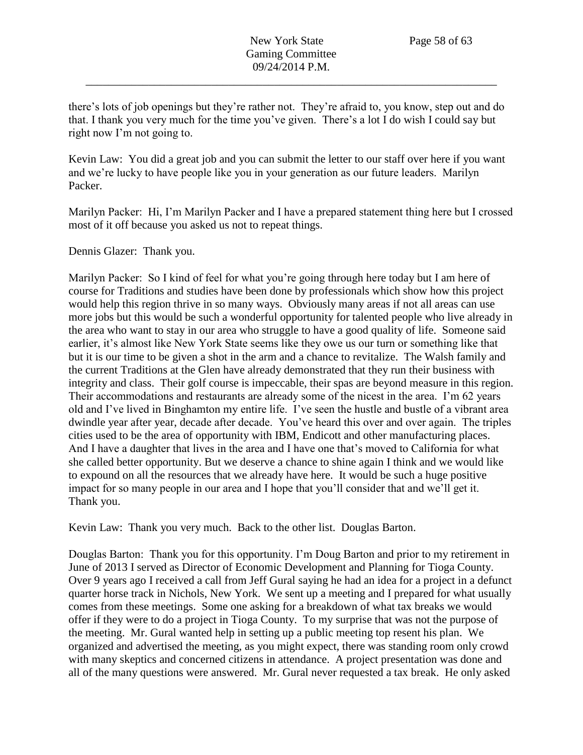there's lots of job openings but they're rather not. They're afraid to, you know, step out and do that. I thank you very much for the time you've given. There's a lot I do wish I could say but right now I'm not going to.

Kevin Law: You did a great job and you can submit the letter to our staff over here if you want and we're lucky to have people like you in your generation as our future leaders. Marilyn Packer.

Marilyn Packer: Hi, I'm Marilyn Packer and I have a prepared statement thing here but I crossed most of it off because you asked us not to repeat things.

Dennis Glazer: Thank you.

Marilyn Packer: So I kind of feel for what you're going through here today but I am here of course for Traditions and studies have been done by professionals which show how this project would help this region thrive in so many ways. Obviously many areas if not all areas can use more jobs but this would be such a wonderful opportunity for talented people who live already in the area who want to stay in our area who struggle to have a good quality of life. Someone said earlier, it's almost like New York State seems like they owe us our turn or something like that but it is our time to be given a shot in the arm and a chance to revitalize. The Walsh family and the current Traditions at the Glen have already demonstrated that they run their business with integrity and class. Their golf course is impeccable, their spas are beyond measure in this region. Their accommodations and restaurants are already some of the nicest in the area. I'm 62 years old and I've lived in Binghamton my entire life. I've seen the hustle and bustle of a vibrant area dwindle year after year, decade after decade. You've heard this over and over again. The triples cities used to be the area of opportunity with IBM, Endicott and other manufacturing places. And I have a daughter that lives in the area and I have one that's moved to California for what she called better opportunity. But we deserve a chance to shine again I think and we would like to expound on all the resources that we already have here. It would be such a huge positive impact for so many people in our area and I hope that you'll consider that and we'll get it. Thank you.

Kevin Law: Thank you very much. Back to the other list. Douglas Barton.

Douglas Barton: Thank you for this opportunity. I'm Doug Barton and prior to my retirement in June of 2013 I served as Director of Economic Development and Planning for Tioga County. Over 9 years ago I received a call from Jeff Gural saying he had an idea for a project in a defunct quarter horse track in Nichols, New York. We sent up a meeting and I prepared for what usually comes from these meetings. Some one asking for a breakdown of what tax breaks we would offer if they were to do a project in Tioga County. To my surprise that was not the purpose of the meeting. Mr. Gural wanted help in setting up a public meeting top resent his plan. We organized and advertised the meeting, as you might expect, there was standing room only crowd with many skeptics and concerned citizens in attendance. A project presentation was done and all of the many questions were answered. Mr. Gural never requested a tax break. He only asked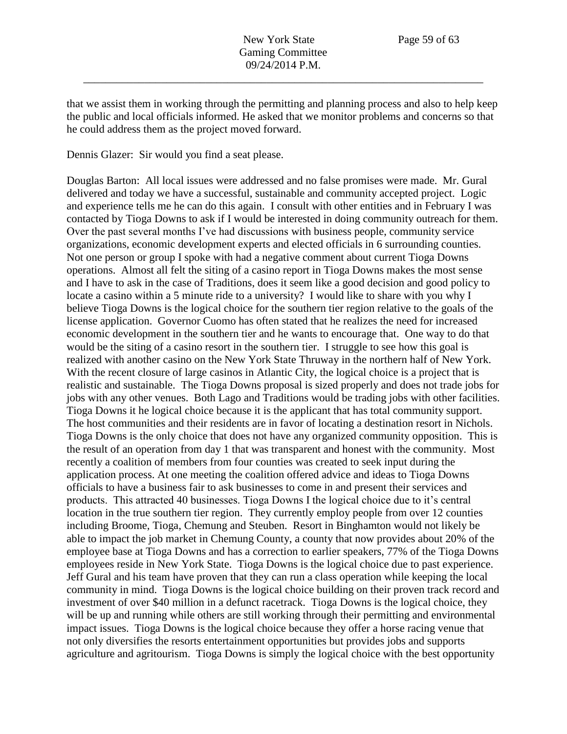that we assist them in working through the permitting and planning process and also to help keep the public and local officials informed. He asked that we monitor problems and concerns so that he could address them as the project moved forward.

Dennis Glazer: Sir would you find a seat please.

Douglas Barton: All local issues were addressed and no false promises were made. Mr. Gural delivered and today we have a successful, sustainable and community accepted project. Logic and experience tells me he can do this again. I consult with other entities and in February I was contacted by Tioga Downs to ask if I would be interested in doing community outreach for them. Over the past several months I've had discussions with business people, community service organizations, economic development experts and elected officials in 6 surrounding counties. Not one person or group I spoke with had a negative comment about current Tioga Downs operations. Almost all felt the siting of a casino report in Tioga Downs makes the most sense and I have to ask in the case of Traditions, does it seem like a good decision and good policy to locate a casino within a 5 minute ride to a university? I would like to share with you why I believe Tioga Downs is the logical choice for the southern tier region relative to the goals of the license application. Governor Cuomo has often stated that he realizes the need for increased economic development in the southern tier and he wants to encourage that. One way to do that would be the siting of a casino resort in the southern tier. I struggle to see how this goal is realized with another casino on the New York State Thruway in the northern half of New York. With the recent closure of large casinos in Atlantic City, the logical choice is a project that is realistic and sustainable. The Tioga Downs proposal is sized properly and does not trade jobs for jobs with any other venues. Both Lago and Traditions would be trading jobs with other facilities. Tioga Downs it he logical choice because it is the applicant that has total community support. The host communities and their residents are in favor of locating a destination resort in Nichols. Tioga Downs is the only choice that does not have any organized community opposition. This is the result of an operation from day 1 that was transparent and honest with the community. Most recently a coalition of members from four counties was created to seek input during the application process. At one meeting the coalition offered advice and ideas to Tioga Downs officials to have a business fair to ask businesses to come in and present their services and products. This attracted 40 businesses. Tioga Downs I the logical choice due to it's central location in the true southern tier region. They currently employ people from over 12 counties including Broome, Tioga, Chemung and Steuben. Resort in Binghamton would not likely be able to impact the job market in Chemung County, a county that now provides about 20% of the employee base at Tioga Downs and has a correction to earlier speakers, 77% of the Tioga Downs employees reside in New York State. Tioga Downs is the logical choice due to past experience. Jeff Gural and his team have proven that they can run a class operation while keeping the local community in mind. Tioga Downs is the logical choice building on their proven track record and investment of over $40 million in a defunct racetrack. Tioga Downs is the logical choice, they will be up and running while others are still working through their permitting and environmental impact issues. Tioga Downs is the logical choice because they offer a horse racing venue that not only diversifies the resorts entertainment opportunities but provides jobs and supports agriculture and agritourism. Tioga Downs is simply the logical choice with the best opportunity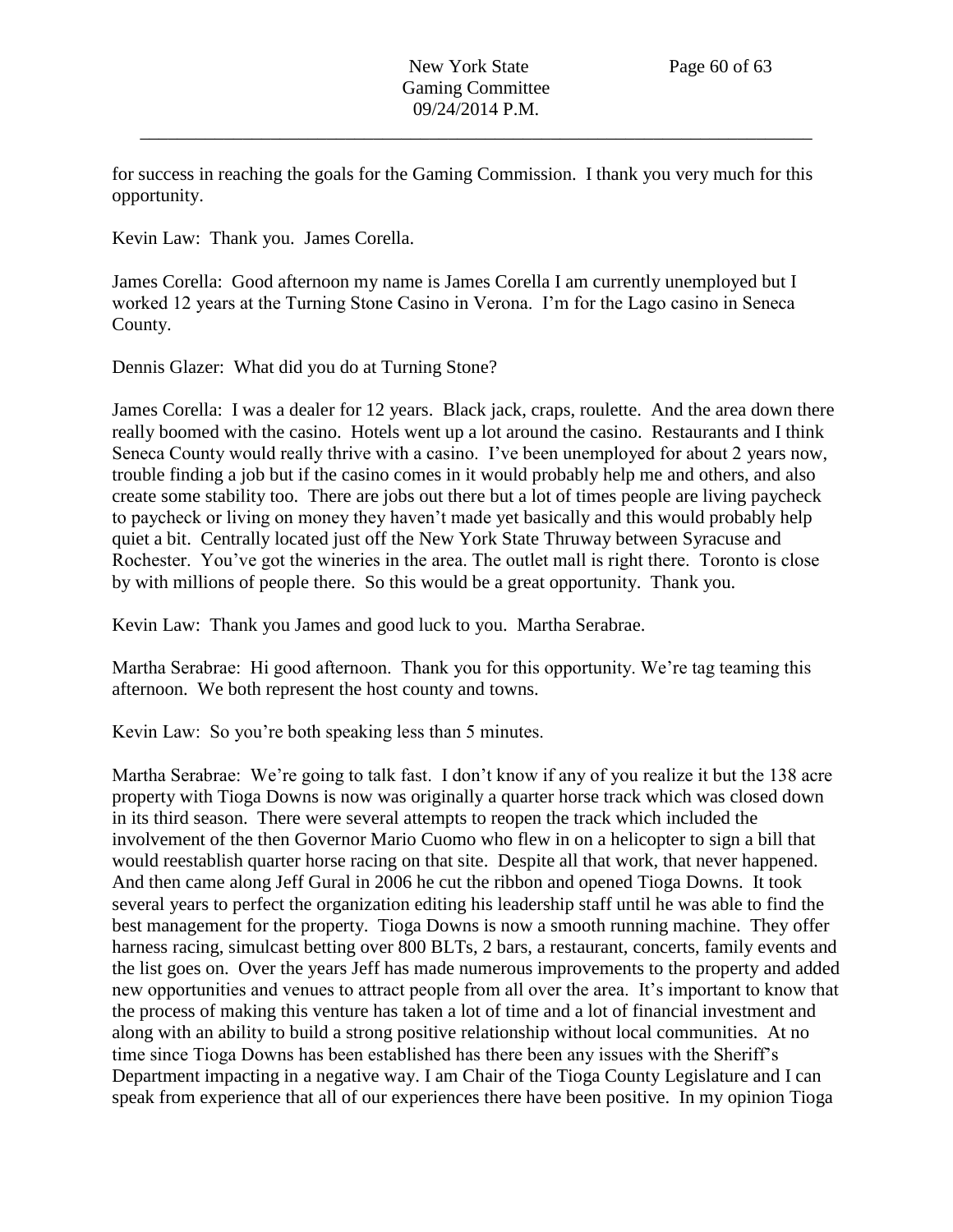for success in reaching the goals for the Gaming Commission. I thank you very much for this opportunity.

Kevin Law: Thank you. James Corella.

James Corella: Good afternoon my name is James Corella I am currently unemployed but I worked 12 years at the Turning Stone Casino in Verona. I'm for the Lago casino in Seneca County.

Dennis Glazer: What did you do at Turning Stone?

James Corella: I was a dealer for 12 years. Black jack, craps, roulette. And the area down there really boomed with the casino. Hotels went up a lot around the casino. Restaurants and I think Seneca County would really thrive with a casino. I've been unemployed for about 2 years now, trouble finding a job but if the casino comes in it would probably help me and others, and also create some stability too. There are jobs out there but a lot of times people are living paycheck to paycheck or living on money they haven't made yet basically and this would probably help quiet a bit. Centrally located just off the New York State Thruway between Syracuse and Rochester. You've got the wineries in the area. The outlet mall is right there. Toronto is close by with millions of people there. So this would be a great opportunity. Thank you.

Kevin Law: Thank you James and good luck to you. Martha Serabrae.

Martha Serabrae: Hi good afternoon. Thank you for this opportunity. We're tag teaming this afternoon. We both represent the host county and towns.

Kevin Law: So you're both speaking less than 5 minutes.

Martha Serabrae: We're going to talk fast. I don't know if any of you realize it but the 138 acre property with Tioga Downs is now was originally a quarter horse track which was closed down in its third season. There were several attempts to reopen the track which included the involvement of the then Governor Mario Cuomo who flew in on a helicopter to sign a bill that would reestablish quarter horse racing on that site. Despite all that work, that never happened. And then came along Jeff Gural in 2006 he cut the ribbon and opened Tioga Downs. It took several years to perfect the organization editing his leadership staff until he was able to find the best management for the property. Tioga Downs is now a smooth running machine. They offer harness racing, simulcast betting over 800 BLTs, 2 bars, a restaurant, concerts, family events and the list goes on. Over the years Jeff has made numerous improvements to the property and added new opportunities and venues to attract people from all over the area. It's important to know that the process of making this venture has taken a lot of time and a lot of financial investment and along with an ability to build a strong positive relationship without local communities. At no time since Tioga Downs has been established has there been any issues with the Sheriff's Department impacting in a negative way. I am Chair of the Tioga County Legislature and I can speak from experience that all of our experiences there have been positive. In my opinion Tioga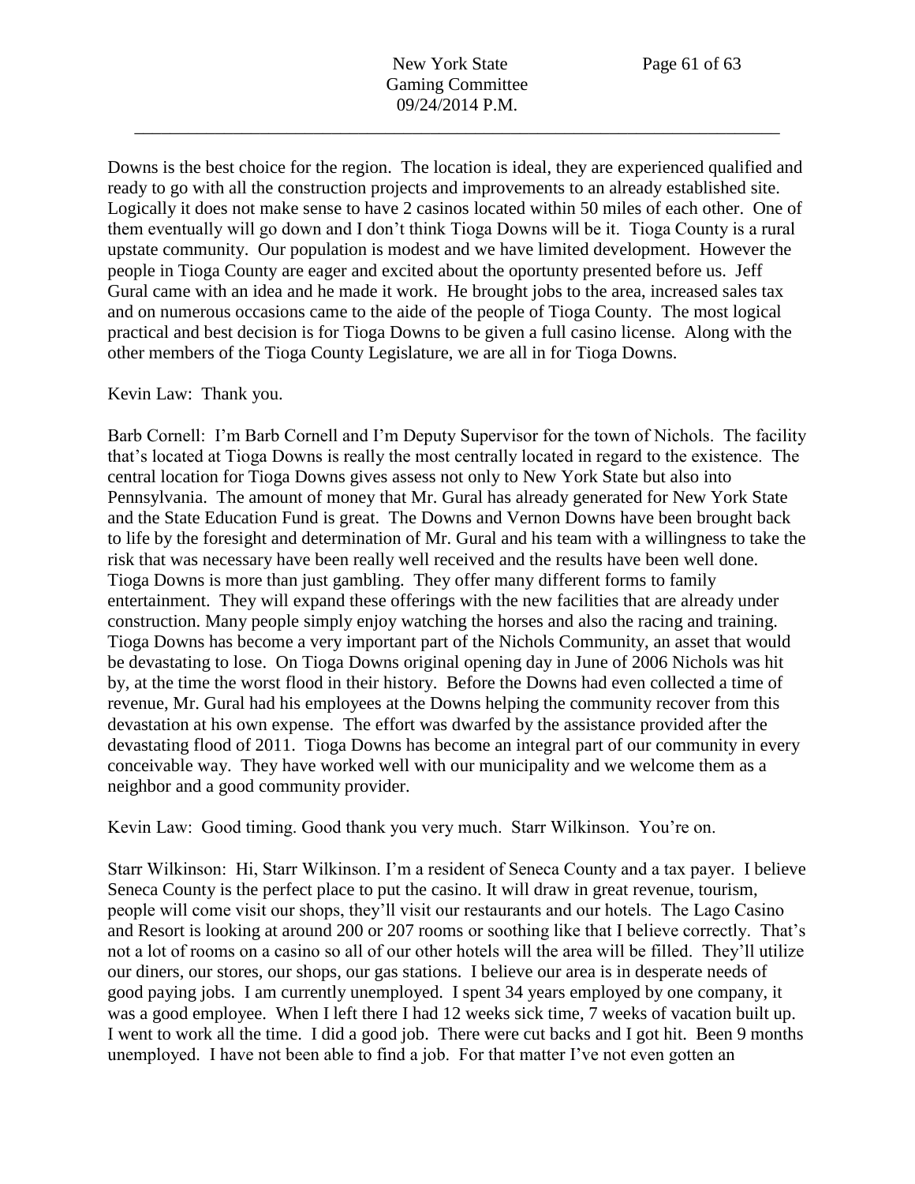Downs is the best choice for the region. The location is ideal, they are experienced qualified and ready to go with all the construction projects and improvements to an already established site. Logically it does not make sense to have 2 casinos located within 50 miles of each other. One of them eventually will go down and I don't think Tioga Downs will be it. Tioga County is a rural upstate community. Our population is modest and we have limited development. However the people in Tioga County are eager and excited about the oportunty presented before us. Jeff Gural came with an idea and he made it work. He brought jobs to the area, increased sales tax and on numerous occasions came to the aide of the people of Tioga County. The most logical practical and best decision is for Tioga Downs to be given a full casino license. Along with the other members of the Tioga County Legislature, we are all in for Tioga Downs.

Kevin Law: Thank you.

Barb Cornell: I'm Barb Cornell and I'm Deputy Supervisor for the town of Nichols. The facility that's located at Tioga Downs is really the most centrally located in regard to the existence. The central location for Tioga Downs gives assess not only to New York State but also into Pennsylvania. The amount of money that Mr. Gural has already generated for New York State and the State Education Fund is great. The Downs and Vernon Downs have been brought back to life by the foresight and determination of Mr. Gural and his team with a willingness to take the risk that was necessary have been really well received and the results have been well done. Tioga Downs is more than just gambling. They offer many different forms to family entertainment. They will expand these offerings with the new facilities that are already under construction. Many people simply enjoy watching the horses and also the racing and training. Tioga Downs has become a very important part of the Nichols Community, an asset that would be devastating to lose. On Tioga Downs original opening day in June of 2006 Nichols was hit by, at the time the worst flood in their history. Before the Downs had even collected a time of revenue, Mr. Gural had his employees at the Downs helping the community recover from this devastation at his own expense. The effort was dwarfed by the assistance provided after the devastating flood of 2011. Tioga Downs has become an integral part of our community in every conceivable way. They have worked well with our municipality and we welcome them as a neighbor and a good community provider.

Kevin Law: Good timing. Good thank you very much. Starr Wilkinson. You're on.

Starr Wilkinson: Hi, Starr Wilkinson. I'm a resident of Seneca County and a tax payer. I believe Seneca County is the perfect place to put the casino. It will draw in great revenue, tourism, people will come visit our shops, they'll visit our restaurants and our hotels. The Lago Casino and Resort is looking at around 200 or 207 rooms or soothing like that I believe correctly. That's not a lot of rooms on a casino so all of our other hotels will the area will be filled. They'll utilize our diners, our stores, our shops, our gas stations. I believe our area is in desperate needs of good paying jobs. I am currently unemployed. I spent 34 years employed by one company, it was a good employee. When I left there I had 12 weeks sick time, 7 weeks of vacation built up. I went to work all the time. I did a good job. There were cut backs and I got hit. Been 9 months unemployed. I have not been able to find a job. For that matter I've not even gotten an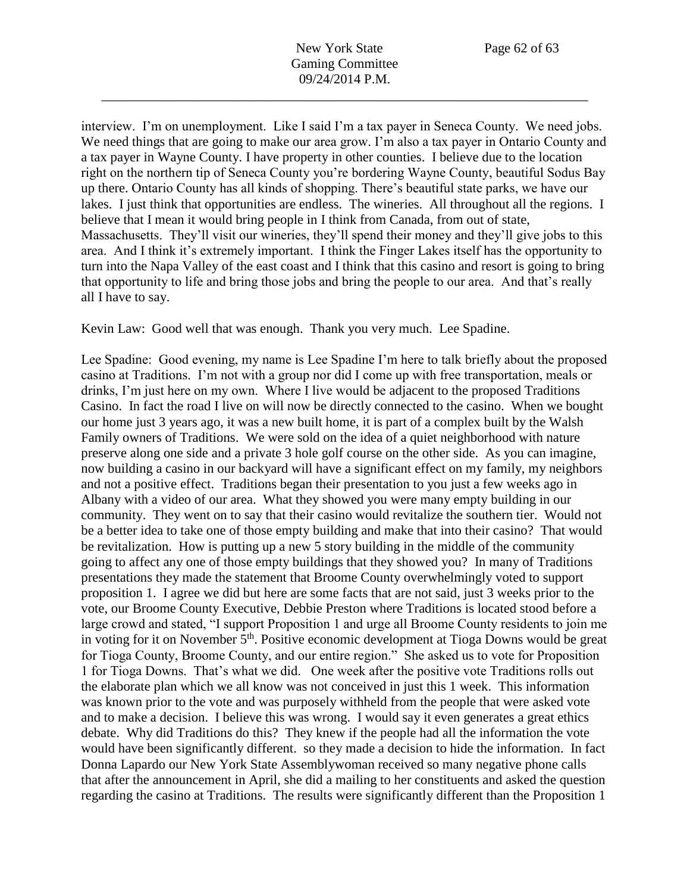interview. I'm on unemployment. Like I said I'm a tax payer in Seneca County. We need jobs. We need things that are going to make our area grow. I'm also a tax payer in Ontario County and a tax payer in Wayne County. I have property in other counties. I believe due to the location right on the northern tip of Seneca County you're bordering Wayne County, beautiful Sodus Bay up there. Ontario County has all kinds of shopping. There's beautiful state parks, we have our lakes. I just think that opportunities are endless. The wineries. All throughout all the regions. I believe that I mean it would bring people in I think from Canada, from out of state, Massachusetts. They'll visit our wineries, they'll spend their money and they'll give jobs to this area. And I think it's extremely important. I think the Finger Lakes itself has the opportunity to turn into the Napa Valley of the east coast and I think that this casino and resort is going to bring that opportunity to life and bring those jobs and bring the people to our area. And that's really all I have to say.

Kevin Law: Good well that was enough. Thank you very much. Lee Spadine.

Lee Spadine: Good evening, my name is Lee Spadine I'm here to talk briefly about the proposed casino at Traditions. I'm not with a group nor did I come up with free transportation, meals or drinks, I'm just here on my own. Where I live would be adjacent to the proposed Traditions Casino. In fact the road I live on will now be directly connected to the casino. When we bought our home just 3 years ago, it was a new built home, it is part of a complex built by the Walsh Family owners of Traditions. We were sold on the idea of a quiet neighborhood with nature preserve along one side and a private 3 hole golf course on the other side. As you can imagine, now building a casino in our backyard will have a significant effect on my family, my neighbors and not a positive effect. Traditions began their presentation to you just a few weeks ago in Albany with a video of our area. What they showed you were many empty building in our community. They went on to say that their casino would revitalize the southern tier. Would not be a better idea to take one of those empty building and make that into their casino? That would be revitalization. How is putting up a new 5 story building in the middle of the community going to affect any one of those empty buildings that they showed you? In many of Traditions presentations they made the statement that Broome County overwhelmingly voted to support proposition 1. I agree we did but here are some facts that are not said, just 3 weeks prior to the vote, our Broome County Executive, Debbie Preston where Traditions is located stood before a large crowd and stated, "I support Proposition 1 and urge all Broome County residents to join me in voting for it on November 5th. Positive economic development at Tioga Downs would be great for Tioga County, Broome County, and our entire region." She asked us to vote for Proposition 1 for Tioga Downs. That's what we did. One week after the positive vote Traditions rolls out the elaborate plan which we all know was not conceived in just this 1 week. This information was known prior to the vote and was purposely withheld from the people that were asked vote and to make a decision. I believe this was wrong. I would say it even generates a great ethics debate. Why did Traditions do this? They knew if the people had all the information the vote would have been significantly different. so they made a decision to hide the information. In fact Donna Lapardo our New York State Assemblywoman received so many negative phone calls that after the announcement in April, she did a mailing to her constituents and asked the question regarding the casino at Traditions. The results were significantly different than the Proposition 1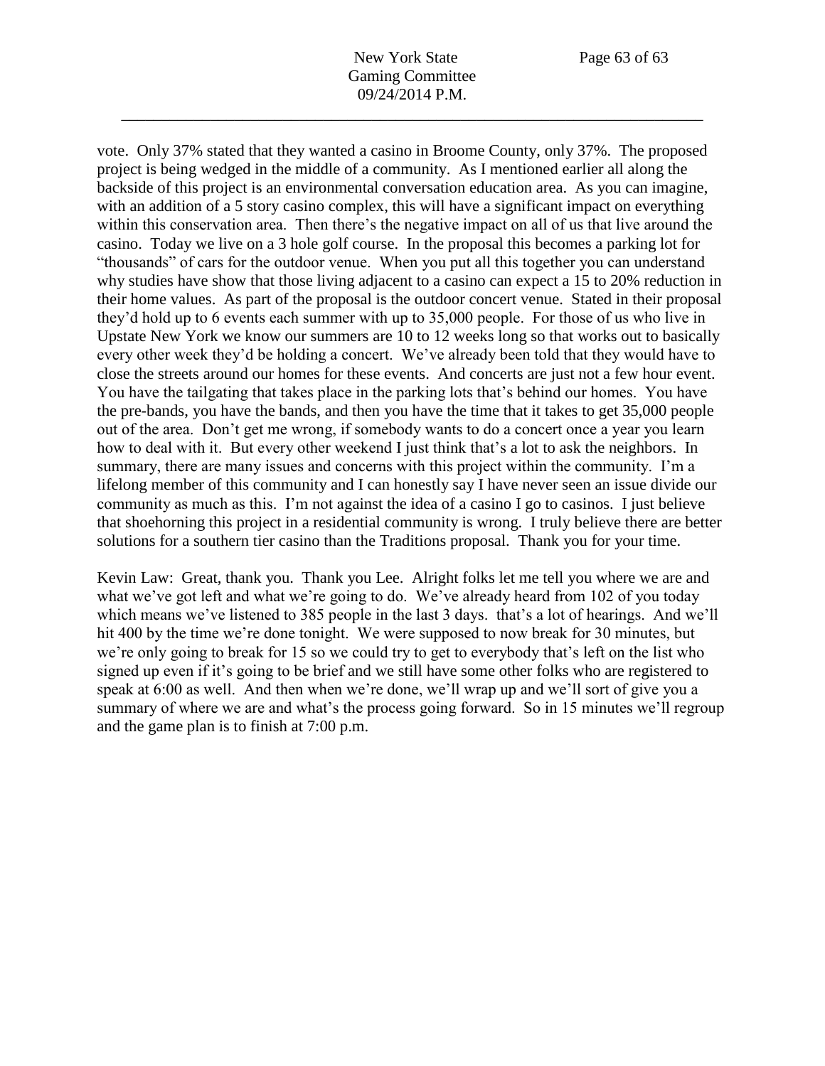vote. Only 37% stated that they wanted a casino in Broome County, only 37%. The proposed project is being wedged in the middle of a community. As I mentioned earlier all along the backside of this project is an environmental conversation education area. As you can imagine, with an addition of a 5 story casino complex, this will have a significant impact on everything within this conservation area. Then there's the negative impact on all of us that live around the casino. Today we live on a 3 hole golf course. In the proposal this becomes a parking lot for "thousands" of cars for the outdoor venue. When you put all this together you can understand why studies have show that those living adjacent to a casino can expect a 15 to 20% reduction in their home values. As part of the proposal is the outdoor concert venue. Stated in their proposal they'd hold up to 6 events each summer with up to 35,000 people. For those of us who live in Upstate New York we know our summers are 10 to 12 weeks long so that works out to basically every other week they'd be holding a concert. We've already been told that they would have to close the streets around our homes for these events. And concerts are just not a few hour event. You have the tailgating that takes place in the parking lots that's behind our homes. You have the pre-bands, you have the bands, and then you have the time that it takes to get 35,000 people out of the area. Don't get me wrong, if somebody wants to do a concert once a year you learn how to deal with it. But every other weekend I just think that's a lot to ask the neighbors. In summary, there are many issues and concerns with this project within the community. I'm a lifelong member of this community and I can honestly say I have never seen an issue divide our community as much as this. I'm not against the idea of a casino I go to casinos. I just believe that shoehorning this project in a residential community is wrong. I truly believe there are better solutions for a southern tier casino than the Traditions proposal. Thank you for your time.

Kevin Law: Great, thank you. Thank you Lee. Alright folks let me tell you where we are and what we've got left and what we're going to do. We've already heard from 102 of you today which means we've listened to 385 people in the last 3 days. that's a lot of hearings. And we'll hit 400 by the time we're done tonight. We were supposed to now break for 30 minutes, but we're only going to break for 15 so we could try to get to everybody that's left on the list who signed up even if it's going to be brief and we still have some other folks who are registered to speak at 6:00 as well. And then when we're done, we'll wrap up and we'll sort of give you a summary of where we are and what's the process going forward. So in 15 minutes we'll regroup and the game plan is to finish at 7:00 p.m.